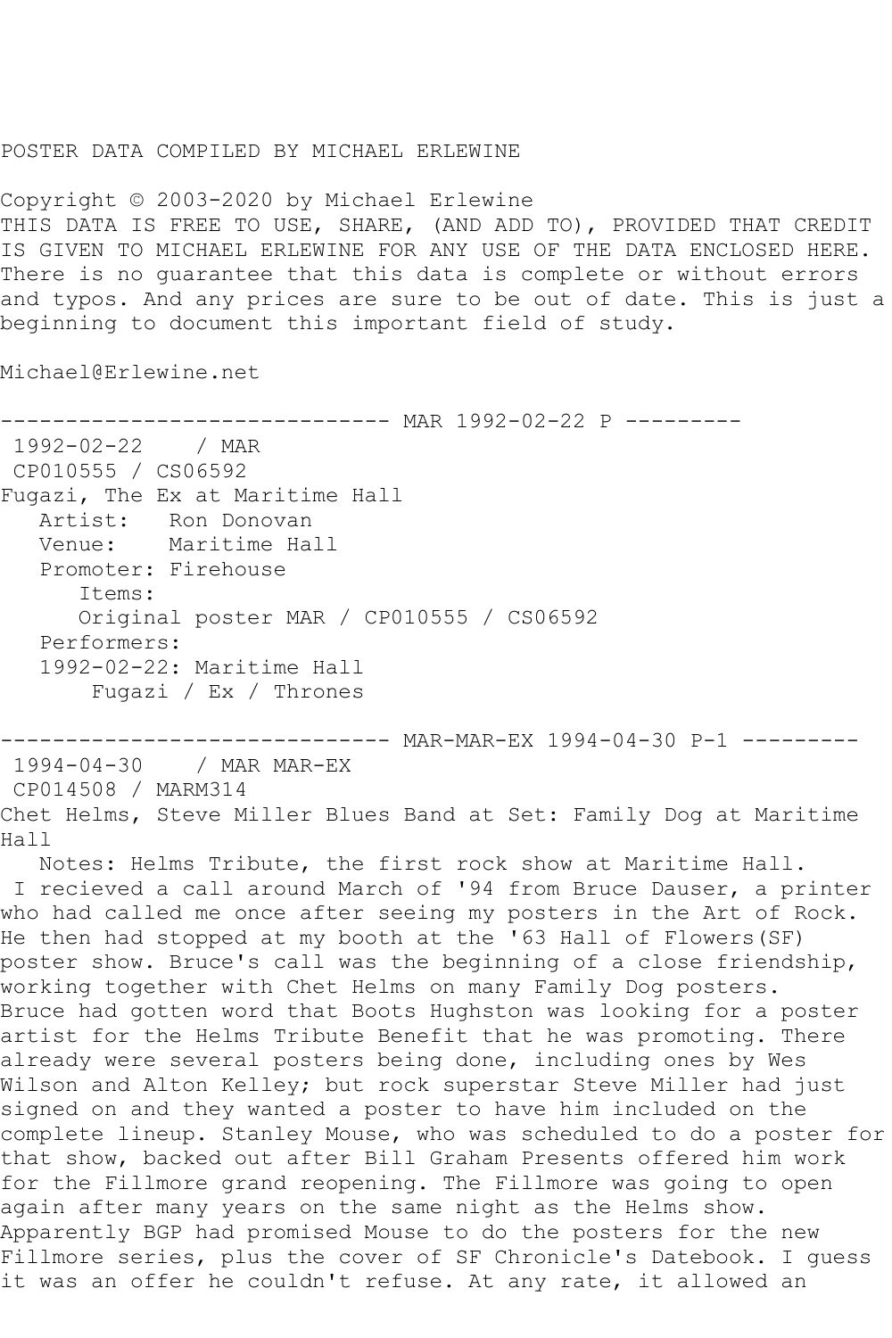POSTER DATA COMPILED BY MICHAEL ERLEWINE

Copyright © 2003-2020 by Michael Erlewine
THIS DATA IS FREE TO USE, SHARE, (AND ADD TO), PROVIDED THAT CREDIT IS GIVEN TO MICHAEL ERLEWINE FOR ANY USE OF THE DATA ENCLOSED HERE. There is no guarantee that this data is complete or without errors and typos. And any prices are sure to be out of date. This is just a beginning to document this important field of study.

Michael@Erlewine.net

------------------------------ MAR 1992-02-22 P ---------

1992-02-22 / MAR
CP010555 / CS06592
Fugazi, The Ex at Maritime Hall
Artist: Ron Donovan
Venue: Maritime Hall
Promoter: Firehouse
Items:
Original poster MAR / CP010555 / CS06592
Performers:
1992-02-22: Maritime Hall
Fugazi / Ex / Thrones

------------------------------ MAR-MAR-EX 1994-04-30 P-1 ---------

1994-04-30 / MAR MAR-EX
CP014508 / MARM314
Chet Helms, Steve Miller Blues Band at Set: Family Dog at Maritime Hall
Notes: Helms Tribute, the first rock show at Maritime Hall.
I recieved a call around March of '94 from Bruce Dauser, a printer who had called me once after seeing my posters in the Art of Rock. He then had stopped at my booth at the '63 Hall of Flowers(SF) poster show. Bruce's call was the beginning of a close friendship, working together with Chet Helms on many Family Dog posters. Bruce had gotten word that Boots Hughston was looking for a poster artist for the Helms Tribute Benefit that he was promoting. There already were several posters being done, including ones by Wes Wilson and Alton Kelley; but rock superstar Steve Miller had just signed on and they wanted a poster to have him included on the complete lineup. Stanley Mouse, who was scheduled to do a poster for that show, backed out after Bill Graham Presents offered him work for the Fillmore grand reopening. The Fillmore was going to open again after many years on the same night as the Helms show. Apparently BGP had promised Mouse to do the posters for the new Fillmore series, plus the cover of SF Chronicle's Datebook. I guess it was an offer he couldn't refuse. At any rate, it allowed an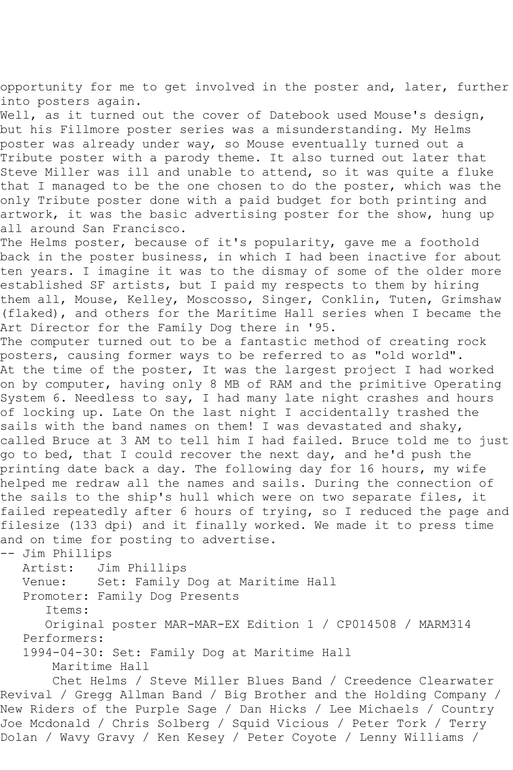opportunity for me to get involved in the poster and, later, further into posters again.

Well, as it turned out the cover of Datebook used Mouse's design, but his Fillmore poster series was a misunderstanding. My Helms poster was already under way, so Mouse eventually turned out a Tribute poster with a parody theme. It also turned out later that Steve Miller was ill and unable to attend, so it was quite a fluke that I managed to be the one chosen to do the poster, which was the only Tribute poster done with a paid budget for both printing and artwork, it was the basic advertising poster for the show, hung up all around San Francisco.

The Helms poster, because of it's popularity, gave me a foothold back in the poster business, in which I had been inactive for about ten years. I imagine it was to the dismay of some of the older more established SF artists, but I paid my respects to them by hiring them all, Mouse, Kelley, Moscosso, Singer, Conklin, Tuten, Grimshaw (flaked), and others for the Maritime Hall series when I became the Art Director for the Family Dog there in '95.

The computer turned out to be a fantastic method of creating rock posters, causing former ways to be referred to as "old world".

At the time of the poster, It was the largest project I had worked on by computer, having only 8 MB of RAM and the primitive Operating System 6. Needless to say, I had many late night crashes and hours of locking up. Late On the last night I accidentally trashed the sails with the band names on them! I was devastated and shaky, called Bruce at 3 AM to tell him I had failed. Bruce told me to just go to bed, that I could recover the next day, and he'd push the printing date back a day. The following day for 16 hours, my wife helped me redraw all the names and sails. During the connection of the sails to the ship's hull which were on two separate files, it failed repeatedly after 6 hours of trying, so I reduced the page and filesize (133 dpi) and it finally worked. We made it to press time and on time for posting to advertise.

-- Jim Phillips

Artist: Jim Phillips
Venue: Set: Family Dog at Maritime Hall
Promoter: Family Dog Presents
Items:
Original poster MAR-MAR-EX Edition 1 / CP014508 / MARM314
Performers:
1994-04-30: Set: Family Dog at Maritime Hall
Maritime Hall
Chet Helms / Steve Miller Blues Band / Creedence Clearwater Revival / Gregg Allman Band / Big Brother and the Holding Company / New Riders of the Purple Sage / Dan Hicks / Lee Michaels / Country Joe Mcdonald / Chris Solberg / Squid Vicious / Peter Tork / Terry Dolan / Wavy Gravy / Ken Kesey / Peter Coyote / Lenny Williams /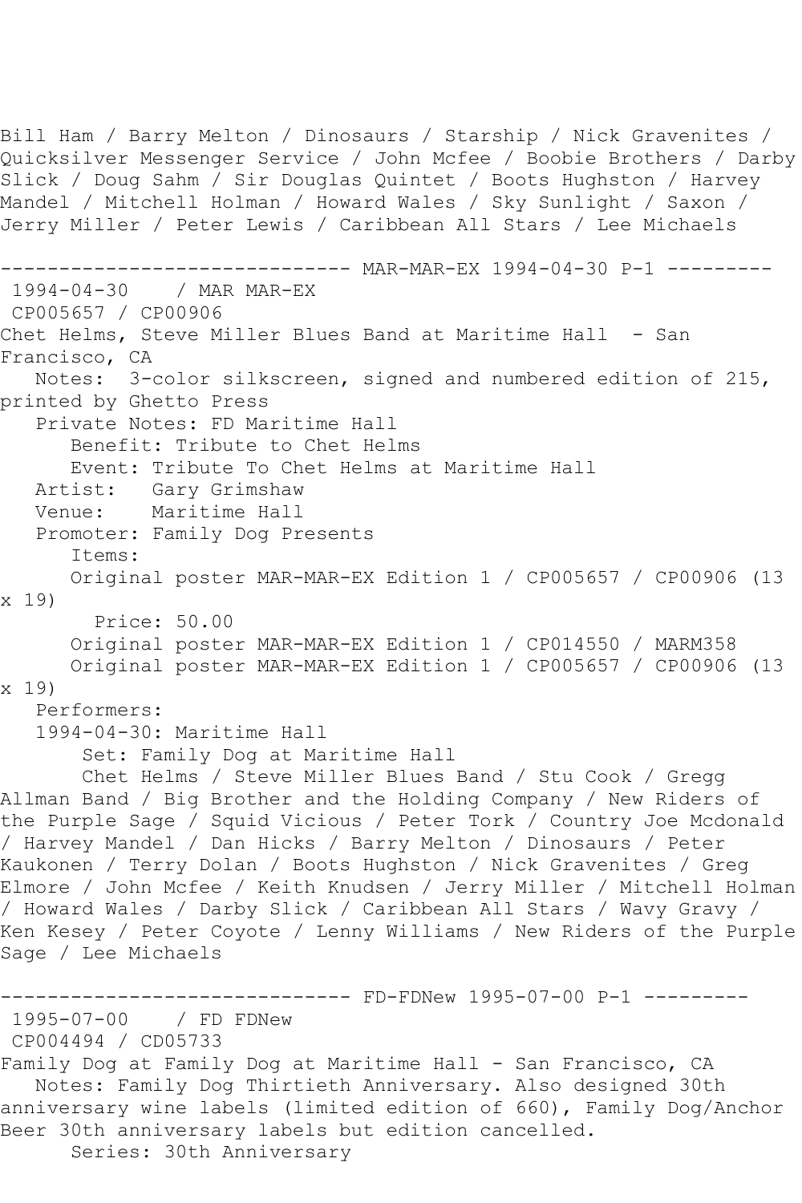Bill Ham / Barry Melton / Dinosaurs / Starship / Nick Gravenites / Quicksilver Messenger Service / John Mcfee / Boobie Brothers / Darby Slick / Doug Sahm / Sir Douglas Quintet / Boots Hughston / Harvey Mandel / Mitchell Holman / Howard Wales / Sky Sunlight / Saxon / Jerry Miller / Peter Lewis / Caribbean All Stars / Lee Michaels

------------------------------ MAR-MAR-EX 1994-04-30 P-1 ---------

1994-04-30 / MAR MAR-EX
CP005657 / CP00906
Chet Helms, Steve Miller Blues Band at Maritime Hall - San Francisco, CA
   Notes: 3-color silkscreen, signed and numbered edition of 215, printed by Ghetto Press
   Private Notes: FD Maritime Hall
      Benefit: Tribute to Chet Helms
      Event: Tribute To Chet Helms at Maritime Hall
   Artist: Gary Grimshaw
   Venue: Maritime Hall
   Promoter: Family Dog Presents
      Items:
      Original poster MAR-MAR-EX Edition 1 / CP005657 / CP00906 (13 x 19)
         Price: 50.00
      Original poster MAR-MAR-EX Edition 1 / CP014550 / MARM358
      Original poster MAR-MAR-EX Edition 1 / CP005657 / CP00906 (13 x 19)
   Performers:
   1994-04-30: Maritime Hall
      Set: Family Dog at Maritime Hall
      Chet Helms / Steve Miller Blues Band / Stu Cook / Gregg Allman Band / Big Brother and the Holding Company / New Riders of the Purple Sage / Squid Vicious / Peter Tork / Country Joe Mcdonald / Harvey Mandel / Dan Hicks / Barry Melton / Dinosaurs / Peter Kaukonen / Terry Dolan / Boots Hughston / Nick Gravenites / Greg Elmore / John Mcfee / Keith Knudsen / Jerry Miller / Mitchell Holman / Howard Wales / Darby Slick / Caribbean All Stars / Wavy Gravy / Ken Kesey / Peter Coyote / Lenny Williams / New Riders of the Purple Sage / Lee Michaels

------------------------------ FD-FDNew 1995-07-00 P-1 ---------

1995-07-00 / FD FDNew
CP004494 / CD05733
Family Dog at Family Dog at Maritime Hall - San Francisco, CA
   Notes: Family Dog Thirtieth Anniversary. Also designed 30th anniversary wine labels (limited edition of 660), Family Dog/Anchor Beer 30th anniversary labels but edition cancelled.
      Series: 30th Anniversary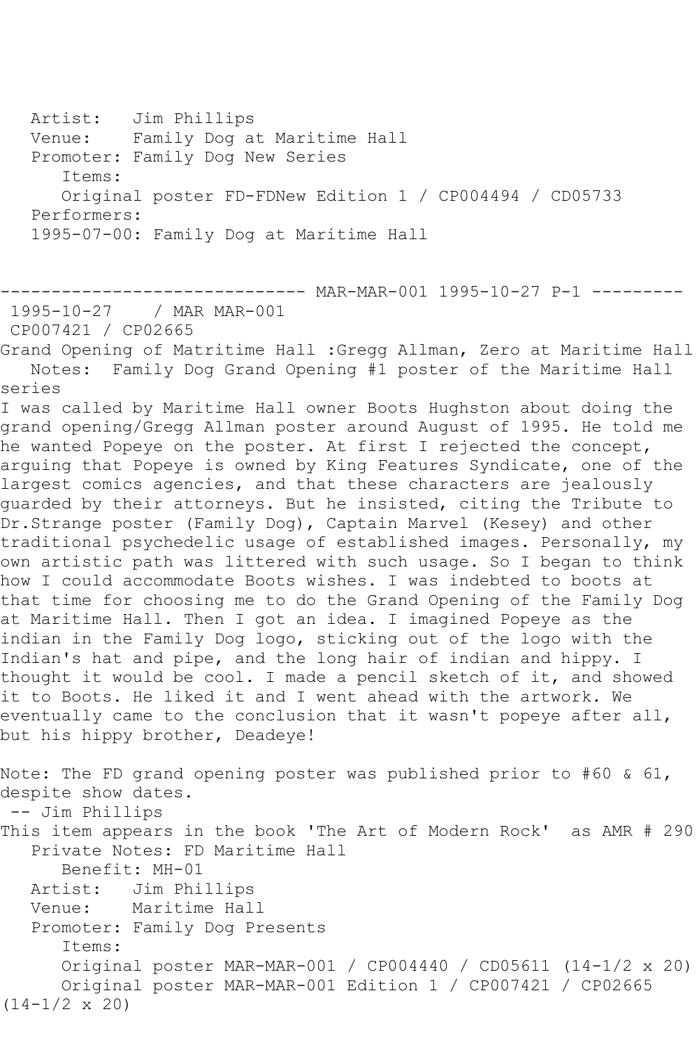Artist: Jim Phillips
Venue: Family Dog at Maritime Hall
Promoter: Family Dog New Series
Items:
Original poster FD-FDNew Edition 1 / CP004494 / CD05733
Performers:
1995-07-00: Family Dog at Maritime Hall

------------------------------ MAR-MAR-001 1995-10-27 P-1 ---------

1995-10-27 / MAR MAR-001
CP007421 / CP02665
Grand Opening of Matritime Hall :Gregg Allman, Zero at Maritime Hall
Notes: Family Dog Grand Opening #1 poster of the Maritime Hall series
I was called by Maritime Hall owner Boots Hughston about doing the grand opening/Gregg Allman poster around August of 1995. He told me he wanted Popeye on the poster. At first I rejected the concept, arguing that Popeye is owned by King Features Syndicate, one of the largest comics agencies, and that these characters are jealously guarded by their attorneys. But he insisted, citing the Tribute to Dr.Strange poster (Family Dog), Captain Marvel (Kesey) and other traditional psychedelic usage of established images. Personally, my own artistic path was littered with such usage. So I began to think how I could accommodate Boots wishes. I was indebted to boots at that time for choosing me to do the Grand Opening of the Family Dog at Maritime Hall. Then I got an idea. I imagined Popeye as the indian in the Family Dog logo, sticking out of the logo with the Indian's hat and pipe, and the long hair of indian and hippy. I thought it would be cool. I made a pencil sketch of it, and showed it to Boots. He liked it and I went ahead with the artwork. We eventually came to the conclusion that it wasn't popeye after all, but his hippy brother, Deadeye!

Note: The FD grand opening poster was published prior to #60 & 61, despite show dates.
-- Jim Phillips
This item appears in the book 'The Art of Modern Rock' as AMR # 290
Private Notes: FD Maritime Hall
Benefit: MH-01
Artist: Jim Phillips
Venue: Maritime Hall
Promoter: Family Dog Presents
Items:
Original poster MAR-MAR-001 / CP004440 / CD05611 (14-1/2 x 20)
Original poster MAR-MAR-001 Edition 1 / CP007421 / CP02665 (14-1/2 x 20)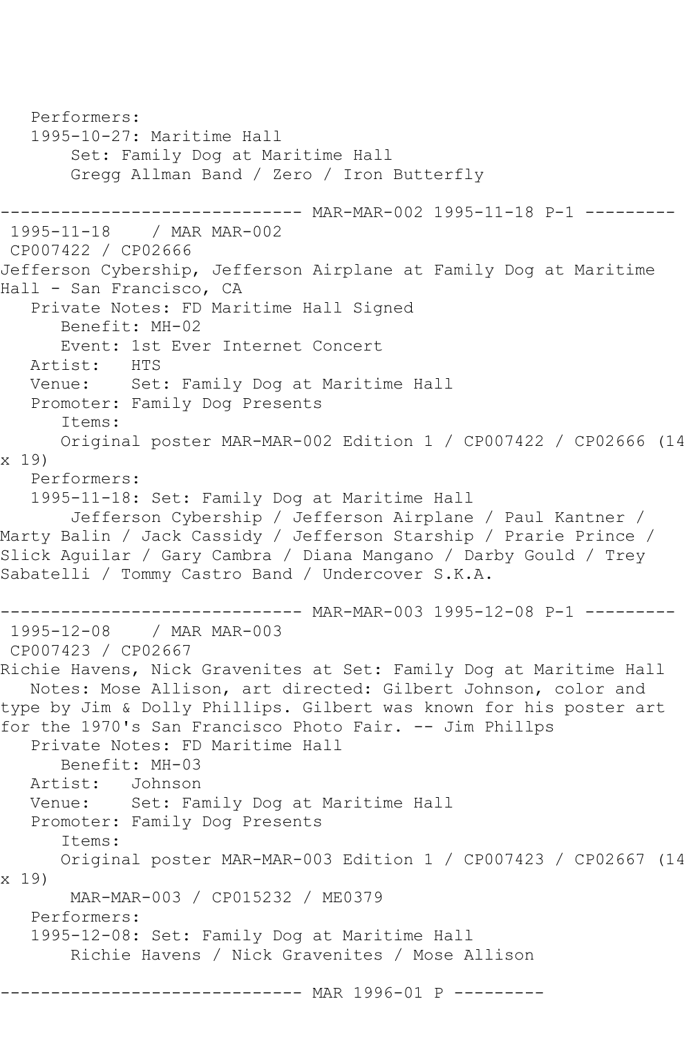Performers:
1995-10-27: Maritime Hall
Set: Family Dog at Maritime Hall
Gregg Allman Band / Zero / Iron Butterfly

------------------------------ MAR-MAR-002 1995-11-18 P-1 ---------

1995-11-18 / MAR MAR-002
CP007422 / CP02666
Jefferson Cybership, Jefferson Airplane at Family Dog at Maritime Hall - San Francisco, CA
Private Notes: FD Maritime Hall Signed
Benefit: MH-02
Event: 1st Ever Internet Concert
Artist: HTS
Venue: Set: Family Dog at Maritime Hall
Promoter: Family Dog Presents
Items:
Original poster MAR-MAR-002 Edition 1 / CP007422 / CP02666 (14 x 19)
Performers:
1995-11-18: Set: Family Dog at Maritime Hall
Jefferson Cybership / Jefferson Airplane / Paul Kantner / Marty Balin / Jack Cassidy / Jefferson Starship / Prarie Prince / Slick Aguilar / Gary Cambra / Diana Mangano / Darby Gould / Trey Sabatelli / Tommy Castro Band / Undercover S.K.A.

------------------------------ MAR-MAR-003 1995-12-08 P-1 ---------

1995-12-08 / MAR MAR-003
CP007423 / CP02667
Richie Havens, Nick Gravenites at Set: Family Dog at Maritime Hall
Notes: Mose Allison, art directed: Gilbert Johnson, color and type by Jim & Dolly Phillips. Gilbert was known for his poster art for the 1970's San Francisco Photo Fair. -- Jim Phillps
Private Notes: FD Maritime Hall
Benefit: MH-03
Artist: Johnson
Venue: Set: Family Dog at Maritime Hall
Promoter: Family Dog Presents
Items:
Original poster MAR-MAR-003 Edition 1 / CP007423 / CP02667 (14 x 19)
MAR-MAR-003 / CP015232 / ME0379
Performers:
1995-12-08: Set: Family Dog at Maritime Hall
Richie Havens / Nick Gravenites / Mose Allison

------------------------------ MAR 1996-01 P ---------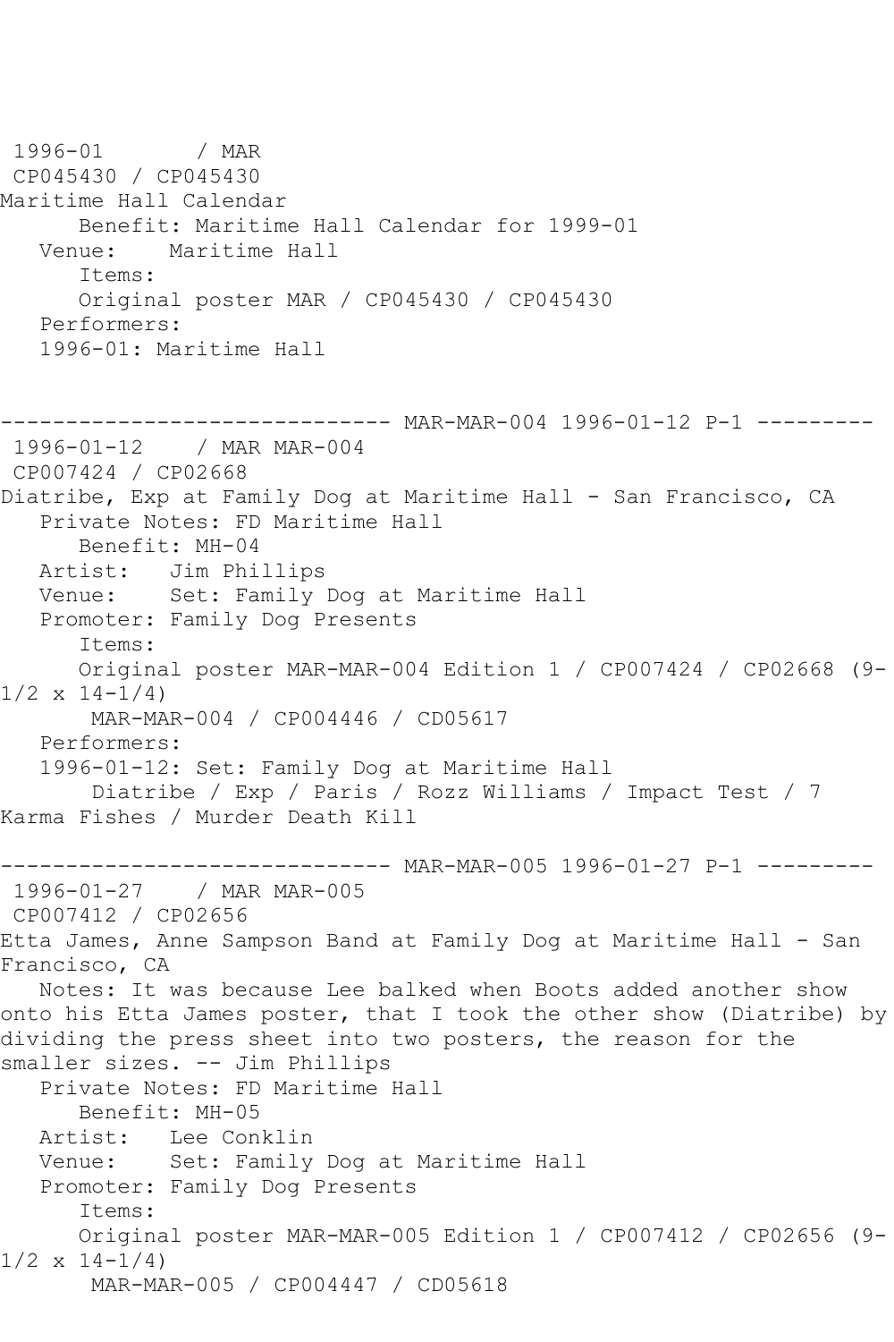```
1996-01       / MAR
 CP045430 / CP045430
Maritime Hall Calendar
      Benefit: Maritime Hall Calendar for 1999-01
   Venue:    Maritime Hall
      Items:
      Original poster MAR / CP045430 / CP045430
   Performers:
   1996-01: Maritime Hall


------------------------------ MAR-MAR-004 1996-01-12 P-1 ---------
 1996-01-12    / MAR MAR-004
 CP007424 / CP02668
Diatribe, Exp at Family Dog at Maritime Hall - San Francisco, CA
   Private Notes: FD Maritime Hall
      Benefit: MH-04
   Artist:   Jim Phillips
   Venue:    Set: Family Dog at Maritime Hall
   Promoter: Family Dog Presents
      Items:
      Original poster MAR-MAR-004 Edition 1 / CP007424 / CP02668 (9-
1/2 x 14-1/4)
       MAR-MAR-004 / CP004446 / CD05617
   Performers:
   1996-01-12: Set: Family Dog at Maritime Hall
       Diatribe / Exp / Paris / Rozz Williams / Impact Test / 7
Karma Fishes / Murder Death Kill

------------------------------ MAR-MAR-005 1996-01-27 P-1 ---------
 1996-01-27    / MAR MAR-005
 CP007412 / CP02656
Etta James, Anne Sampson Band at Family Dog at Maritime Hall - San
Francisco, CA
   Notes: It was because Lee balked when Boots added another show
onto his Etta James poster, that I took the other show (Diatribe) by
dividing the press sheet into two posters, the reason for the
smaller sizes. -- Jim Phillips
   Private Notes: FD Maritime Hall
      Benefit: MH-05
   Artist:   Lee Conklin
   Venue:    Set: Family Dog at Maritime Hall
   Promoter: Family Dog Presents
      Items:
      Original poster MAR-MAR-005 Edition 1 / CP007412 / CP02656 (9-
1/2 x 14-1/4)
       MAR-MAR-005 / CP004447 / CD05618
```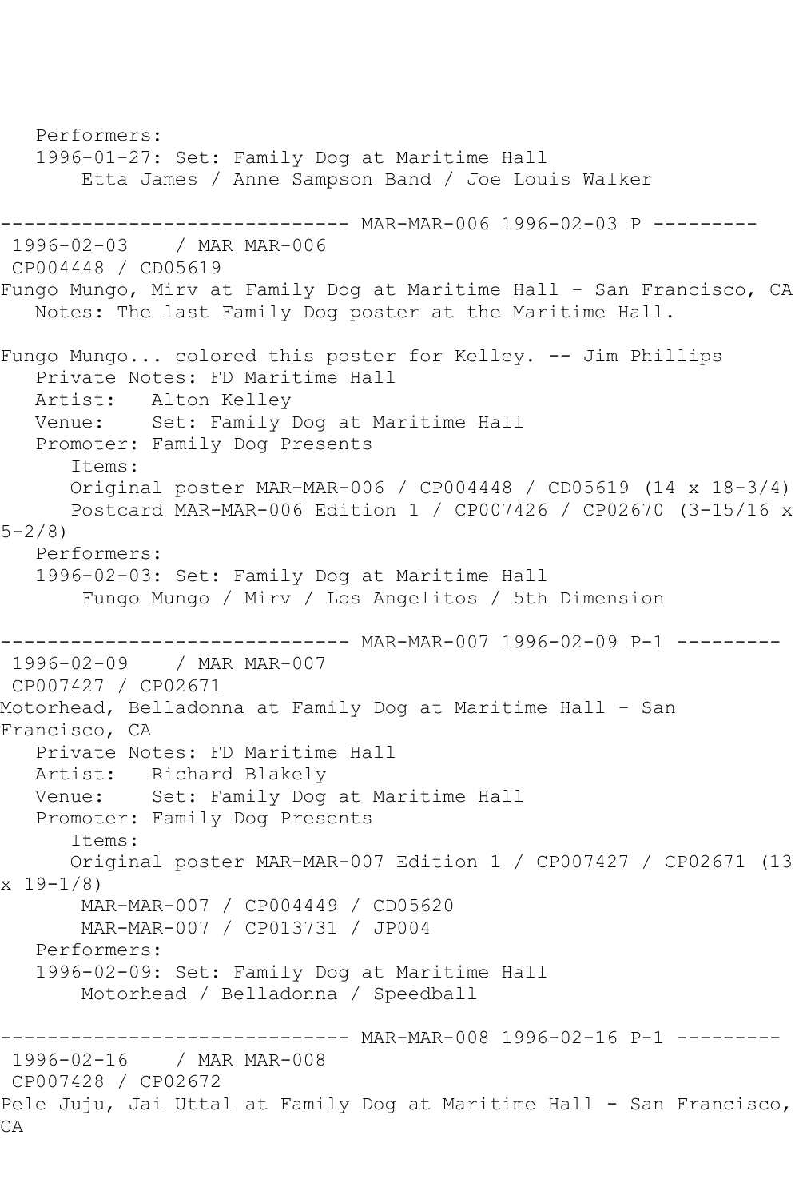Performers:
   1996-01-27: Set: Family Dog at Maritime Hall
       Etta James / Anne Sampson Band / Joe Louis Walker

------------------------------ MAR-MAR-006 1996-02-03 P ---------
1996-02-03    / MAR MAR-006
CP004448 / CD05619
Fungo Mungo, Mirv at Family Dog at Maritime Hall - San Francisco, CA
   Notes: The last Family Dog poster at the Maritime Hall.

Fungo Mungo... colored this poster for Kelley. -- Jim Phillips
   Private Notes: FD Maritime Hall
   Artist:   Alton Kelley
   Venue:    Set: Family Dog at Maritime Hall
   Promoter: Family Dog Presents
      Items:
      Original poster MAR-MAR-006 / CP004448 / CD05619 (14 x 18-3/4)
      Postcard MAR-MAR-006 Edition 1 / CP007426 / CP02670 (3-15/16 x 5-2/8)
   Performers:
   1996-02-03: Set: Family Dog at Maritime Hall
       Fungo Mungo / Mirv / Los Angelitos / 5th Dimension

------------------------------ MAR-MAR-007 1996-02-09 P-1 ---------
1996-02-09    / MAR MAR-007
CP007427 / CP02671
Motorhead, Belladonna at Family Dog at Maritime Hall - San Francisco, CA
   Private Notes: FD Maritime Hall
   Artist:   Richard Blakely
   Venue:    Set: Family Dog at Maritime Hall
   Promoter: Family Dog Presents
      Items:
      Original poster MAR-MAR-007 Edition 1 / CP007427 / CP02671 (13 x 19-1/8)
       MAR-MAR-007 / CP004449 / CD05620
       MAR-MAR-007 / CP013731 / JP004
   Performers:
   1996-02-09: Set: Family Dog at Maritime Hall
       Motorhead / Belladonna / Speedball

------------------------------ MAR-MAR-008 1996-02-16 P-1 ---------
1996-02-16    / MAR MAR-008
CP007428 / CP02672
Pele Juju, Jai Uttal at Family Dog at Maritime Hall - San Francisco, CA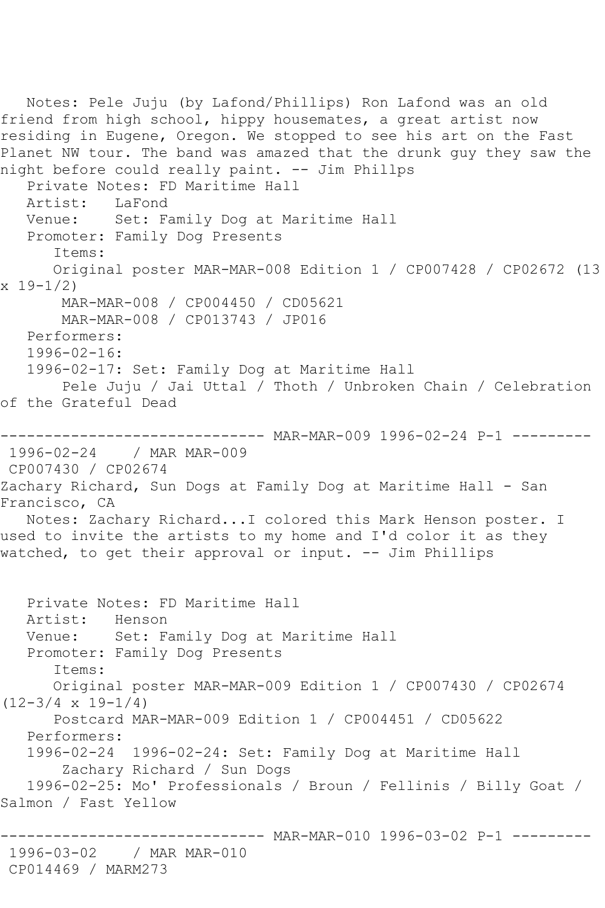Notes: Pele Juju (by Lafond/Phillips) Ron Lafond was an old friend from high school, hippy housemates, a great artist now residing in Eugene, Oregon. We stopped to see his art on the Fast Planet NW tour. The band was amazed that the drunk guy they saw the night before could really paint. -- Jim Phillps

Private Notes: FD Maritime Hall
Artist: LaFond
Venue: Set: Family Dog at Maritime Hall
Promoter: Family Dog Presents
Items:
Original poster MAR-MAR-008 Edition 1 / CP007428 / CP02672 (13 x 19-1/2)
MAR-MAR-008 / CP004450 / CD05621
MAR-MAR-008 / CP013743 / JP016
Performers:
1996-02-16:
1996-02-17: Set: Family Dog at Maritime Hall
Pele Juju / Jai Uttal / Thoth / Unbroken Chain / Celebration of the Grateful Dead

------------------------------ MAR-MAR-009 1996-02-24 P-1 ---------

1996-02-24 / MAR MAR-009
CP007430 / CP02674
Zachary Richard, Sun Dogs at Family Dog at Maritime Hall - San Francisco, CA

Notes: Zachary Richard...I colored this Mark Henson poster. I used to invite the artists to my home and I'd color it as they watched, to get their approval or input. -- Jim Phillips

Private Notes: FD Maritime Hall
Artist: Henson
Venue: Set: Family Dog at Maritime Hall
Promoter: Family Dog Presents
Items:
Original poster MAR-MAR-009 Edition 1 / CP007430 / CP02674 (12-3/4 x 19-1/4)
Postcard MAR-MAR-009 Edition 1 / CP004451 / CD05622
Performers:
1996-02-24 1996-02-24: Set: Family Dog at Maritime Hall
Zachary Richard / Sun Dogs
1996-02-25: Mo' Professionals / Broun / Fellinis / Billy Goat / Salmon / Fast Yellow

------------------------------ MAR-MAR-010 1996-03-02 P-1 ---------

1996-03-02 / MAR MAR-010
CP014469 / MARM273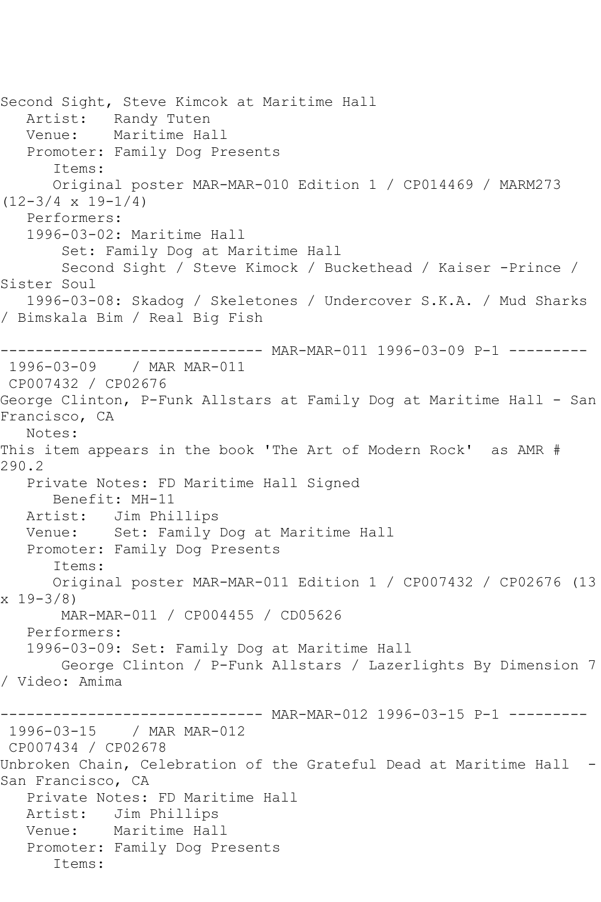Second Sight, Steve Kimcok at Maritime Hall
   Artist:   Randy Tuten
   Venue:    Maritime Hall
   Promoter: Family Dog Presents
      Items:
      Original poster MAR-MAR-010 Edition 1 / CP014469 / MARM273 (12-3/4 x 19-1/4)
   Performers:
   1996-03-02: Maritime Hall
       Set: Family Dog at Maritime Hall
       Second Sight / Steve Kimock / Buckethead / Kaiser -Prince / Sister Soul
   1996-03-08: Skadog / Skeletones / Undercover S.K.A. / Mud Sharks / Bimskala Bim / Real Big Fish

------------------------------ MAR-MAR-011 1996-03-09 P-1 ---------
 1996-03-09    / MAR MAR-011
 CP007432 / CP02676
George Clinton, P-Funk Allstars at Family Dog at Maritime Hall - San Francisco, CA
   Notes:
This item appears in the book 'The Art of Modern Rock'  as AMR # 290.2
   Private Notes: FD Maritime Hall Signed
      Benefit: MH-11
   Artist:   Jim Phillips
   Venue:    Set: Family Dog at Maritime Hall
   Promoter: Family Dog Presents
      Items:
      Original poster MAR-MAR-011 Edition 1 / CP007432 / CP02676 (13 x 19-3/8)
       MAR-MAR-011 / CP004455 / CD05626
   Performers:
   1996-03-09: Set: Family Dog at Maritime Hall
       George Clinton / P-Funk Allstars / Lazerlights By Dimension 7 / Video: Amima

------------------------------ MAR-MAR-012 1996-03-15 P-1 ---------
 1996-03-15    / MAR MAR-012
 CP007434 / CP02678
Unbroken Chain, Celebration of the Grateful Dead at Maritime Hall  - San Francisco, CA
   Private Notes: FD Maritime Hall
   Artist:   Jim Phillips
   Venue:    Maritime Hall
   Promoter: Family Dog Presents
      Items: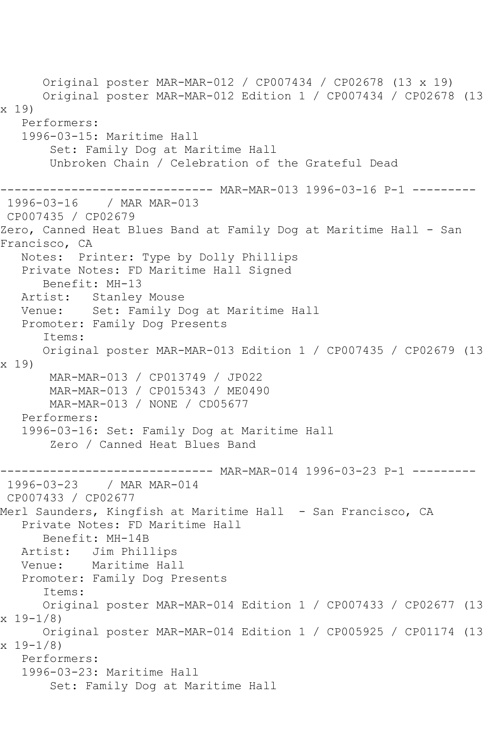```
      Original poster MAR-MAR-012 / CP007434 / CP02678 (13 x 19)
      Original poster MAR-MAR-012 Edition 1 / CP007434 / CP02678 (13 x 19)
   Performers:
   1996-03-15: Maritime Hall
       Set: Family Dog at Maritime Hall
       Unbroken Chain / Celebration of the Grateful Dead

------------------------------ MAR-MAR-013 1996-03-16 P-1 ---------
 1996-03-16    / MAR MAR-013
 CP007435 / CP02679
Zero, Canned Heat Blues Band at Family Dog at Maritime Hall - San Francisco, CA
   Notes:  Printer: Type by Dolly Phillips
   Private Notes: FD Maritime Hall Signed
      Benefit: MH-13
   Artist:   Stanley Mouse
   Venue:    Set: Family Dog at Maritime Hall
   Promoter: Family Dog Presents
      Items:
      Original poster MAR-MAR-013 Edition 1 / CP007435 / CP02679 (13 x 19)
       MAR-MAR-013 / CP013749 / JP022
       MAR-MAR-013 / CP015343 / ME0490
       MAR-MAR-013 / NONE / CD05677
   Performers:
   1996-03-16: Set: Family Dog at Maritime Hall
       Zero / Canned Heat Blues Band

------------------------------ MAR-MAR-014 1996-03-23 P-1 ---------
 1996-03-23    / MAR MAR-014
 CP007433 / CP02677
Merl Saunders, Kingfish at Maritime Hall  - San Francisco, CA
   Private Notes: FD Maritime Hall
      Benefit: MH-14B
   Artist:   Jim Phillips
   Venue:    Maritime Hall
   Promoter: Family Dog Presents
      Items:
      Original poster MAR-MAR-014 Edition 1 / CP007433 / CP02677 (13 x 19-1/8)
      Original poster MAR-MAR-014 Edition 1 / CP005925 / CP01174 (13 x 19-1/8)
   Performers:
   1996-03-23: Maritime Hall
       Set: Family Dog at Maritime Hall
```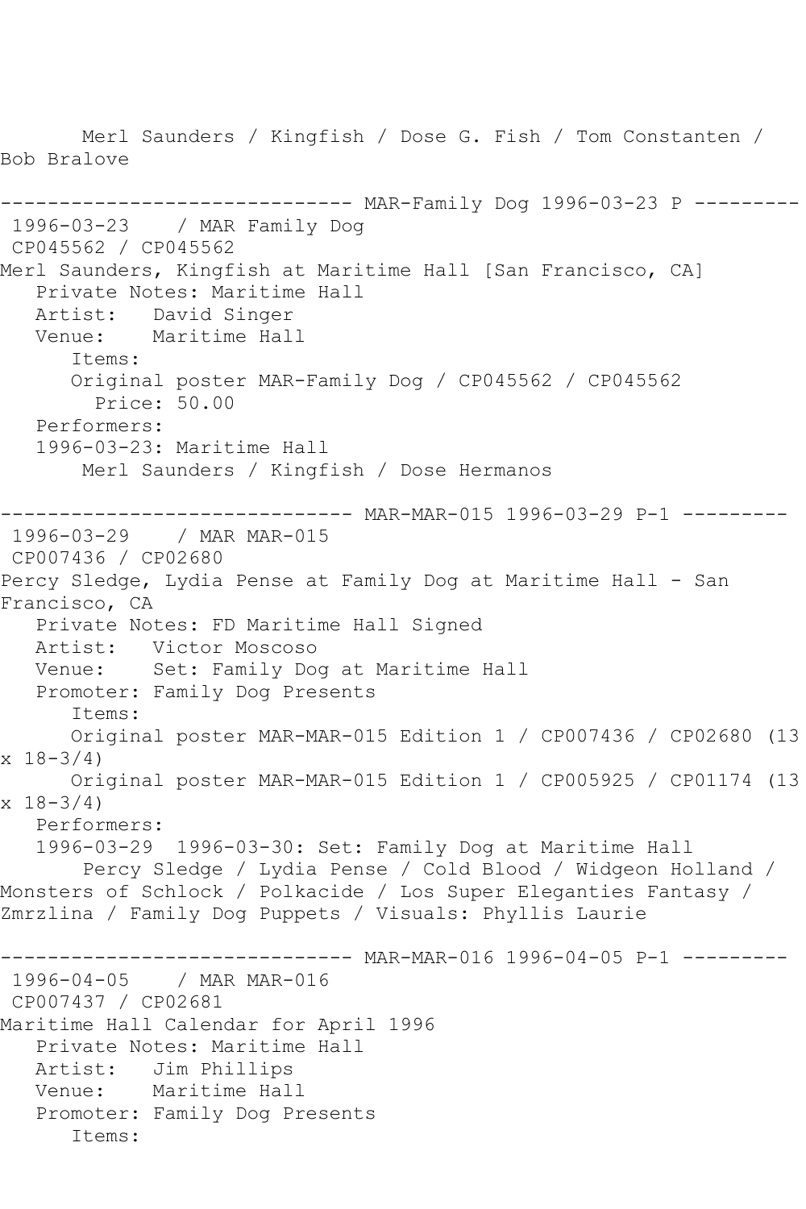Merl Saunders / Kingfish / Dose G. Fish / Tom Constanten / Bob Bralove

------------------------------ MAR-Family Dog 1996-03-23 P ---------

1996-03-23 / MAR Family Dog

CP045562 / CP045562

Merl Saunders, Kingfish at Maritime Hall [San Francisco, CA]

Private Notes: Maritime Hall

Artist: David Singer

Venue: Maritime Hall

Items:

Original poster MAR-Family Dog / CP045562 / CP045562

Price: 50.00

Performers:

1996-03-23: Maritime Hall

Merl Saunders / Kingfish / Dose Hermanos

------------------------------ MAR-MAR-015 1996-03-29 P-1 ---------

1996-03-29 / MAR MAR-015

CP007436 / CP02680

Percy Sledge, Lydia Pense at Family Dog at Maritime Hall - San Francisco, CA

Private Notes: FD Maritime Hall Signed

Artist: Victor Moscoso

Venue: Set: Family Dog at Maritime Hall

Promoter: Family Dog Presents

Items:

Original poster MAR-MAR-015 Edition 1 / CP007436 / CP02680 (13 x 18-3/4)

Original poster MAR-MAR-015 Edition 1 / CP005925 / CP01174 (13 x 18-3/4)

Performers:

1996-03-29 1996-03-30: Set: Family Dog at Maritime Hall

Percy Sledge / Lydia Pense / Cold Blood / Widgeon Holland / Monsters of Schlock / Polkacide / Los Super Eleganties Fantasy / Zmrzlina / Family Dog Puppets / Visuals: Phyllis Laurie

------------------------------ MAR-MAR-016 1996-04-05 P-1 ---------

1996-04-05 / MAR MAR-016

CP007437 / CP02681

Maritime Hall Calendar for April 1996

Private Notes: Maritime Hall

Artist: Jim Phillips

Venue: Maritime Hall

Promoter: Family Dog Presents

Items: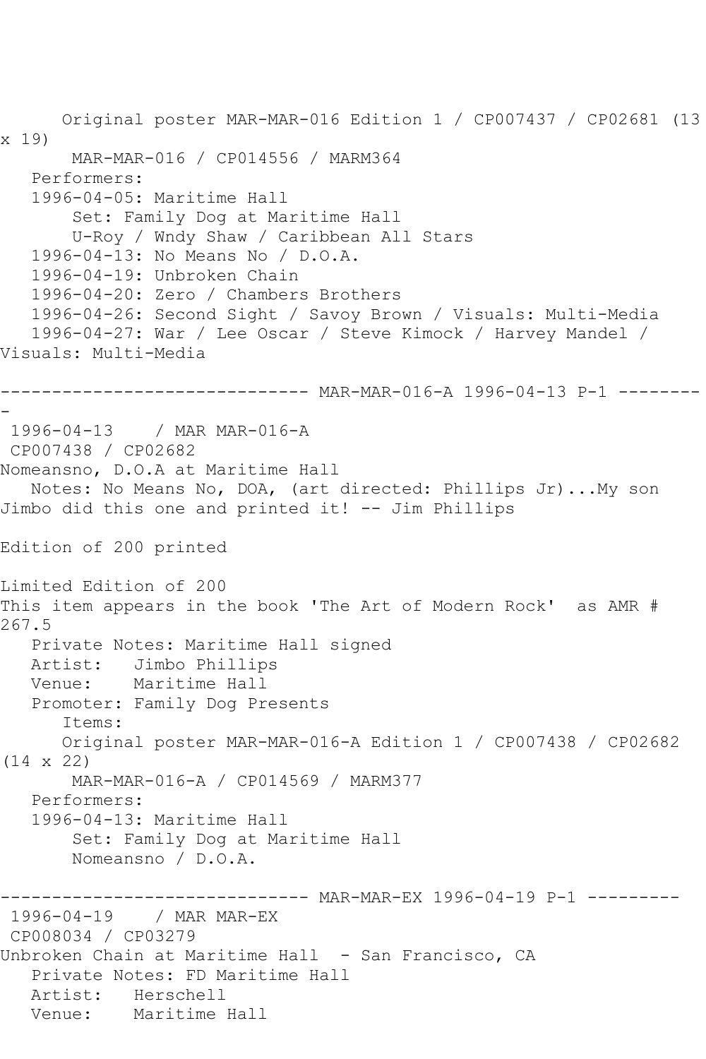Original poster MAR-MAR-016 Edition 1 / CP007437 / CP02681 (13 x 19)
MAR-MAR-016 / CP014556 / MARM364
Performers:
1996-04-05: Maritime Hall
Set: Family Dog at Maritime Hall
U-Roy / Wndy Shaw / Caribbean All Stars
1996-04-13: No Means No / D.O.A.
1996-04-19: Unbroken Chain
1996-04-20: Zero / Chambers Brothers
1996-04-26: Second Sight / Savoy Brown / Visuals: Multi-Media
1996-04-27: War / Lee Oscar / Steve Kimock / Harvey Mandel / Visuals: Multi-Media

------------------------------ MAR-MAR-016-A 1996-04-13 P-1 ---------

1996-04-13 / MAR MAR-016-A
CP007438 / CP02682
Nomeansno, D.O.A at Maritime Hall
Notes: No Means No, DOA, (art directed: Phillips Jr)...My son Jimbo did this one and printed it! -- Jim Phillips

Edition of 200 printed

Limited Edition of 200
This item appears in the book 'The Art of Modern Rock' as AMR # 267.5
Private Notes: Maritime Hall signed
Artist: Jimbo Phillips
Venue: Maritime Hall
Promoter: Family Dog Presents
Items:
Original poster MAR-MAR-016-A Edition 1 / CP007438 / CP02682 (14 x 22)
MAR-MAR-016-A / CP014569 / MARM377
Performers:
1996-04-13: Maritime Hall
Set: Family Dog at Maritime Hall
Nomeansno / D.O.A.

------------------------------ MAR-MAR-EX 1996-04-19 P-1 ---------

1996-04-19 / MAR MAR-EX
CP008034 / CP03279
Unbroken Chain at Maritime Hall - San Francisco, CA
Private Notes: FD Maritime Hall
Artist: Herschell
Venue: Maritime Hall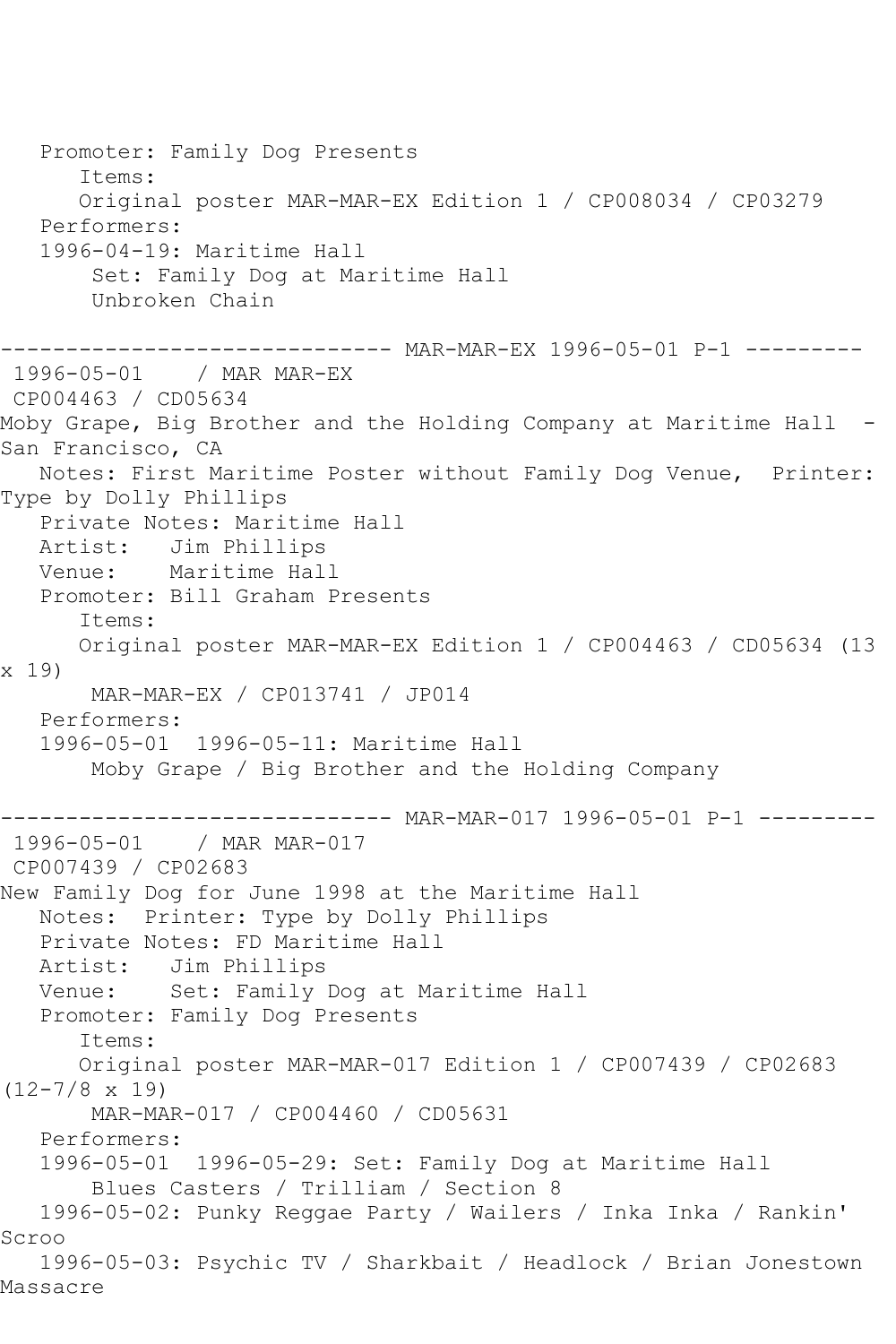```
   Promoter: Family Dog Presents
      Items:
      Original poster MAR-MAR-EX Edition 1 / CP008034 / CP03279
   Performers:
   1996-04-19: Maritime Hall
       Set: Family Dog at Maritime Hall
       Unbroken Chain

------------------------------ MAR-MAR-EX 1996-05-01 P-1 ---------
 1996-05-01    / MAR MAR-EX
 CP004463 / CD05634
Moby Grape, Big Brother and the Holding Company at Maritime Hall  -
San Francisco, CA
   Notes: First Maritime Poster without Family Dog Venue,  Printer:
Type by Dolly Phillips
   Private Notes: Maritime Hall
   Artist:   Jim Phillips
   Venue:    Maritime Hall
   Promoter: Bill Graham Presents
      Items:
      Original poster MAR-MAR-EX Edition 1 / CP004463 / CD05634 (13
x 19)
       MAR-MAR-EX / CP013741 / JP014
   Performers:
   1996-05-01  1996-05-11: Maritime Hall
       Moby Grape / Big Brother and the Holding Company

------------------------------ MAR-MAR-017 1996-05-01 P-1 ---------
 1996-05-01    / MAR MAR-017
 CP007439 / CP02683
New Family Dog for June 1998 at the Maritime Hall
   Notes:  Printer: Type by Dolly Phillips
   Private Notes: FD Maritime Hall
   Artist:   Jim Phillips
   Venue:    Set: Family Dog at Maritime Hall
   Promoter: Family Dog Presents
      Items:
      Original poster MAR-MAR-017 Edition 1 / CP007439 / CP02683
(12-7/8 x 19)
       MAR-MAR-017 / CP004460 / CD05631
   Performers:
   1996-05-01  1996-05-29: Set: Family Dog at Maritime Hall
       Blues Casters / Trilliam / Section 8
   1996-05-02: Punky Reggae Party / Wailers / Inka Inka / Rankin'
Scroo
   1996-05-03: Psychic TV / Sharkbait / Headlock / Brian Jonestown
Massacre
```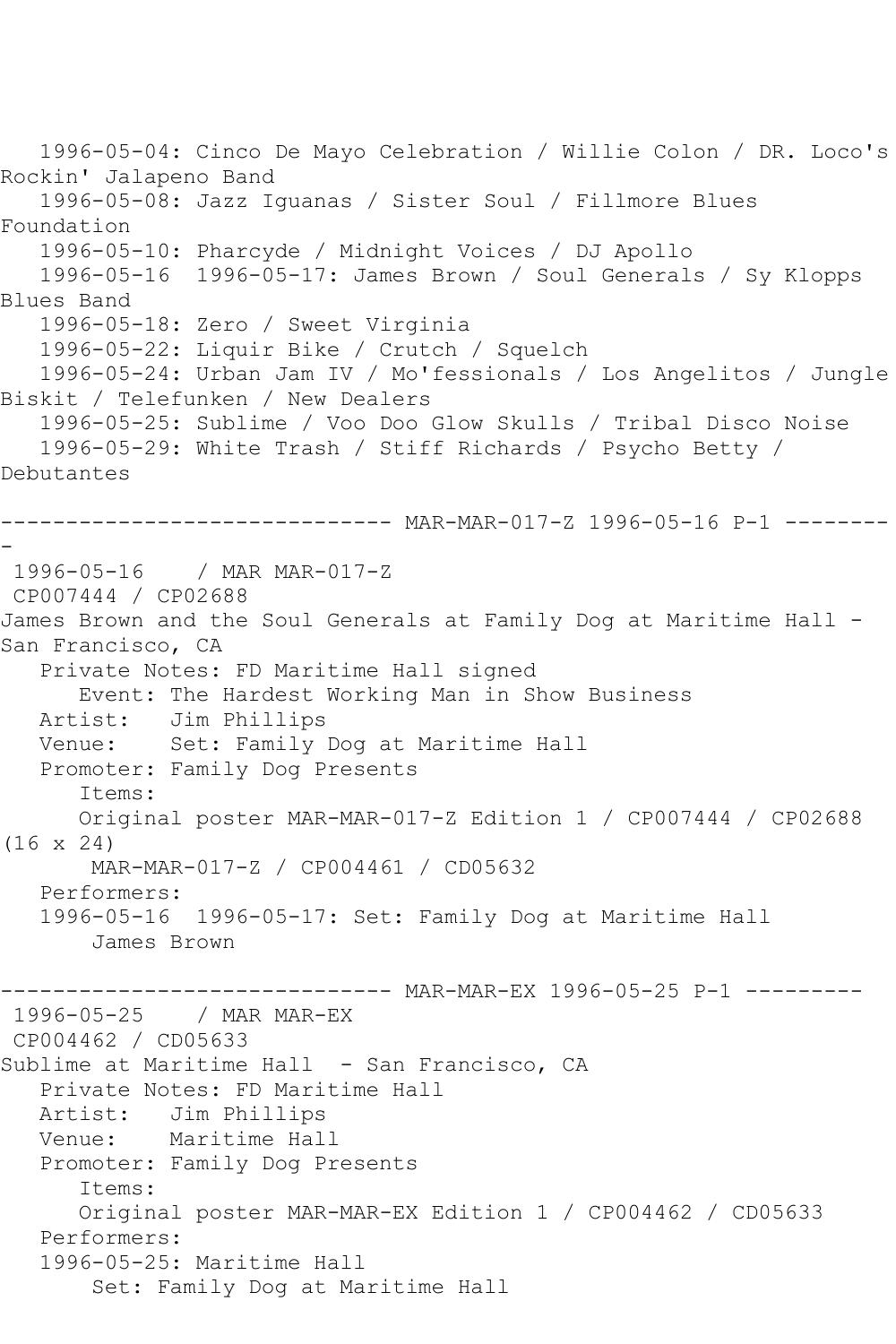1996-05-04: Cinco De Mayo Celebration / Willie Colon / DR. Loco's Rockin' Jalapeno Band
1996-05-08: Jazz Iguanas / Sister Soul / Fillmore Blues Foundation
1996-05-10: Pharcyde / Midnight Voices / DJ Apollo
1996-05-16 1996-05-17: James Brown / Soul Generals / Sy Klopps Blues Band
1996-05-18: Zero / Sweet Virginia
1996-05-22: Liquir Bike / Crutch / Squelch
1996-05-24: Urban Jam IV / Mo'fessionals / Los Angelitos / Jungle Biskit / Telefunken / New Dealers
1996-05-25: Sublime / Voo Doo Glow Skulls / Tribal Disco Noise
1996-05-29: White Trash / Stiff Richards / Psycho Betty / Debutantes

------------------------------ MAR-MAR-017-Z 1996-05-16 P-1 ---------

1996-05-16 / MAR MAR-017-Z
CP007444 / CP02688
James Brown and the Soul Generals at Family Dog at Maritime Hall - San Francisco, CA

Private Notes: FD Maritime Hall signed
Event: The Hardest Working Man in Show Business
Artist: Jim Phillips
Venue: Set: Family Dog at Maritime Hall
Promoter: Family Dog Presents
Items:
Original poster MAR-MAR-017-Z Edition 1 / CP007444 / CP02688 (16 x 24)
MAR-MAR-017-Z / CP004461 / CD05632
Performers:
1996-05-16 1996-05-17: Set: Family Dog at Maritime Hall
James Brown

------------------------------ MAR-MAR-EX 1996-05-25 P-1 ---------

1996-05-25 / MAR MAR-EX
CP004462 / CD05633
Sublime at Maritime Hall - San Francisco, CA

Private Notes: FD Maritime Hall
Artist: Jim Phillips
Venue: Maritime Hall
Promoter: Family Dog Presents
Items:
Original poster MAR-MAR-EX Edition 1 / CP004462 / CD05633
Performers:
1996-05-25: Maritime Hall
Set: Family Dog at Maritime Hall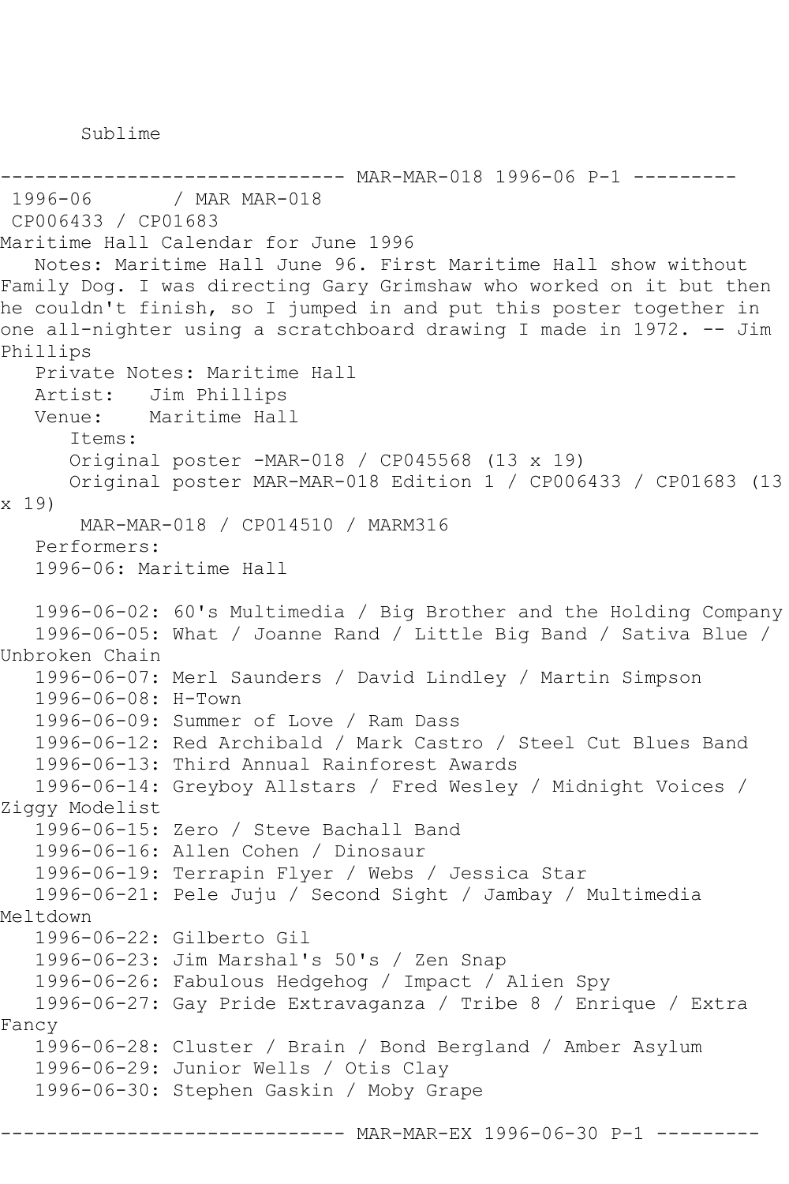Sublime

------------------------------ MAR-MAR-018 1996-06 P-1 ---------

1996-06 / MAR MAR-018
CP006433 / CP01683
Maritime Hall Calendar for June 1996

Notes: Maritime Hall June 96. First Maritime Hall show without Family Dog. I was directing Gary Grimshaw who worked on it but then he couldn't finish, so I jumped in and put this poster together in one all-nighter using a scratchboard drawing I made in 1972. -- Jim Phillips

Private Notes: Maritime Hall
Artist: Jim Phillips
Venue: Maritime Hall

Items:
Original poster -MAR-018 / CP045568 (13 x 19)
Original poster MAR-MAR-018 Edition 1 / CP006433 / CP01683 (13 x 19)
MAR-MAR-018 / CP014510 / MARM316

Performers:
1996-06: Maritime Hall

1996-06-02: 60's Multimedia / Big Brother and the Holding Company
1996-06-05: What / Joanne Rand / Little Big Band / Sativa Blue / Unbroken Chain
1996-06-07: Merl Saunders / David Lindley / Martin Simpson
1996-06-08: H-Town
1996-06-09: Summer of Love / Ram Dass
1996-06-12: Red Archibald / Mark Castro / Steel Cut Blues Band
1996-06-13: Third Annual Rainforest Awards
1996-06-14: Greyboy Allstars / Fred Wesley / Midnight Voices / Ziggy Modelist
1996-06-15: Zero / Steve Bachall Band
1996-06-16: Allen Cohen / Dinosaur
1996-06-19: Terrapin Flyer / Webs / Jessica Star
1996-06-21: Pele Juju / Second Sight / Jambay / Multimedia Meltdown
1996-06-22: Gilberto Gil
1996-06-23: Jim Marshal's 50's / Zen Snap
1996-06-26: Fabulous Hedgehog / Impact / Alien Spy
1996-06-27: Gay Pride Extravaganza / Tribe 8 / Enrique / Extra Fancy
1996-06-28: Cluster / Brain / Bond Bergland / Amber Asylum
1996-06-29: Junior Wells / Otis Clay
1996-06-30: Stephen Gaskin / Moby Grape

------------------------------ MAR-MAR-EX 1996-06-30 P-1 ---------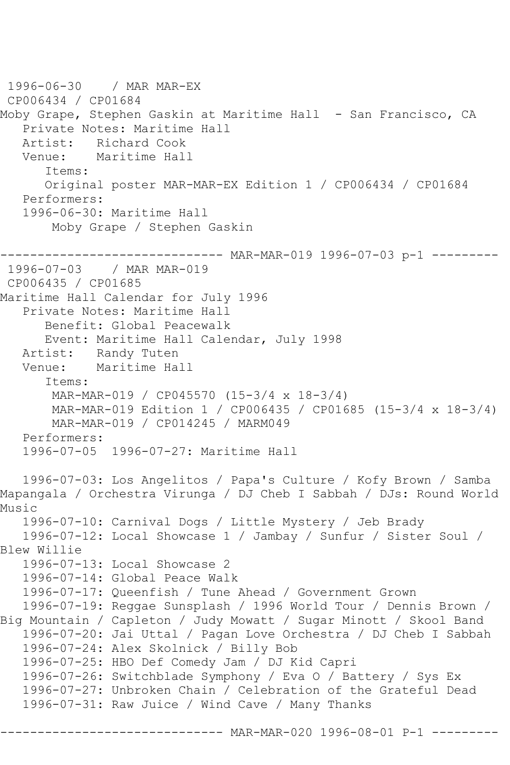1996-06-30 / MAR MAR-EX
CP006434 / CP01684
Moby Grape, Stephen Gaskin at Maritime Hall - San Francisco, CA
Private Notes: Maritime Hall
Artist: Richard Cook
Venue: Maritime Hall
Items:
Original poster MAR-MAR-EX Edition 1 / CP006434 / CP01684
Performers:
1996-06-30: Maritime Hall
Moby Grape / Stephen Gaskin

------------------------------ MAR-MAR-019 1996-07-03 p-1 ---------

1996-07-03 / MAR MAR-019
CP006435 / CP01685
Maritime Hall Calendar for July 1996
Private Notes: Maritime Hall
Benefit: Global Peacewalk
Event: Maritime Hall Calendar, July 1998
Artist: Randy Tuten
Venue: Maritime Hall
Items:
MAR-MAR-019 / CP045570 (15-3/4 x 18-3/4)
MAR-MAR-019 Edition 1 / CP006435 / CP01685 (15-3/4 x 18-3/4)
MAR-MAR-019 / CP014245 / MARM049
Performers:
1996-07-05 1996-07-27: Maritime Hall

1996-07-03: Los Angelitos / Papa's Culture / Kofy Brown / Samba Mapangala / Orchestra Virunga / DJ Cheb I Sabbah / DJs: Round World Music
1996-07-10: Carnival Dogs / Little Mystery / Jeb Brady
1996-07-12: Local Showcase 1 / Jambay / Sunfur / Sister Soul / Blew Willie
1996-07-13: Local Showcase 2
1996-07-14: Global Peace Walk
1996-07-17: Queenfish / Tune Ahead / Government Grown
1996-07-19: Reggae Sunsplash / 1996 World Tour / Dennis Brown / Big Mountain / Capleton / Judy Mowatt / Sugar Minott / Skool Band
1996-07-20: Jai Uttal / Pagan Love Orchestra / DJ Cheb I Sabbah
1996-07-24: Alex Skolnick / Billy Bob
1996-07-25: HBO Def Comedy Jam / DJ Kid Capri
1996-07-26: Switchblade Symphony / Eva O / Battery / Sys Ex
1996-07-27: Unbroken Chain / Celebration of the Grateful Dead
1996-07-31: Raw Juice / Wind Cave / Many Thanks

------------------------------ MAR-MAR-020 1996-08-01 P-1 ---------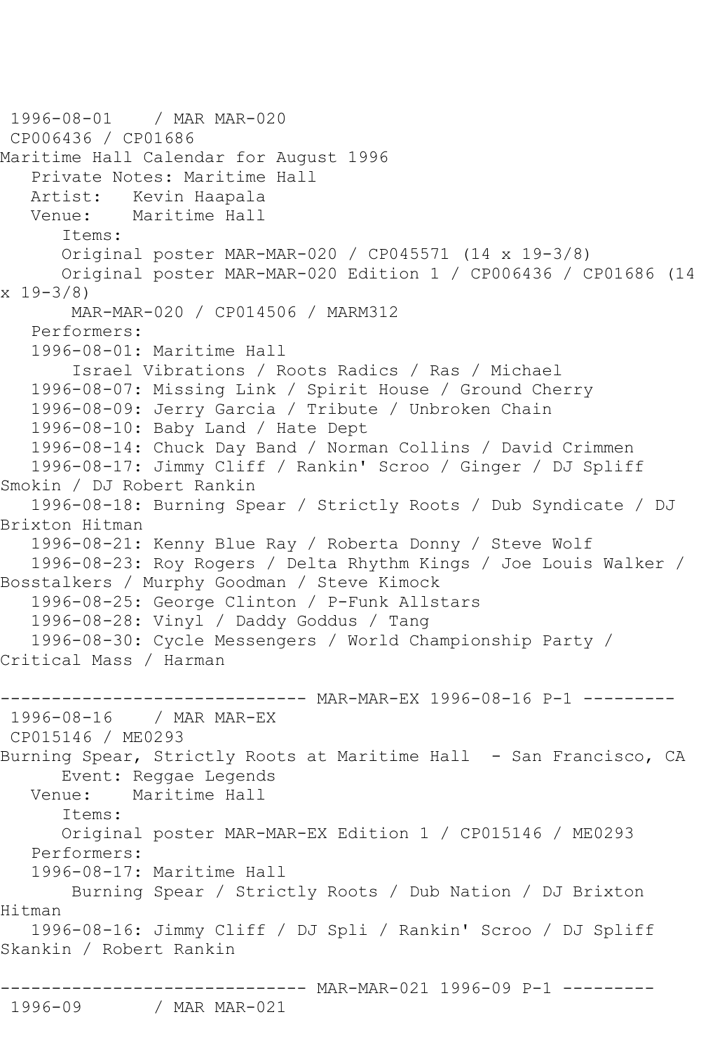1996-08-01    / MAR MAR-020
CP006436 / CP01686
Maritime Hall Calendar for August 1996
   Private Notes: Maritime Hall
   Artist:   Kevin Haapala
   Venue:    Maritime Hall
      Items:
      Original poster MAR-MAR-020 / CP045571 (14 x 19-3/8)
      Original poster MAR-MAR-020 Edition 1 / CP006436 / CP01686 (14 x 19-3/8)
       MAR-MAR-020 / CP014506 / MARM312
   Performers:
   1996-08-01: Maritime Hall
       Israel Vibrations / Roots Radics / Ras / Michael
   1996-08-07: Missing Link / Spirit House / Ground Cherry
   1996-08-09: Jerry Garcia / Tribute / Unbroken Chain
   1996-08-10: Baby Land / Hate Dept
   1996-08-14: Chuck Day Band / Norman Collins / David Crimmen
   1996-08-17: Jimmy Cliff / Rankin' Scroo / Ginger / DJ Spliff Smokin / DJ Robert Rankin
   1996-08-18: Burning Spear / Strictly Roots / Dub Syndicate / DJ Brixton Hitman
   1996-08-21: Kenny Blue Ray / Roberta Donny / Steve Wolf
   1996-08-23: Roy Rogers / Delta Rhythm Kings / Joe Louis Walker / Bosstalkers / Murphy Goodman / Steve Kimock
   1996-08-25: George Clinton / P-Funk Allstars
   1996-08-28: Vinyl / Daddy Goddus / Tang
   1996-08-30: Cycle Messengers / World Championship Party / Critical Mass / Harman

------------------------------ MAR-MAR-EX 1996-08-16 P-1 ---------
1996-08-16    / MAR MAR-EX
CP015146 / ME0293
Burning Spear, Strictly Roots at Maritime Hall  - San Francisco, CA
      Event: Reggae Legends
   Venue:    Maritime Hall
      Items:
      Original poster MAR-MAR-EX Edition 1 / CP015146 / ME0293
   Performers:
   1996-08-17: Maritime Hall
       Burning Spear / Strictly Roots / Dub Nation / DJ Brixton Hitman
   1996-08-16: Jimmy Cliff / DJ Spli / Rankin' Scroo / DJ Spliff Skankin / Robert Rankin

------------------------------ MAR-MAR-021 1996-09 P-1 ---------
1996-09       / MAR MAR-021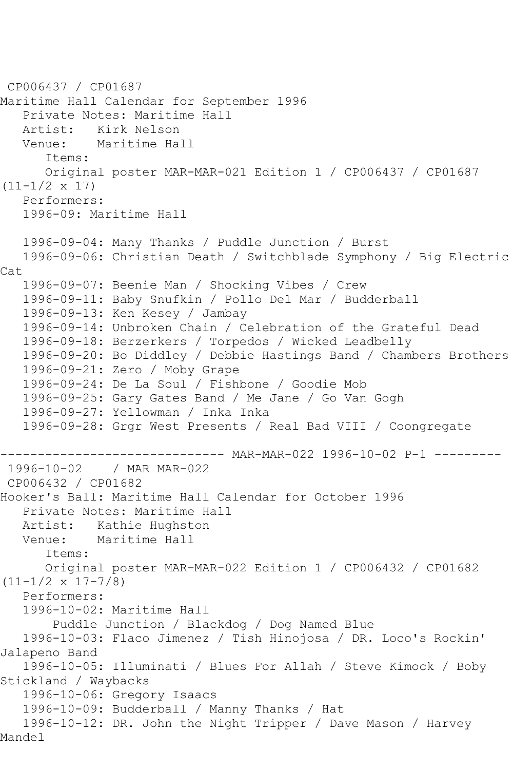CP006437 / CP01687
Maritime Hall Calendar for September 1996
   Private Notes: Maritime Hall
   Artist:   Kirk Nelson
   Venue:    Maritime Hall
      Items:
      Original poster MAR-MAR-021 Edition 1 / CP006437 / CP01687
(11-1/2 x 17)
   Performers:
   1996-09: Maritime Hall

   1996-09-04: Many Thanks / Puddle Junction / Burst
   1996-09-06: Christian Death / Switchblade Symphony / Big Electric
Cat
   1996-09-07: Beenie Man / Shocking Vibes / Crew
   1996-09-11: Baby Snufkin / Pollo Del Mar / Budderball
   1996-09-13: Ken Kesey / Jambay
   1996-09-14: Unbroken Chain / Celebration of the Grateful Dead
   1996-09-18: Berzerkers / Torpedos / Wicked Leadbelly
   1996-09-20: Bo Diddley / Debbie Hastings Band / Chambers Brothers
   1996-09-21: Zero / Moby Grape
   1996-09-24: De La Soul / Fishbone / Goodie Mob
   1996-09-25: Gary Gates Band / Me Jane / Go Van Gogh
   1996-09-27: Yellowman / Inka Inka
   1996-09-28: Grgr West Presents / Real Bad VIII / Coongregate

------------------------------ MAR-MAR-022 1996-10-02 P-1 ---------
 1996-10-02    / MAR MAR-022
 CP006432 / CP01682
Hooker's Ball: Maritime Hall Calendar for October 1996
   Private Notes: Maritime Hall
   Artist:   Kathie Hughston
   Venue:    Maritime Hall
      Items:
      Original poster MAR-MAR-022 Edition 1 / CP006432 / CP01682
(11-1/2 x 17-7/8)
   Performers:
   1996-10-02: Maritime Hall
       Puddle Junction / Blackdog / Dog Named Blue
   1996-10-03: Flaco Jimenez / Tish Hinojosa / DR. Loco's Rockin'
Jalapeno Band
   1996-10-05: Illuminati / Blues For Allah / Steve Kimock / Boby
Stickland / Waybacks
   1996-10-06: Gregory Isaacs
   1996-10-09: Budderball / Manny Thanks / Hat
   1996-10-12: DR. John the Night Tripper / Dave Mason / Harvey
Mandel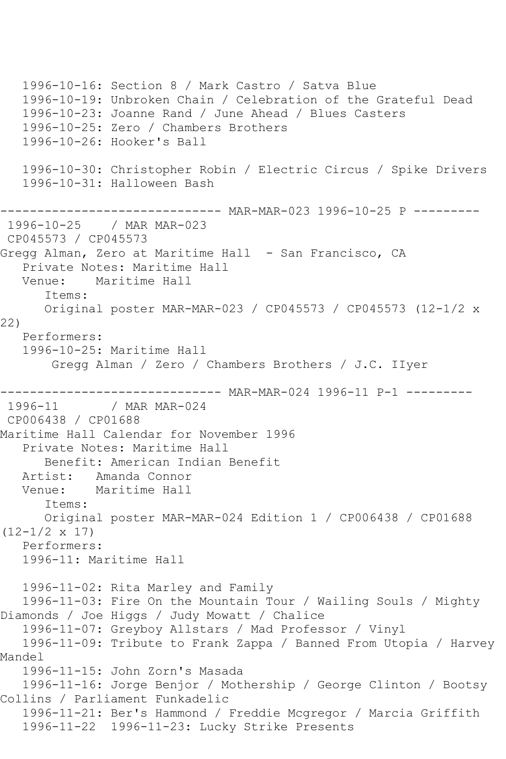1996-10-16: Section 8 / Mark Castro / Satva Blue
   1996-10-19: Unbroken Chain / Celebration of the Grateful Dead
   1996-10-23: Joanne Rand / June Ahead / Blues Casters
   1996-10-25: Zero / Chambers Brothers
   1996-10-26: Hooker's Ball

   1996-10-30: Christopher Robin / Electric Circus / Spike Drivers
   1996-10-31: Halloween Bash

------------------------------ MAR-MAR-023 1996-10-25 P ---------
 1996-10-25    / MAR MAR-023
 CP045573 / CP045573
Gregg Alman, Zero at Maritime Hall  - San Francisco, CA
   Private Notes: Maritime Hall
   Venue:    Maritime Hall
      Items:
      Original poster MAR-MAR-023 / CP045573 / CP045573 (12-1/2 x 22)
   Performers:
   1996-10-25: Maritime Hall
       Gregg Alman / Zero / Chambers Brothers / J.C. IIyer

------------------------------ MAR-MAR-024 1996-11 P-1 ---------
 1996-11       / MAR MAR-024
 CP006438 / CP01688
Maritime Hall Calendar for November 1996
   Private Notes: Maritime Hall
      Benefit: American Indian Benefit
   Artist:   Amanda Connor
   Venue:    Maritime Hall
      Items:
      Original poster MAR-MAR-024 Edition 1 / CP006438 / CP01688 (12-1/2 x 17)
   Performers:
   1996-11: Maritime Hall

   1996-11-02: Rita Marley and Family
   1996-11-03: Fire On the Mountain Tour / Wailing Souls / Mighty Diamonds / Joe Higgs / Judy Mowatt / Chalice
   1996-11-07: Greyboy Allstars / Mad Professor / Vinyl
   1996-11-09: Tribute to Frank Zappa / Banned From Utopia / Harvey Mandel
   1996-11-15: John Zorn's Masada
   1996-11-16: Jorge Benjor / Mothership / George Clinton / Bootsy Collins / Parliament Funkadelic
   1996-11-21: Ber's Hammond / Freddie Mcgregor / Marcia Griffith
   1996-11-22  1996-11-23: Lucky Strike Presents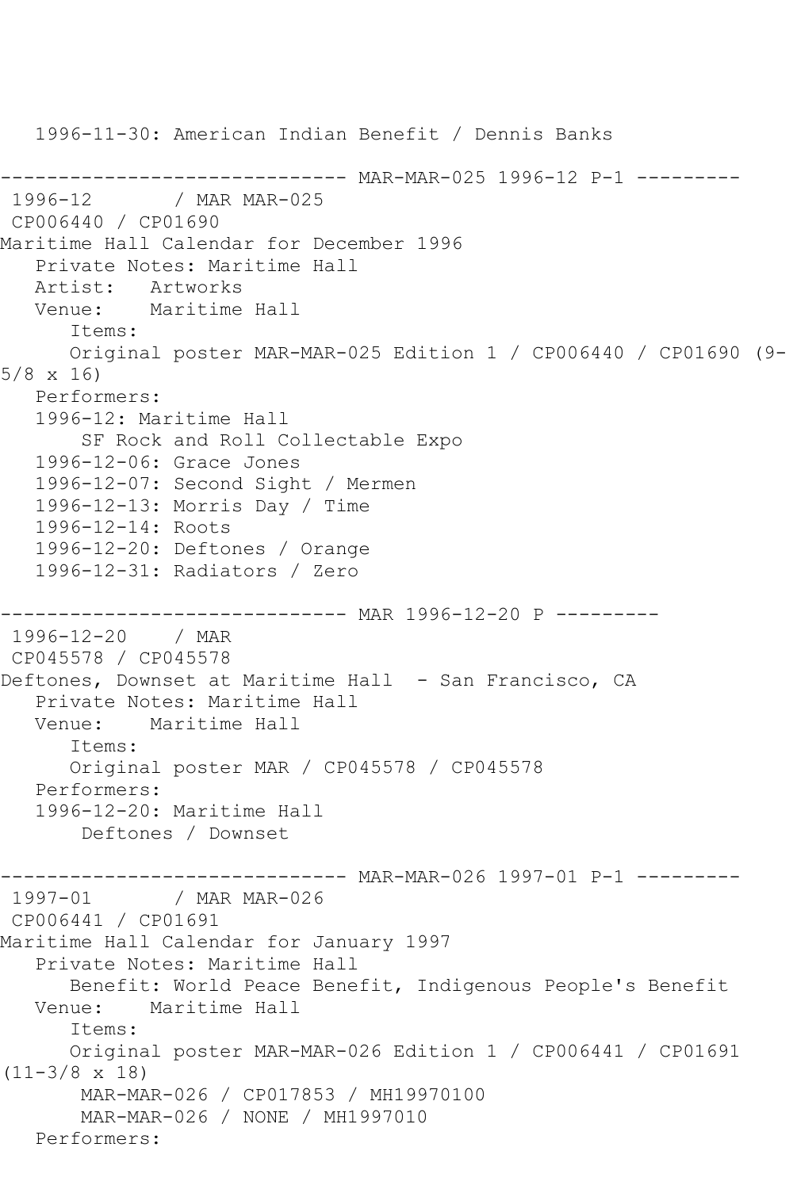1996-11-30: American Indian Benefit / Dennis Banks

------------------------------ MAR-MAR-025 1996-12 P-1 ---------

1996-12 / MAR MAR-025
CP006440 / CP01690
Maritime Hall Calendar for December 1996
Private Notes: Maritime Hall
Artist: Artworks
Venue: Maritime Hall
Items:
Original poster MAR-MAR-025 Edition 1 / CP006440 / CP01690 (9-5/8 x 16)
Performers:
1996-12: Maritime Hall
SF Rock and Roll Collectable Expo
1996-12-06: Grace Jones
1996-12-07: Second Sight / Mermen
1996-12-13: Morris Day / Time
1996-12-14: Roots
1996-12-20: Deftones / Orange
1996-12-31: Radiators / Zero

------------------------------ MAR 1996-12-20 P ---------

1996-12-20 / MAR
CP045578 / CP045578
Deftones, Downset at Maritime Hall - San Francisco, CA
Private Notes: Maritime Hall
Venue: Maritime Hall
Items:
Original poster MAR / CP045578 / CP045578
Performers:
1996-12-20: Maritime Hall
Deftones / Downset

------------------------------ MAR-MAR-026 1997-01 P-1 ---------

1997-01 / MAR MAR-026
CP006441 / CP01691
Maritime Hall Calendar for January 1997
Private Notes: Maritime Hall
Benefit: World Peace Benefit, Indigenous People's Benefit
Venue: Maritime Hall
Items:
Original poster MAR-MAR-026 Edition 1 / CP006441 / CP01691 (11-3/8 x 18)
MAR-MAR-026 / CP017853 / MH19970100
MAR-MAR-026 / NONE / MH1997010
Performers: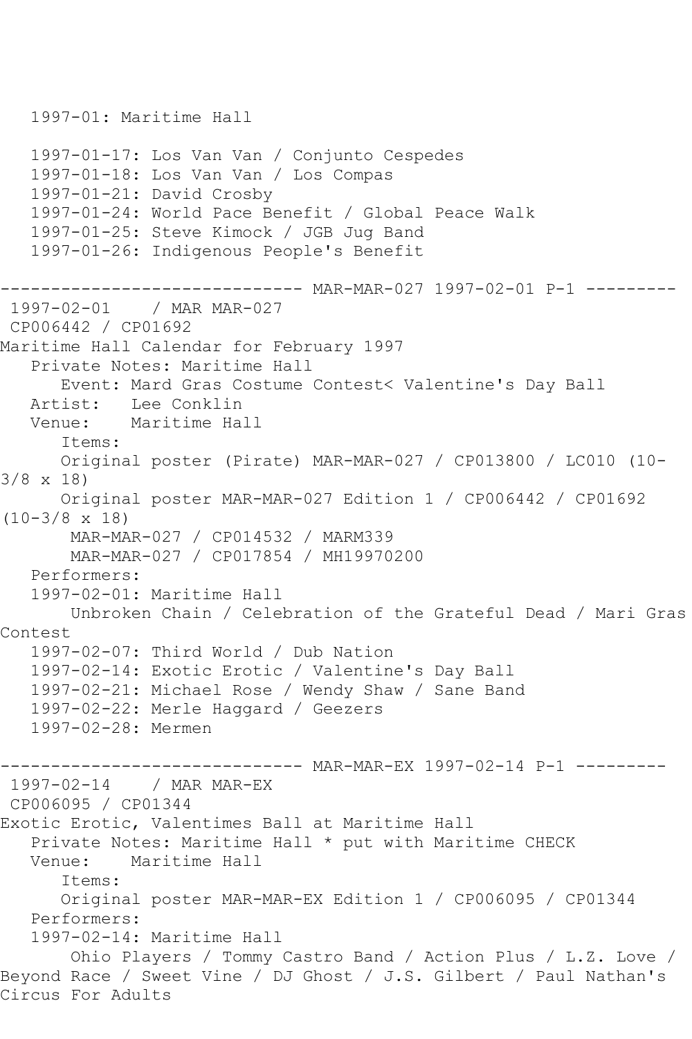1997-01: Maritime Hall

1997-01-17: Los Van Van / Conjunto Cespedes
1997-01-18: Los Van Van / Los Compas
1997-01-21: David Crosby
1997-01-24: World Pace Benefit / Global Peace Walk
1997-01-25: Steve Kimock / JGB Jug Band
1997-01-26: Indigenous People's Benefit

------------------------------ MAR-MAR-027 1997-02-01 P-1 ---------

1997-02-01 / MAR MAR-027

CP006442 / CP01692

Maritime Hall Calendar for February 1997

Private Notes: Maritime Hall

Event: Mard Gras Costume Contest< Valentine's Day Ball

Artist: Lee Conklin

Venue: Maritime Hall

Items:

Original poster (Pirate) MAR-MAR-027 / CP013800 / LC010 (10-3/8 x 18)

Original poster MAR-MAR-027 Edition 1 / CP006442 / CP01692 (10-3/8 x 18)

MAR-MAR-027 / CP014532 / MARM339

MAR-MAR-027 / CP017854 / MH19970200

Performers:

1997-02-01: Maritime Hall

Unbroken Chain / Celebration of the Grateful Dead / Mari Gras Contest

1997-02-07: Third World / Dub Nation
1997-02-14: Exotic Erotic / Valentine's Day Ball
1997-02-21: Michael Rose / Wendy Shaw / Sane Band
1997-02-22: Merle Haggard / Geezers
1997-02-28: Mermen

------------------------------ MAR-MAR-EX 1997-02-14 P-1 ---------

1997-02-14 / MAR MAR-EX

CP006095 / CP01344

Exotic Erotic, Valentimes Ball at Maritime Hall

Private Notes: Maritime Hall * put with Maritime CHECK

Venue: Maritime Hall

Items:

Original poster MAR-MAR-EX Edition 1 / CP006095 / CP01344

Performers:

1997-02-14: Maritime Hall

Ohio Players / Tommy Castro Band / Action Plus / L.Z. Love / Beyond Race / Sweet Vine / DJ Ghost / J.S. Gilbert / Paul Nathan's Circus For Adults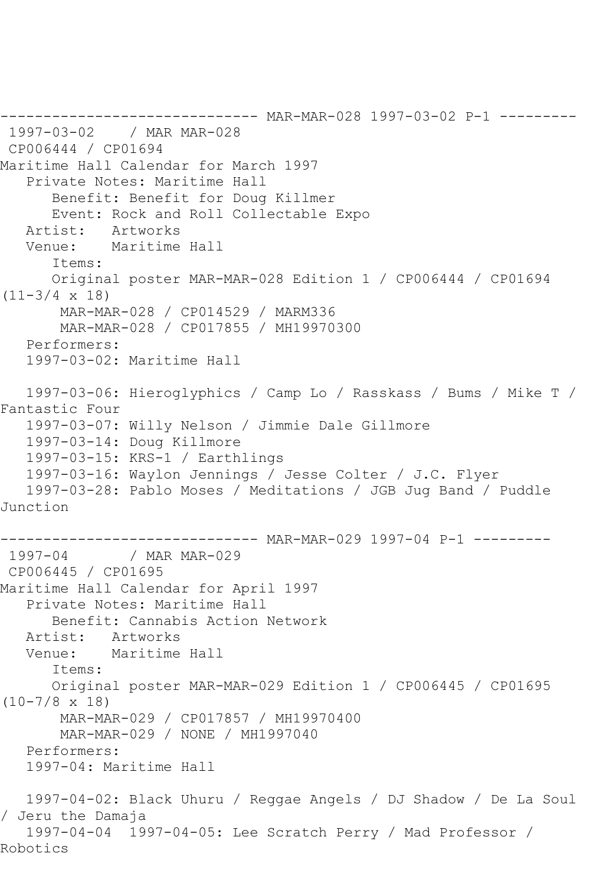------------------------------ MAR-MAR-028 1997-03-02 P-1 ---------

1997-03-02 / MAR MAR-028
CP006444 / CP01694
Maritime Hall Calendar for March 1997
   Private Notes: Maritime Hall
      Benefit: Benefit for Doug Killmer
      Event: Rock and Roll Collectable Expo
   Artist: Artworks
   Venue: Maritime Hall
      Items:
      Original poster MAR-MAR-028 Edition 1 / CP006444 / CP01694 (11-3/4 x 18)
       MAR-MAR-028 / CP014529 / MARM336
       MAR-MAR-028 / CP017855 / MH19970300
   Performers:
   1997-03-02: Maritime Hall

   1997-03-06: Hieroglyphics / Camp Lo / Rasskass / Bums / Mike T / Fantastic Four
   1997-03-07: Willy Nelson / Jimmie Dale Gillmore
   1997-03-14: Doug Killmore
   1997-03-15: KRS-1 / Earthlings
   1997-03-16: Waylon Jennings / Jesse Colter / J.C. Flyer
   1997-03-28: Pablo Moses / Meditations / JGB Jug Band / Puddle Junction

------------------------------ MAR-MAR-029 1997-04 P-1 ---------

1997-04 / MAR MAR-029
CP006445 / CP01695
Maritime Hall Calendar for April 1997
   Private Notes: Maritime Hall
      Benefit: Cannabis Action Network
   Artist: Artworks
   Venue: Maritime Hall
      Items:
      Original poster MAR-MAR-029 Edition 1 / CP006445 / CP01695 (10-7/8 x 18)
       MAR-MAR-029 / CP017857 / MH19970400
       MAR-MAR-029 / NONE / MH1997040
   Performers:
   1997-04: Maritime Hall

   1997-04-02: Black Uhuru / Reggae Angels / DJ Shadow / De La Soul / Jeru the Damaja
   1997-04-04 1997-04-05: Lee Scratch Perry / Mad Professor / Robotics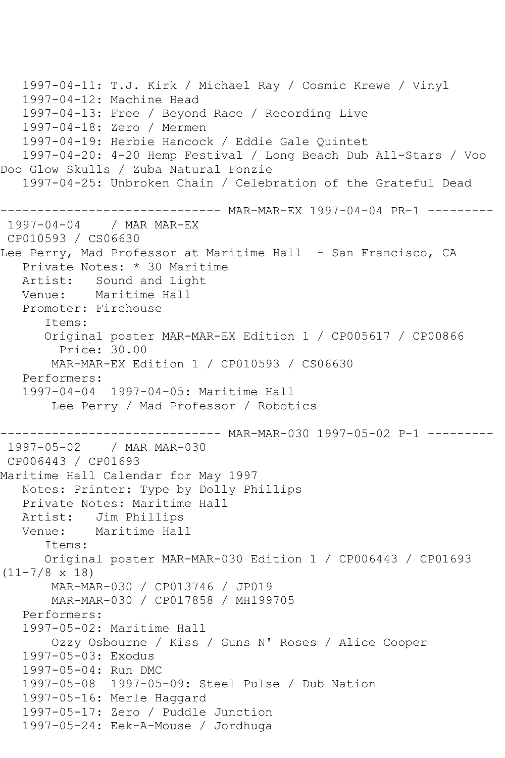1997-04-11: T.J. Kirk / Michael Ray / Cosmic Krewe / Vinyl
1997-04-12: Machine Head
1997-04-13: Free / Beyond Race / Recording Live
1997-04-18: Zero / Mermen
1997-04-19: Herbie Hancock / Eddie Gale Quintet
1997-04-20: 4-20 Hemp Festival / Long Beach Dub All-Stars / Voo Doo Glow Skulls / Zuba Natural Fonzie
1997-04-25: Unbroken Chain / Celebration of the Grateful Dead

------------------------------ MAR-MAR-EX 1997-04-04 PR-1 ---------

1997-04-04 / MAR MAR-EX
CP010593 / CS06630
Lee Perry, Mad Professor at Maritime Hall - San Francisco, CA
Private Notes: * 30 Maritime
Artist: Sound and Light
Venue: Maritime Hall
Promoter: Firehouse
Items:
Original poster MAR-MAR-EX Edition 1 / CP005617 / CP00866
Price: 30.00
MAR-MAR-EX Edition 1 / CP010593 / CS06630
Performers:
1997-04-04 1997-04-05: Maritime Hall
Lee Perry / Mad Professor / Robotics

------------------------------ MAR-MAR-030 1997-05-02 P-1 ---------

1997-05-02 / MAR MAR-030
CP006443 / CP01693
Maritime Hall Calendar for May 1997
Notes: Printer: Type by Dolly Phillips
Private Notes: Maritime Hall
Artist: Jim Phillips
Venue: Maritime Hall
Items:
Original poster MAR-MAR-030 Edition 1 / CP006443 / CP01693 (11-7/8 x 18)
MAR-MAR-030 / CP013746 / JP019
MAR-MAR-030 / CP017858 / MH199705
Performers:
1997-05-02: Maritime Hall
Ozzy Osbourne / Kiss / Guns N' Roses / Alice Cooper
1997-05-03: Exodus
1997-05-04: Run DMC
1997-05-08 1997-05-09: Steel Pulse / Dub Nation
1997-05-16: Merle Haggard
1997-05-17: Zero / Puddle Junction
1997-05-24: Eek-A-Mouse / Jordhuga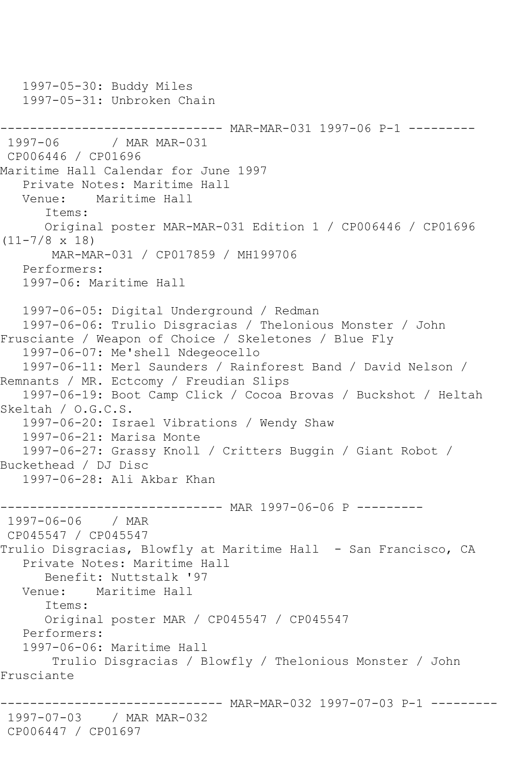1997-05-30: Buddy Miles
   1997-05-31: Unbroken Chain

------------------------------ MAR-MAR-031 1997-06 P-1 ---------
 1997-06       / MAR MAR-031
 CP006446 / CP01696
Maritime Hall Calendar for June 1997
   Private Notes: Maritime Hall
   Venue:    Maritime Hall
      Items:
      Original poster MAR-MAR-031 Edition 1 / CP006446 / CP01696 (11-7/8 x 18)
       MAR-MAR-031 / CP017859 / MH199706
   Performers:
   1997-06: Maritime Hall

   1997-06-05: Digital Underground / Redman
   1997-06-06: Trulio Disgracias / Thelonious Monster / John Frusciante / Weapon of Choice / Skeletones / Blue Fly
   1997-06-07: Me'shell Ndegeocello
   1997-06-11: Merl Saunders / Rainforest Band / David Nelson / Remnants / MR. Ectcomy / Freudian Slips
   1997-06-19: Boot Camp Click / Cocoa Brovas / Buckshot / Heltah Skeltah / O.G.C.S.
   1997-06-20: Israel Vibrations / Wendy Shaw
   1997-06-21: Marisa Monte
   1997-06-27: Grassy Knoll / Critters Buggin / Giant Robot / Buckethead / DJ Disc
   1997-06-28: Ali Akbar Khan

------------------------------ MAR 1997-06-06 P ---------
 1997-06-06    / MAR
 CP045547 / CP045547
Trulio Disgracias, Blowfly at Maritime Hall  - San Francisco, CA
   Private Notes: Maritime Hall
      Benefit: Nuttstalk '97
   Venue:    Maritime Hall
      Items:
      Original poster MAR / CP045547 / CP045547
   Performers:
   1997-06-06: Maritime Hall
       Trulio Disgracias / Blowfly / Thelonious Monster / John Frusciante

------------------------------ MAR-MAR-032 1997-07-03 P-1 ---------
 1997-07-03    / MAR MAR-032
 CP006447 / CP01697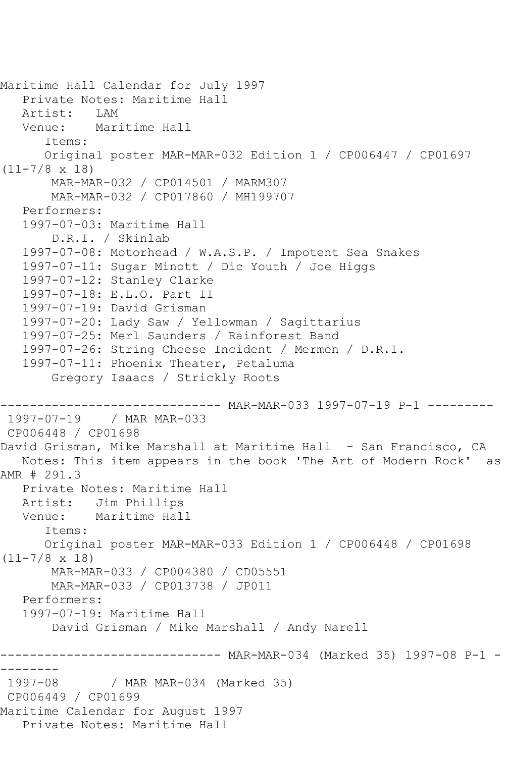Maritime Hall Calendar for July 1997
   Private Notes: Maritime Hall
   Artist:   LAM
   Venue:    Maritime Hall
      Items:
      Original poster MAR-MAR-032 Edition 1 / CP006447 / CP01697 (11-7/8 x 18)
       MAR-MAR-032 / CP014501 / MARM307
       MAR-MAR-032 / CP017860 / MH199707
   Performers:
   1997-07-03: Maritime Hall
       D.R.I. / Skinlab
   1997-07-08: Motorhead / W.A.S.P. / Impotent Sea Snakes
   1997-07-11: Sugar Minott / Dic Youth / Joe Higgs
   1997-07-12: Stanley Clarke
   1997-07-18: E.L.O. Part II
   1997-07-19: David Grisman
   1997-07-20: Lady Saw / Yellowman / Sagittarius
   1997-07-25: Merl Saunders / Rainforest Band
   1997-07-26: String Cheese Incident / Mermen / D.R.I.
   1997-07-11: Phoenix Theater, Petaluma
       Gregory Isaacs / Strickly Roots

------------------------------ MAR-MAR-033 1997-07-19 P-1 ---------

1997-07-19    / MAR MAR-033
CP006448 / CP01698
David Grisman, Mike Marshall at Maritime Hall  - San Francisco, CA
   Notes: This item appears in the book 'The Art of Modern Rock'  as AMR # 291.3
   Private Notes: Maritime Hall
   Artist:   Jim Phillips
   Venue:    Maritime Hall
      Items:
      Original poster MAR-MAR-033 Edition 1 / CP006448 / CP01698 (11-7/8 x 18)
       MAR-MAR-033 / CP004380 / CD05551
       MAR-MAR-033 / CP013738 / JP011
   Performers:
   1997-07-19: Maritime Hall
       David Grisman / Mike Marshall / Andy Narell

------------------------------ MAR-MAR-034 (Marked 35) 1997-08 P-1 ---------

1997-08       / MAR MAR-034 (Marked 35)
CP006449 / CP01699
Maritime Calendar for August 1997
   Private Notes: Maritime Hall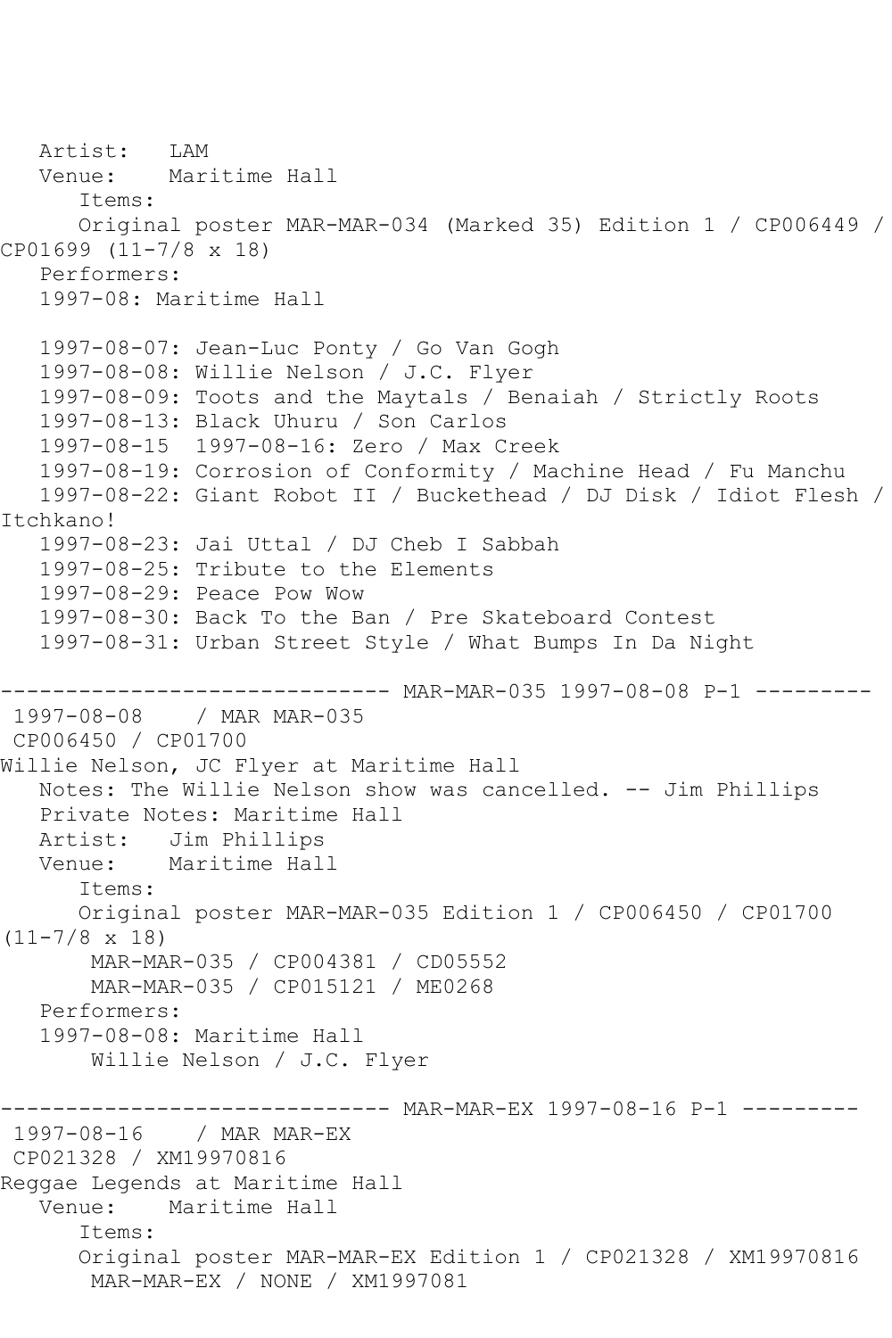Artist: LAM
Venue: Maritime Hall
Items:
Original poster MAR-MAR-034 (Marked 35) Edition 1 / CP006449 / CP01699 (11-7/8 x 18)
Performers:
1997-08: Maritime Hall

1997-08-07: Jean-Luc Ponty / Go Van Gogh
1997-08-08: Willie Nelson / J.C. Flyer
1997-08-09: Toots and the Maytals / Benaiah / Strictly Roots
1997-08-13: Black Uhuru / Son Carlos
1997-08-15 1997-08-16: Zero / Max Creek
1997-08-19: Corrosion of Conformity / Machine Head / Fu Manchu
1997-08-22: Giant Robot II / Buckethead / DJ Disk / Idiot Flesh / Itchkano!
1997-08-23: Jai Uttal / DJ Cheb I Sabbah
1997-08-25: Tribute to the Elements
1997-08-29: Peace Pow Wow
1997-08-30: Back To the Ban / Pre Skateboard Contest
1997-08-31: Urban Street Style / What Bumps In Da Night

------------------------------ MAR-MAR-035 1997-08-08 P-1 ---------

1997-08-08 / MAR MAR-035
CP006450 / CP01700
Willie Nelson, JC Flyer at Maritime Hall
Notes: The Willie Nelson show was cancelled. -- Jim Phillips
Private Notes: Maritime Hall
Artist: Jim Phillips
Venue: Maritime Hall
Items:
Original poster MAR-MAR-035 Edition 1 / CP006450 / CP01700 (11-7/8 x 18)
MAR-MAR-035 / CP004381 / CD05552
MAR-MAR-035 / CP015121 / ME0268
Performers:
1997-08-08: Maritime Hall
Willie Nelson / J.C. Flyer

------------------------------ MAR-MAR-EX 1997-08-16 P-1 ---------

1997-08-16 / MAR MAR-EX
CP021328 / XM19970816
Reggae Legends at Maritime Hall
Venue: Maritime Hall
Items:
Original poster MAR-MAR-EX Edition 1 / CP021328 / XM19970816
MAR-MAR-EX / NONE / XM1997081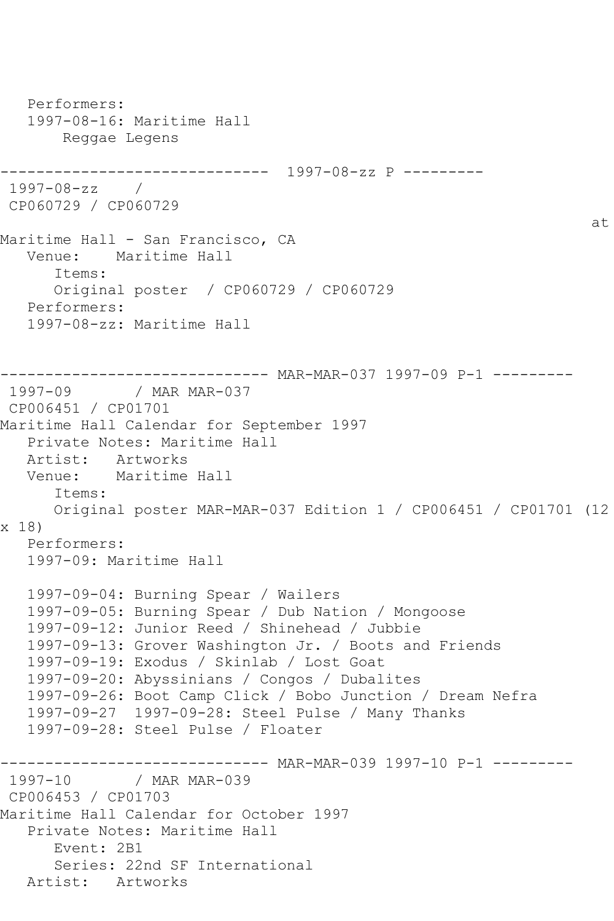Performers:
1997-08-16: Maritime Hall
Reggae Legens

------------------------------ 1997-08-zz P ---------
1997-08-zz /
CP060729 / CP060729
at
Maritime Hall - San Francisco, CA
Venue: Maritime Hall
Items:
Original poster / CP060729 / CP060729
Performers:
1997-08-zz: Maritime Hall

------------------------------ MAR-MAR-037 1997-09 P-1 ---------
1997-09 / MAR MAR-037
CP006451 / CP01701
Maritime Hall Calendar for September 1997
Private Notes: Maritime Hall
Artist: Artworks
Venue: Maritime Hall
Items:
Original poster MAR-MAR-037 Edition 1 / CP006451 / CP01701 (12 x 18)
Performers:
1997-09: Maritime Hall

1997-09-04: Burning Spear / Wailers
1997-09-05: Burning Spear / Dub Nation / Mongoose
1997-09-12: Junior Reed / Shinehead / Jubbie
1997-09-13: Grover Washington Jr. / Boots and Friends
1997-09-19: Exodus / Skinlab / Lost Goat
1997-09-20: Abyssinians / Congos / Dubalites
1997-09-26: Boot Camp Click / Bobo Junction / Dream Nefra
1997-09-27 1997-09-28: Steel Pulse / Many Thanks
1997-09-28: Steel Pulse / Floater

------------------------------ MAR-MAR-039 1997-10 P-1 ---------
1997-10 / MAR MAR-039
CP006453 / CP01703
Maritime Hall Calendar for October 1997
Private Notes: Maritime Hall
Event: 2B1
Series: 22nd SF International
Artist: Artworks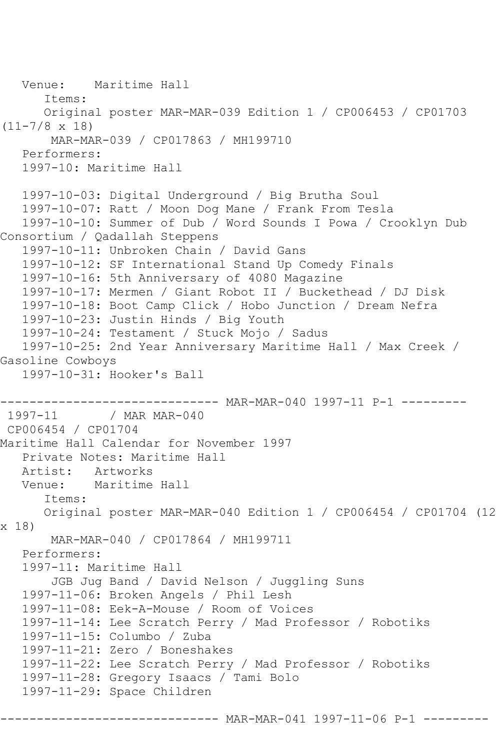Venue:    Maritime Hall
      Items:
      Original poster MAR-MAR-039 Edition 1 / CP006453 / CP01703 (11-7/8 x 18)
       MAR-MAR-039 / CP017863 / MH199710
   Performers:
   1997-10: Maritime Hall

   1997-10-03: Digital Underground / Big Brutha Soul
   1997-10-07: Ratt / Moon Dog Mane / Frank From Tesla
   1997-10-10: Summer of Dub / Word Sounds I Powa / Crooklyn Dub Consortium / Qadallah Steppens
   1997-10-11: Unbroken Chain / David Gans
   1997-10-12: SF International Stand Up Comedy Finals
   1997-10-16: 5th Anniversary of 4080 Magazine
   1997-10-17: Mermen / Giant Robot II / Buckethead / DJ Disk
   1997-10-18: Boot Camp Click / Hobo Junction / Dream Nefra
   1997-10-23: Justin Hinds / Big Youth
   1997-10-24: Testament / Stuck Mojo / Sadus
   1997-10-25: 2nd Year Anniversary Maritime Hall / Max Creek / Gasoline Cowboys
   1997-10-31: Hooker's Ball

------------------------------ MAR-MAR-040 1997-11 P-1 ---------

1997-11       / MAR MAR-040
CP006454 / CP01704
Maritime Hall Calendar for November 1997
   Private Notes: Maritime Hall
   Artist:   Artworks
   Venue:    Maritime Hall
      Items:
      Original poster MAR-MAR-040 Edition 1 / CP006454 / CP01704 (12 x 18)
       MAR-MAR-040 / CP017864 / MH199711
   Performers:
   1997-11: Maritime Hall
       JGB Jug Band / David Nelson / Juggling Suns
   1997-11-06: Broken Angels / Phil Lesh
   1997-11-08: Eek-A-Mouse / Room of Voices
   1997-11-14: Lee Scratch Perry / Mad Professor / Robotiks
   1997-11-15: Columbo / Zuba
   1997-11-21: Zero / Boneshakes
   1997-11-22: Lee Scratch Perry / Mad Professor / Robotiks
   1997-11-28: Gregory Isaacs / Tami Bolo
   1997-11-29: Space Children

------------------------------ MAR-MAR-041 1997-11-06 P-1 ---------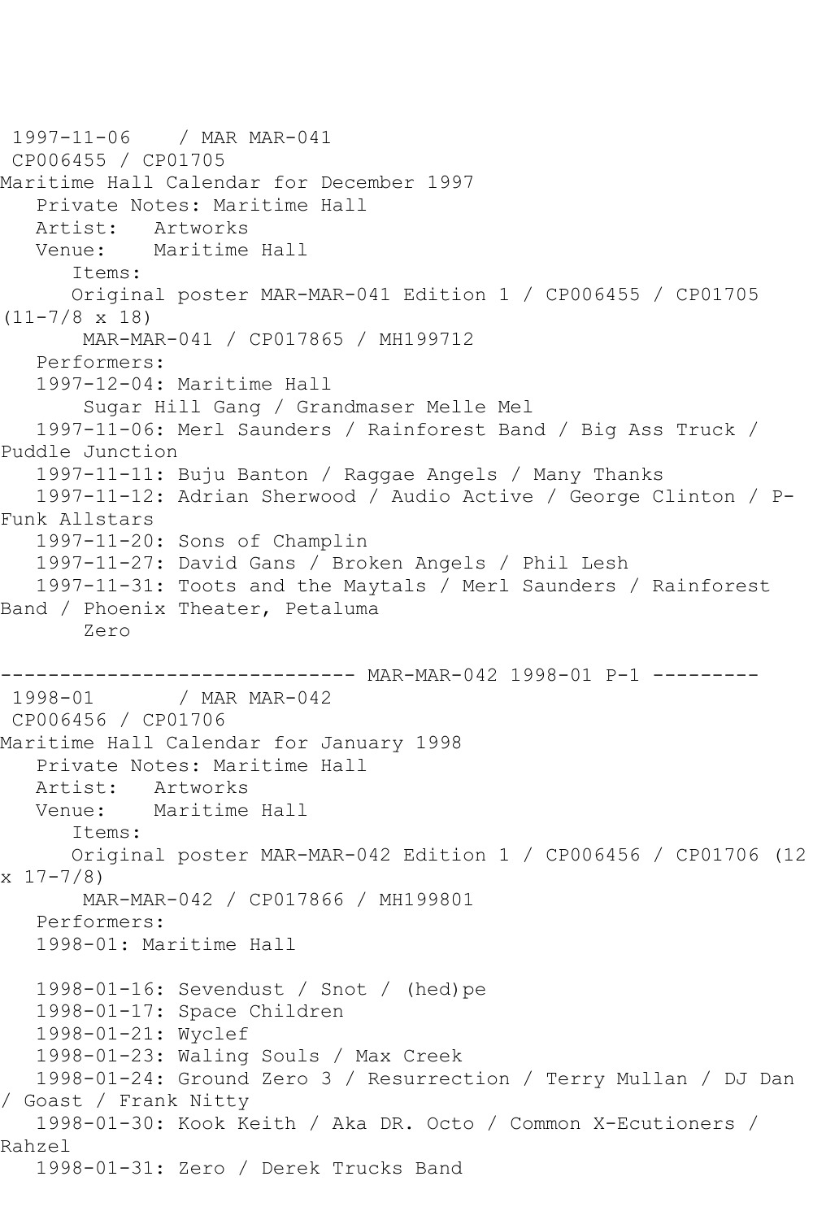1997-11-06 / MAR MAR-041
CP006455 / CP01705
Maritime Hall Calendar for December 1997
Private Notes: Maritime Hall
Artist: Artworks
Venue: Maritime Hall
Items:
Original poster MAR-MAR-041 Edition 1 / CP006455 / CP01705 (11-7/8 x 18)
MAR-MAR-041 / CP017865 / MH199712
Performers:
1997-12-04: Maritime Hall
Sugar Hill Gang / Grandmaser Melle Mel
1997-11-06: Merl Saunders / Rainforest Band / Big Ass Truck / Puddle Junction
1997-11-11: Buju Banton / Raggae Angels / Many Thanks
1997-11-12: Adrian Sherwood / Audio Active / George Clinton / P-Funk Allstars
1997-11-20: Sons of Champlin
1997-11-27: David Gans / Broken Angels / Phil Lesh
1997-11-31: Toots and the Maytals / Merl Saunders / Rainforest Band / Phoenix Theater, Petaluma
Zero

------------------------------ MAR-MAR-042 1998-01 P-1 ---------

1998-01 / MAR MAR-042
CP006456 / CP01706
Maritime Hall Calendar for January 1998
Private Notes: Maritime Hall
Artist: Artworks
Venue: Maritime Hall
Items:
Original poster MAR-MAR-042 Edition 1 / CP006456 / CP01706 (12 x 17-7/8)
MAR-MAR-042 / CP017866 / MH199801
Performers:
1998-01: Maritime Hall

1998-01-16: Sevendust / Snot / (hed)pe
1998-01-17: Space Children
1998-01-21: Wyclef
1998-01-23: Waling Souls / Max Creek
1998-01-24: Ground Zero 3 / Resurrection / Terry Mullan / DJ Dan / Goast / Frank Nitty
1998-01-30: Kook Keith / Aka DR. Octo / Common X-Ecutioners / Rahzel
1998-01-31: Zero / Derek Trucks Band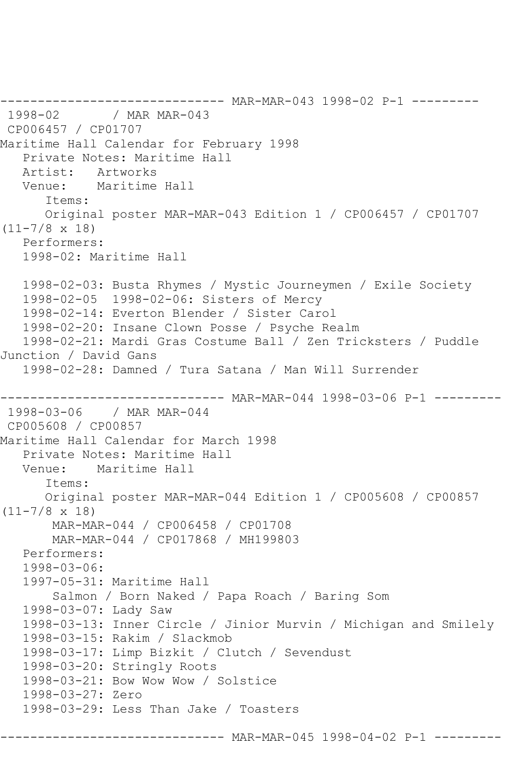------------------------------ MAR-MAR-043 1998-02 P-1 ---------

1998-02 / MAR MAR-043

CP006457 / CP01707

Maritime Hall Calendar for February 1998

Private Notes: Maritime Hall

Artist: Artworks

Venue: Maritime Hall

Items:

Original poster MAR-MAR-043 Edition 1 / CP006457 / CP01707 (11-7/8 x 18)

Performers:

1998-02: Maritime Hall

1998-02-03: Busta Rhymes / Mystic Journeymen / Exile Society

1998-02-05 1998-02-06: Sisters of Mercy

1998-02-14: Everton Blender / Sister Carol

1998-02-20: Insane Clown Posse / Psyche Realm

1998-02-21: Mardi Gras Costume Ball / Zen Tricksters / Puddle Junction / David Gans

1998-02-28: Damned / Tura Satana / Man Will Surrender

------------------------------ MAR-MAR-044 1998-03-06 P-1 ---------

1998-03-06 / MAR MAR-044

CP005608 / CP00857

Maritime Hall Calendar for March 1998

Private Notes: Maritime Hall

Venue: Maritime Hall

Items:

Original poster MAR-MAR-044 Edition 1 / CP005608 / CP00857 (11-7/8 x 18)

MAR-MAR-044 / CP006458 / CP01708

MAR-MAR-044 / CP017868 / MH199803

Performers:

1998-03-06:

1997-05-31: Maritime Hall

Salmon / Born Naked / Papa Roach / Baring Som

1998-03-07: Lady Saw

1998-03-13: Inner Circle / Jinior Murvin / Michigan and Smilely

1998-03-15: Rakim / Slackmob

1998-03-17: Limp Bizkit / Clutch / Sevendust

1998-03-20: Stringly Roots

1998-03-21: Bow Wow Wow / Solstice

1998-03-27: Zero

1998-03-29: Less Than Jake / Toasters

------------------------------ MAR-MAR-045 1998-04-02 P-1 ---------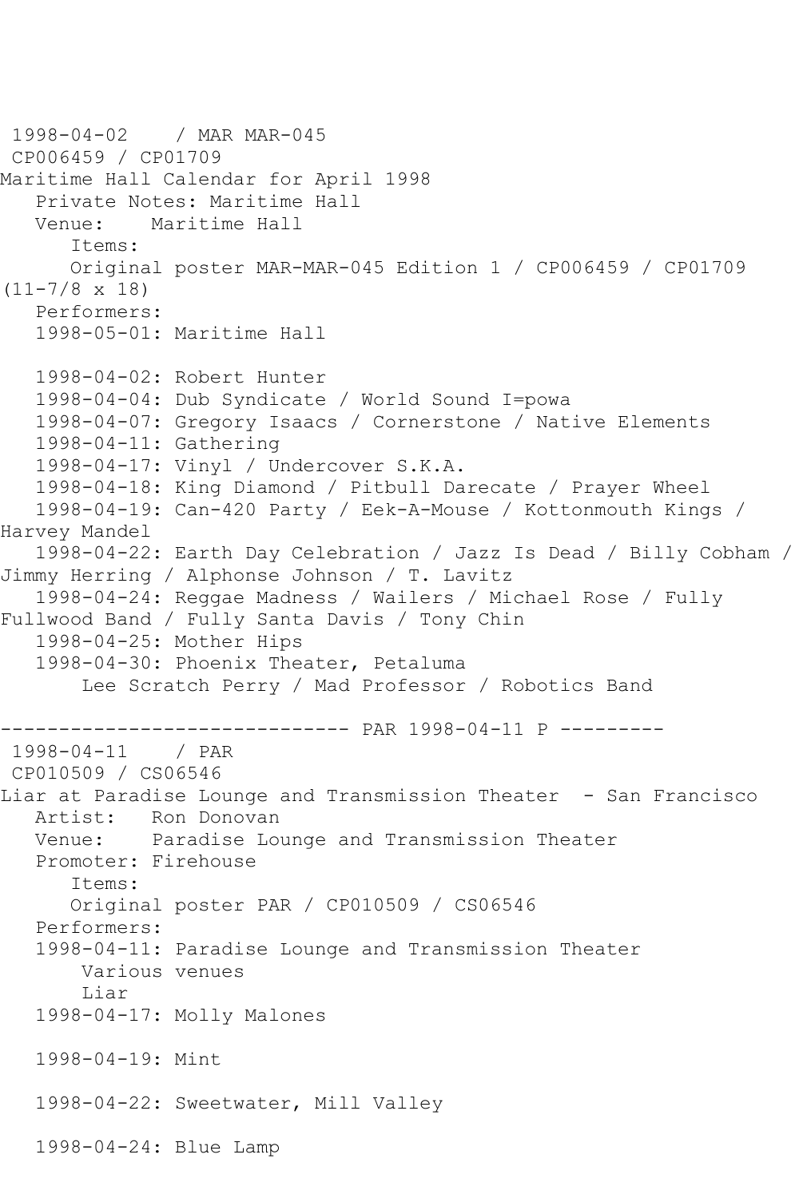1998-04-02 / MAR MAR-045
CP006459 / CP01709
Maritime Hall Calendar for April 1998
Private Notes: Maritime Hall
Venue: Maritime Hall
Items:
Original poster MAR-MAR-045 Edition 1 / CP006459 / CP01709 (11-7/8 x 18)
Performers:
1998-05-01: Maritime Hall

1998-04-02: Robert Hunter
1998-04-04: Dub Syndicate / World Sound I=powa
1998-04-07: Gregory Isaacs / Cornerstone / Native Elements
1998-04-11: Gathering
1998-04-17: Vinyl / Undercover S.K.A.
1998-04-18: King Diamond / Pitbull Darecate / Prayer Wheel
1998-04-19: Can-420 Party / Eek-A-Mouse / Kottonmouth Kings / Harvey Mandel
1998-04-22: Earth Day Celebration / Jazz Is Dead / Billy Cobham / Jimmy Herring / Alphonse Johnson / T. Lavitz
1998-04-24: Reggae Madness / Wailers / Michael Rose / Fully Fullwood Band / Fully Santa Davis / Tony Chin
1998-04-25: Mother Hips
1998-04-30: Phoenix Theater, Petaluma
Lee Scratch Perry / Mad Professor / Robotics Band

------------------------------ PAR 1998-04-11 P ---------

1998-04-11 / PAR
CP010509 / CS06546
Liar at Paradise Lounge and Transmission Theater - San Francisco
Artist: Ron Donovan
Venue: Paradise Lounge and Transmission Theater
Promoter: Firehouse
Items:
Original poster PAR / CP010509 / CS06546
Performers:
1998-04-11: Paradise Lounge and Transmission Theater
Various venues
Liar
1998-04-17: Molly Malones

1998-04-19: Mint

1998-04-22: Sweetwater, Mill Valley

1998-04-24: Blue Lamp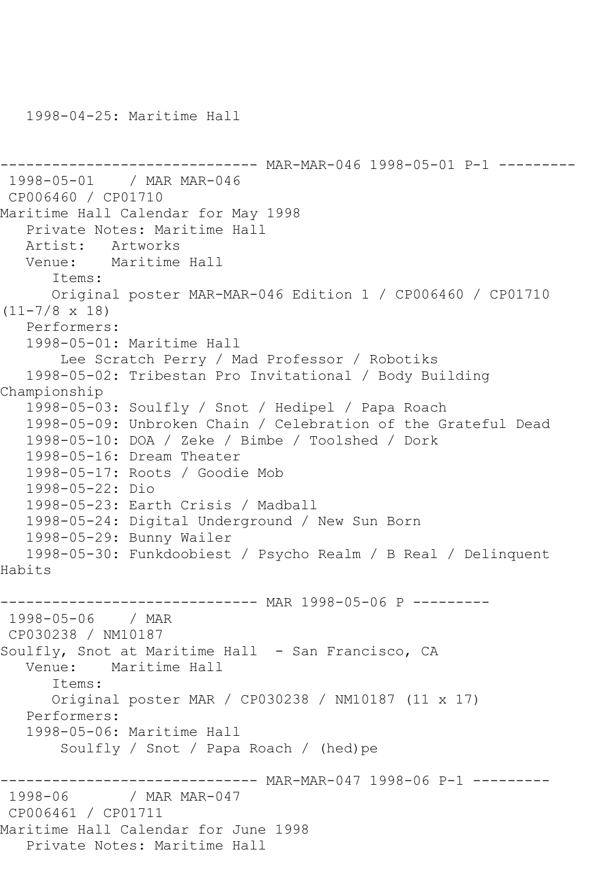1998-04-25: Maritime Hall

------------------------------ MAR-MAR-046 1998-05-01 P-1 ---------
1998-05-01 / MAR MAR-046
CP006460 / CP01710
Maritime Hall Calendar for May 1998
Private Notes: Maritime Hall
Artist: Artworks
Venue: Maritime Hall
Items:
Original poster MAR-MAR-046 Edition 1 / CP006460 / CP01710 (11-7/8 x 18)
Performers:
1998-05-01: Maritime Hall
Lee Scratch Perry / Mad Professor / Robotiks
1998-05-02: Tribestan Pro Invitational / Body Building Championship
1998-05-03: Soulfly / Snot / Hedipel / Papa Roach
1998-05-09: Unbroken Chain / Celebration of the Grateful Dead
1998-05-10: DOA / Zeke / Bimbe / Toolshed / Dork
1998-05-16: Dream Theater
1998-05-17: Roots / Goodie Mob
1998-05-22: Dio
1998-05-23: Earth Crisis / Madball
1998-05-24: Digital Underground / New Sun Born
1998-05-29: Bunny Wailer
1998-05-30: Funkdoobiest / Psycho Realm / B Real / Delinquent Habits

------------------------------ MAR 1998-05-06 P ---------
1998-05-06 / MAR
CP030238 / NM10187
Soulfly, Snot at Maritime Hall - San Francisco, CA
Venue: Maritime Hall
Items:
Original poster MAR / CP030238 / NM10187 (11 x 17)
Performers:
1998-05-06: Maritime Hall
Soulfly / Snot / Papa Roach / (hed)pe

------------------------------ MAR-MAR-047 1998-06 P-1 ---------
1998-06 / MAR MAR-047
CP006461 / CP01711
Maritime Hall Calendar for June 1998
Private Notes: Maritime Hall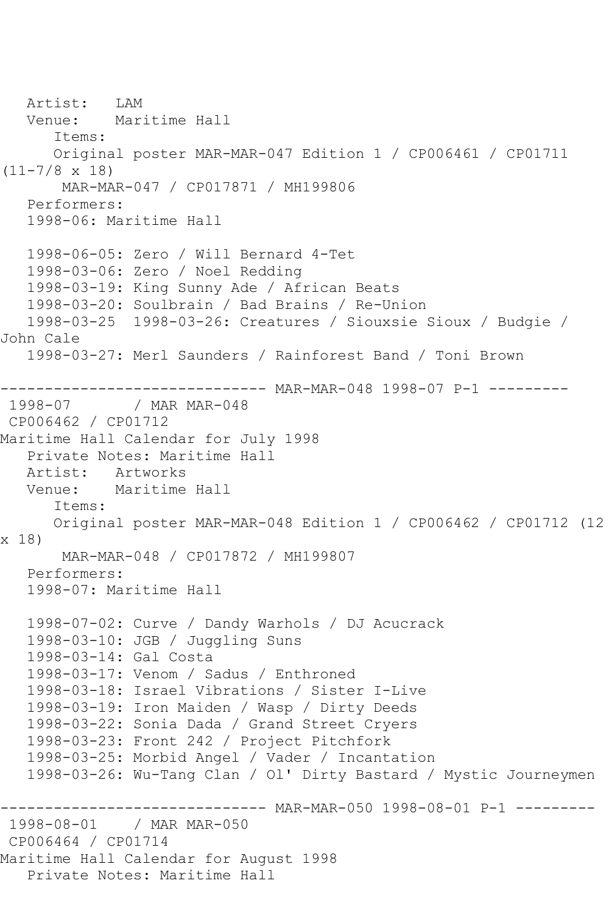Artist:   LAM
   Venue:    Maritime Hall
      Items:
      Original poster MAR-MAR-047 Edition 1 / CP006461 / CP01711 (11-7/8 x 18)
       MAR-MAR-047 / CP017871 / MH199806
   Performers:
   1998-06: Maritime Hall

   1998-06-05: Zero / Will Bernard 4-Tet
   1998-03-06: Zero / Noel Redding
   1998-03-19: King Sunny Ade / African Beats
   1998-03-20: Soulbrain / Bad Brains / Re-Union
   1998-03-25  1998-03-26: Creatures / Siouxsie Sioux / Budgie / John Cale
   1998-03-27: Merl Saunders / Rainforest Band / Toni Brown

------------------------------ MAR-MAR-048 1998-07 P-1 ---------
 1998-07       / MAR MAR-048
 CP006462 / CP01712
Maritime Hall Calendar for July 1998
   Private Notes: Maritime Hall
   Artist:   Artworks
   Venue:    Maritime Hall
      Items:
      Original poster MAR-MAR-048 Edition 1 / CP006462 / CP01712 (12 x 18)
       MAR-MAR-048 / CP017872 / MH199807
   Performers:
   1998-07: Maritime Hall

   1998-07-02: Curve / Dandy Warhols / DJ Acucrack
   1998-03-10: JGB / Juggling Suns
   1998-03-14: Gal Costa
   1998-03-17: Venom / Sadus / Enthroned
   1998-03-18: Israel Vibrations / Sister I-Live
   1998-03-19: Iron Maiden / Wasp / Dirty Deeds
   1998-03-22: Sonia Dada / Grand Street Cryers
   1998-03-23: Front 242 / Project Pitchfork
   1998-03-25: Morbid Angel / Vader / Incantation
   1998-03-26: Wu-Tang Clan / Ol' Dirty Bastard / Mystic Journeymen

------------------------------ MAR-MAR-050 1998-08-01 P-1 ---------
 1998-08-01    / MAR MAR-050
 CP006464 / CP01714
Maritime Hall Calendar for August 1998
   Private Notes: Maritime Hall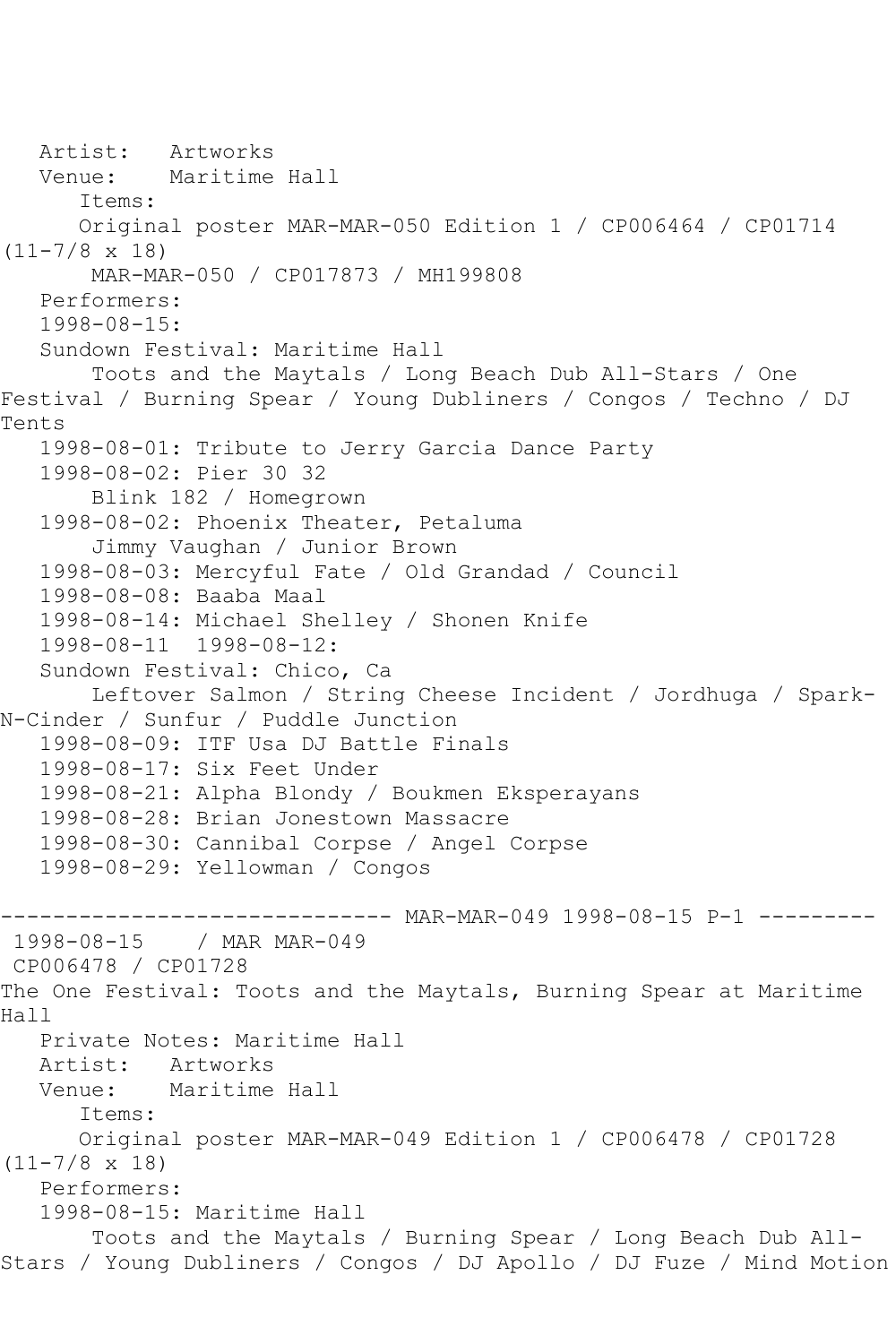Artist: Artworks
Venue: Maritime Hall
Items:
Original poster MAR-MAR-050 Edition 1 / CP006464 / CP01714 (11-7/8 x 18)
MAR-MAR-050 / CP017873 / MH199808
Performers:
1998-08-15:
Sundown Festival: Maritime Hall
Toots and the Maytals / Long Beach Dub All-Stars / One Festival / Burning Spear / Young Dubliners / Congos / Techno / DJ Tents
1998-08-01: Tribute to Jerry Garcia Dance Party
1998-08-02: Pier 30 32
Blink 182 / Homegrown
1998-08-02: Phoenix Theater, Petaluma
Jimmy Vaughan / Junior Brown
1998-08-03: Mercyful Fate / Old Grandad / Council
1998-08-08: Baaba Maal
1998-08-14: Michael Shelley / Shonen Knife
1998-08-11 1998-08-12:
Sundown Festival: Chico, Ca
Leftover Salmon / String Cheese Incident / Jordhuga / Spark-N-Cinder / Sunfur / Puddle Junction
1998-08-09: ITF Usa DJ Battle Finals
1998-08-17: Six Feet Under
1998-08-21: Alpha Blondy / Boukmen Eksperayans
1998-08-28: Brian Jonestown Massacre
1998-08-30: Cannibal Corpse / Angel Corpse
1998-08-29: Yellowman / Congos

------------------------------ MAR-MAR-049 1998-08-15 P-1 ---------

1998-08-15 / MAR MAR-049
CP006478 / CP01728
The One Festival: Toots and the Maytals, Burning Spear at Maritime Hall
Private Notes: Maritime Hall
Artist: Artworks
Venue: Maritime Hall
Items:
Original poster MAR-MAR-049 Edition 1 / CP006478 / CP01728 (11-7/8 x 18)
Performers:
1998-08-15: Maritime Hall
Toots and the Maytals / Burning Spear / Long Beach Dub All-Stars / Young Dubliners / Congos / DJ Apollo / DJ Fuze / Mind Motion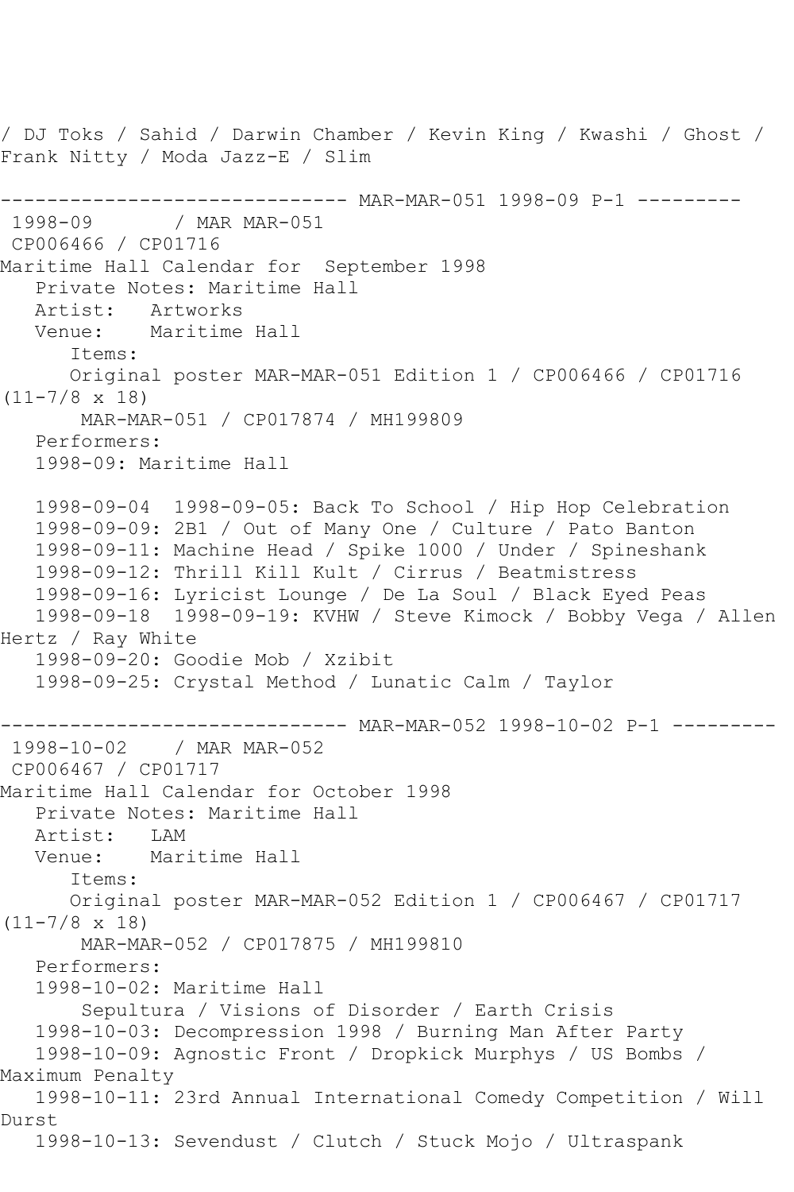/ DJ Toks / Sahid / Darwin Chamber / Kevin King / Kwashi / Ghost / Frank Nitty / Moda Jazz-E / Slim

------------------------------ MAR-MAR-051 1998-09 P-1 ---------

1998-09 / MAR MAR-051

CP006466 / CP01716

Maritime Hall Calendar for September 1998

Private Notes: Maritime Hall

Artist: Artworks

Venue: Maritime Hall

Items:

Original poster MAR-MAR-051 Edition 1 / CP006466 / CP01716 (11-7/8 x 18)

MAR-MAR-051 / CP017874 / MH199809

Performers:

1998-09: Maritime Hall

1998-09-04 1998-09-05: Back To School / Hip Hop Celebration

1998-09-09: 2B1 / Out of Many One / Culture / Pato Banton

1998-09-11: Machine Head / Spike 1000 / Under / Spineshank

1998-09-12: Thrill Kill Kult / Cirrus / Beatmistress

1998-09-16: Lyricist Lounge / De La Soul / Black Eyed Peas

1998-09-18 1998-09-19: KVHW / Steve Kimock / Bobby Vega / Allen Hertz / Ray White

1998-09-20: Goodie Mob / Xzibit

1998-09-25: Crystal Method / Lunatic Calm / Taylor

------------------------------ MAR-MAR-052 1998-10-02 P-1 ---------

1998-10-02 / MAR MAR-052

CP006467 / CP01717

Maritime Hall Calendar for October 1998

Private Notes: Maritime Hall

Artist: LAM

Venue: Maritime Hall

Items:

Original poster MAR-MAR-052 Edition 1 / CP006467 / CP01717 (11-7/8 x 18)

MAR-MAR-052 / CP017875 / MH199810

Performers:

1998-10-02: Maritime Hall

Sepultura / Visions of Disorder / Earth Crisis

1998-10-03: Decompression 1998 / Burning Man After Party

1998-10-09: Agnostic Front / Dropkick Murphys / US Bombs / Maximum Penalty

1998-10-11: 23rd Annual International Comedy Competition / Will Durst

1998-10-13: Sevendust / Clutch / Stuck Mojo / Ultraspank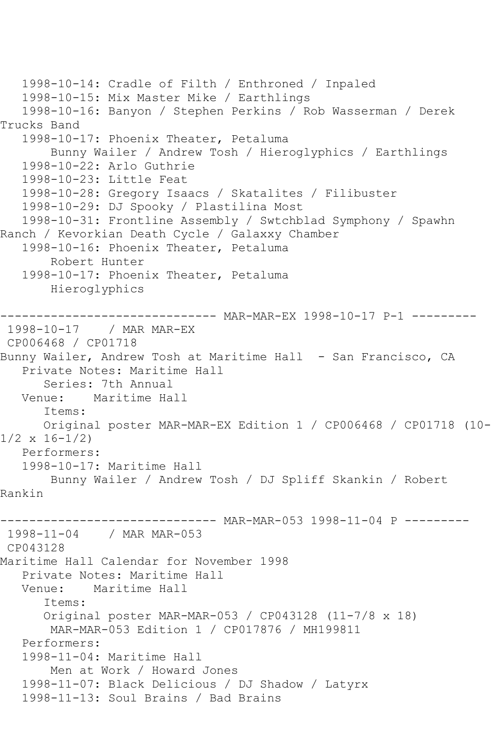1998-10-14: Cradle of Filth / Enthroned / Inpaled
1998-10-15: Mix Master Mike / Earthlings
1998-10-16: Banyon / Stephen Perkins / Rob Wasserman / Derek Trucks Band
1998-10-17: Phoenix Theater, Petaluma
Bunny Wailer / Andrew Tosh / Hieroglyphics / Earthlings
1998-10-22: Arlo Guthrie
1998-10-23: Little Feat
1998-10-28: Gregory Isaacs / Skatalites / Filibuster
1998-10-29: DJ Spooky / Plastilina Most
1998-10-31: Frontline Assembly / Swtchblad Symphony / Spawhn Ranch / Kevorkian Death Cycle / Galaxxy Chamber
1998-10-16: Phoenix Theater, Petaluma
Robert Hunter
1998-10-17: Phoenix Theater, Petaluma
Hieroglyphics

------------------------------ MAR-MAR-EX 1998-10-17 P-1 ---------

1998-10-17 / MAR MAR-EX
CP006468 / CP01718
Bunny Wailer, Andrew Tosh at Maritime Hall - San Francisco, CA
Private Notes: Maritime Hall
Series: 7th Annual
Venue: Maritime Hall
Items:
Original poster MAR-MAR-EX Edition 1 / CP006468 / CP01718 (10-1/2 x 16-1/2)
Performers:
1998-10-17: Maritime Hall
Bunny Wailer / Andrew Tosh / DJ Spliff Skankin / Robert Rankin

------------------------------ MAR-MAR-053 1998-11-04 P ---------

1998-11-04 / MAR MAR-053
CP043128
Maritime Hall Calendar for November 1998
Private Notes: Maritime Hall
Venue: Maritime Hall
Items:
Original poster MAR-MAR-053 / CP043128 (11-7/8 x 18)
MAR-MAR-053 Edition 1 / CP017876 / MH199811
Performers:
1998-11-04: Maritime Hall
Men at Work / Howard Jones
1998-11-07: Black Delicious / DJ Shadow / Latyrx
1998-11-13: Soul Brains / Bad Brains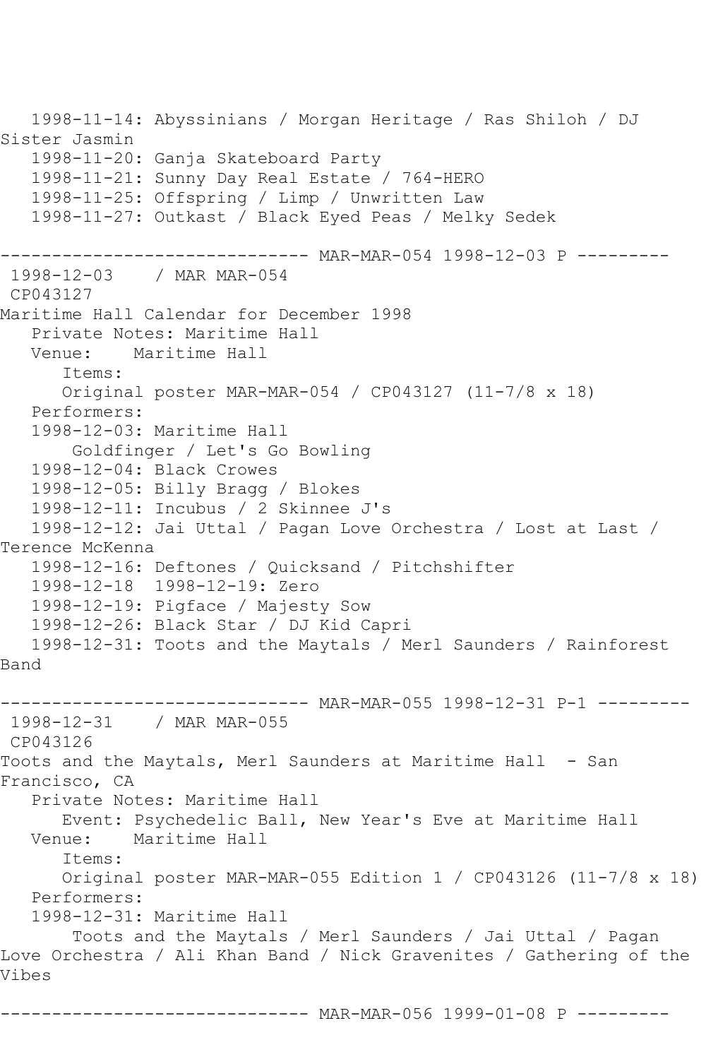1998-11-14: Abyssinians / Morgan Heritage / Ras Shiloh / DJ Sister Jasmin
   1998-11-20: Ganja Skateboard Party
   1998-11-21: Sunny Day Real Estate / 764-HERO
   1998-11-25: Offspring / Limp / Unwritten Law
   1998-11-27: Outkast / Black Eyed Peas / Melky Sedek

------------------------------ MAR-MAR-054 1998-12-03 P ---------

1998-12-03    / MAR MAR-054
CP043127
Maritime Hall Calendar for December 1998
   Private Notes: Maritime Hall
   Venue:    Maritime Hall
      Items:
      Original poster MAR-MAR-054 / CP043127 (11-7/8 x 18)
   Performers:
   1998-12-03: Maritime Hall
       Goldfinger / Let's Go Bowling
   1998-12-04: Black Crowes
   1998-12-05: Billy Bragg / Blokes
   1998-12-11: Incubus / 2 Skinnee J's
   1998-12-12: Jai Uttal / Pagan Love Orchestra / Lost at Last / Terence McKenna
   1998-12-16: Deftones / Quicksand / Pitchshifter
   1998-12-18  1998-12-19: Zero
   1998-12-19: Pigface / Majesty Sow
   1998-12-26: Black Star / DJ Kid Capri
   1998-12-31: Toots and the Maytals / Merl Saunders / Rainforest Band

------------------------------ MAR-MAR-055 1998-12-31 P-1 ---------

1998-12-31    / MAR MAR-055
CP043126
Toots and the Maytals, Merl Saunders at Maritime Hall  - San Francisco, CA
   Private Notes: Maritime Hall
      Event: Psychedelic Ball, New Year's Eve at Maritime Hall
   Venue:    Maritime Hall
      Items:
      Original poster MAR-MAR-055 Edition 1 / CP043126 (11-7/8 x 18)
   Performers:
   1998-12-31: Maritime Hall
       Toots and the Maytals / Merl Saunders / Jai Uttal / Pagan Love Orchestra / Ali Khan Band / Nick Gravenites / Gathering of the Vibes

------------------------------ MAR-MAR-056 1999-01-08 P ---------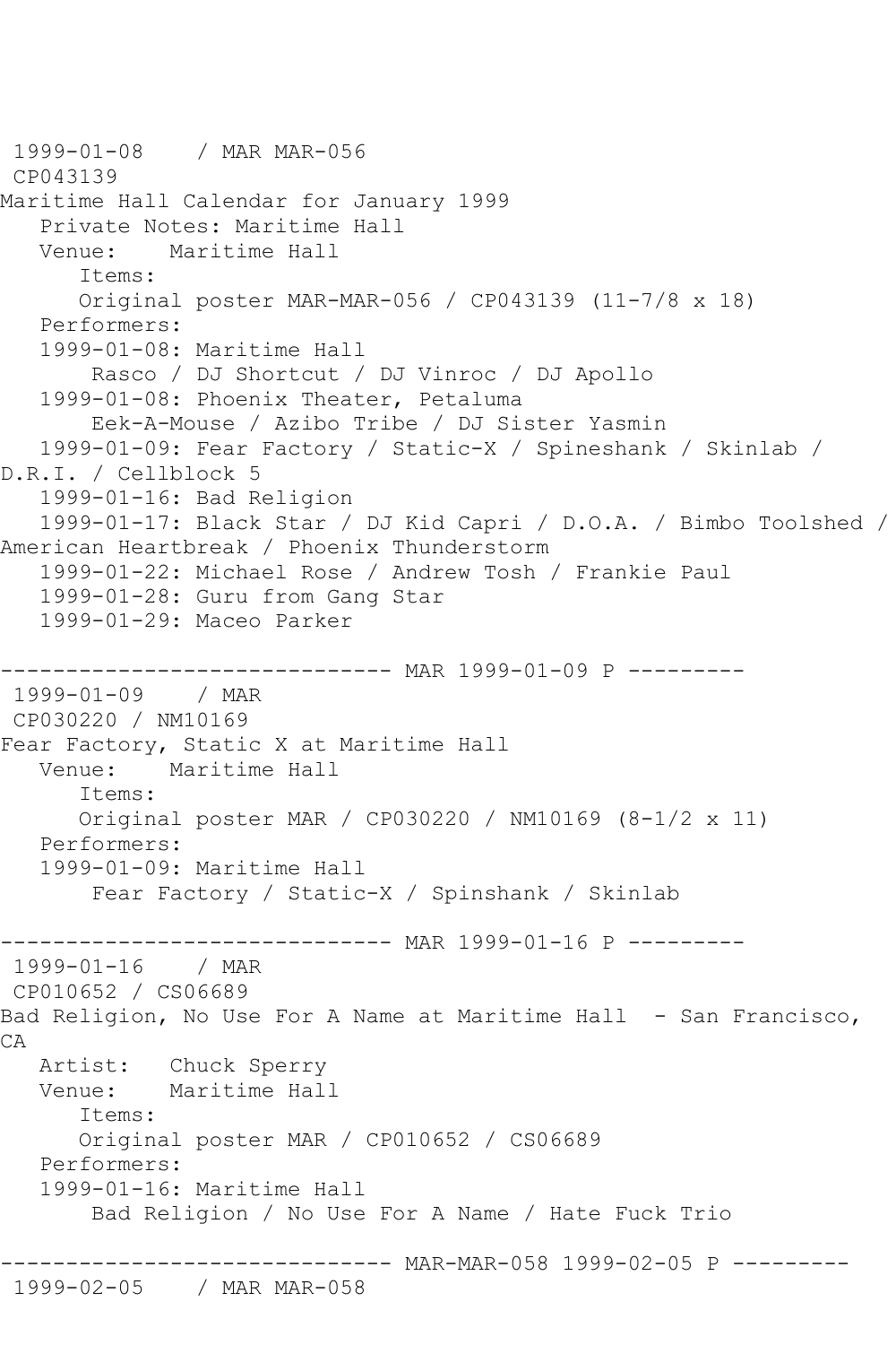1999-01-08 / MAR MAR-056
CP043139
Maritime Hall Calendar for January 1999
Private Notes: Maritime Hall
Venue: Maritime Hall
Items:
Original poster MAR-MAR-056 / CP043139 (11-7/8 x 18)
Performers:
1999-01-08: Maritime Hall
Rasco / DJ Shortcut / DJ Vinroc / DJ Apollo
1999-01-08: Phoenix Theater, Petaluma
Eek-A-Mouse / Azibo Tribe / DJ Sister Yasmin
1999-01-09: Fear Factory / Static-X / Spineshank / Skinlab / D.R.I. / Cellblock 5
1999-01-16: Bad Religion
1999-01-17: Black Star / DJ Kid Capri / D.O.A. / Bimbo Toolshed / American Heartbreak / Phoenix Thunderstorm
1999-01-22: Michael Rose / Andrew Tosh / Frankie Paul
1999-01-28: Guru from Gang Star
1999-01-29: Maceo Parker

------------------------------ MAR 1999-01-09 P ---------

1999-01-09 / MAR
CP030220 / NM10169
Fear Factory, Static X at Maritime Hall
Venue: Maritime Hall
Items:
Original poster MAR / CP030220 / NM10169 (8-1/2 x 11)
Performers:
1999-01-09: Maritime Hall
Fear Factory / Static-X / Spinshank / Skinlab

------------------------------ MAR 1999-01-16 P ---------

1999-01-16 / MAR
CP010652 / CS06689
Bad Religion, No Use For A Name at Maritime Hall - San Francisco, CA
Artist: Chuck Sperry
Venue: Maritime Hall
Items:
Original poster MAR / CP010652 / CS06689
Performers:
1999-01-16: Maritime Hall
Bad Religion / No Use For A Name / Hate Fuck Trio

------------------------------ MAR-MAR-058 1999-02-05 P ---------

1999-02-05 / MAR MAR-058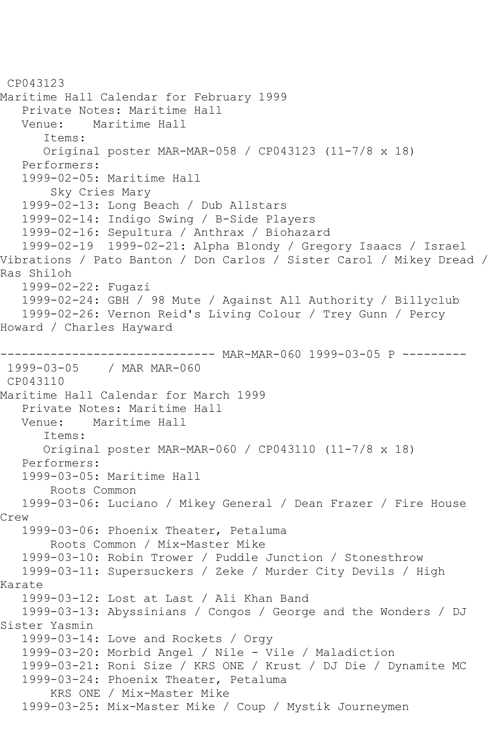CP043123
Maritime Hall Calendar for February 1999
   Private Notes: Maritime Hall
   Venue:    Maritime Hall
      Items:
      Original poster MAR-MAR-058 / CP043123 (11-7/8 x 18)
   Performers:
   1999-02-05: Maritime Hall
       Sky Cries Mary
   1999-02-13: Long Beach / Dub Allstars
   1999-02-14: Indigo Swing / B-Side Players
   1999-02-16: Sepultura / Anthrax / Biohazard
   1999-02-19  1999-02-21: Alpha Blondy / Gregory Isaacs / Israel Vibrations / Pato Banton / Don Carlos / Sister Carol / Mikey Dread / Ras Shiloh
   1999-02-22: Fugazi
   1999-02-24: GBH / 98 Mute / Against All Authority / Billyclub
   1999-02-26: Vernon Reid's Living Colour / Trey Gunn / Percy Howard / Charles Hayward

------------------------------ MAR-MAR-060 1999-03-05 P ---------
 1999-03-05    / MAR MAR-060
 CP043110
Maritime Hall Calendar for March 1999
   Private Notes: Maritime Hall
   Venue:    Maritime Hall
      Items:
      Original poster MAR-MAR-060 / CP043110 (11-7/8 x 18)
   Performers:
   1999-03-05: Maritime Hall
       Roots Common
   1999-03-06: Luciano / Mikey General / Dean Frazer / Fire House Crew
   1999-03-06: Phoenix Theater, Petaluma
       Roots Common / Mix-Master Mike
   1999-03-10: Robin Trower / Puddle Junction / Stonesthrow
   1999-03-11: Supersuckers / Zeke / Murder City Devils / High Karate
   1999-03-12: Lost at Last / Ali Khan Band
   1999-03-13: Abyssinians / Congos / George and the Wonders / DJ Sister Yasmin
   1999-03-14: Love and Rockets / Orgy
   1999-03-20: Morbid Angel / Nile - Vile / Maladiction
   1999-03-21: Roni Size / KRS ONE / Krust / DJ Die / Dynamite MC
   1999-03-24: Phoenix Theater, Petaluma
       KRS ONE / Mix-Master Mike
   1999-03-25: Mix-Master Mike / Coup / Mystik Journeymen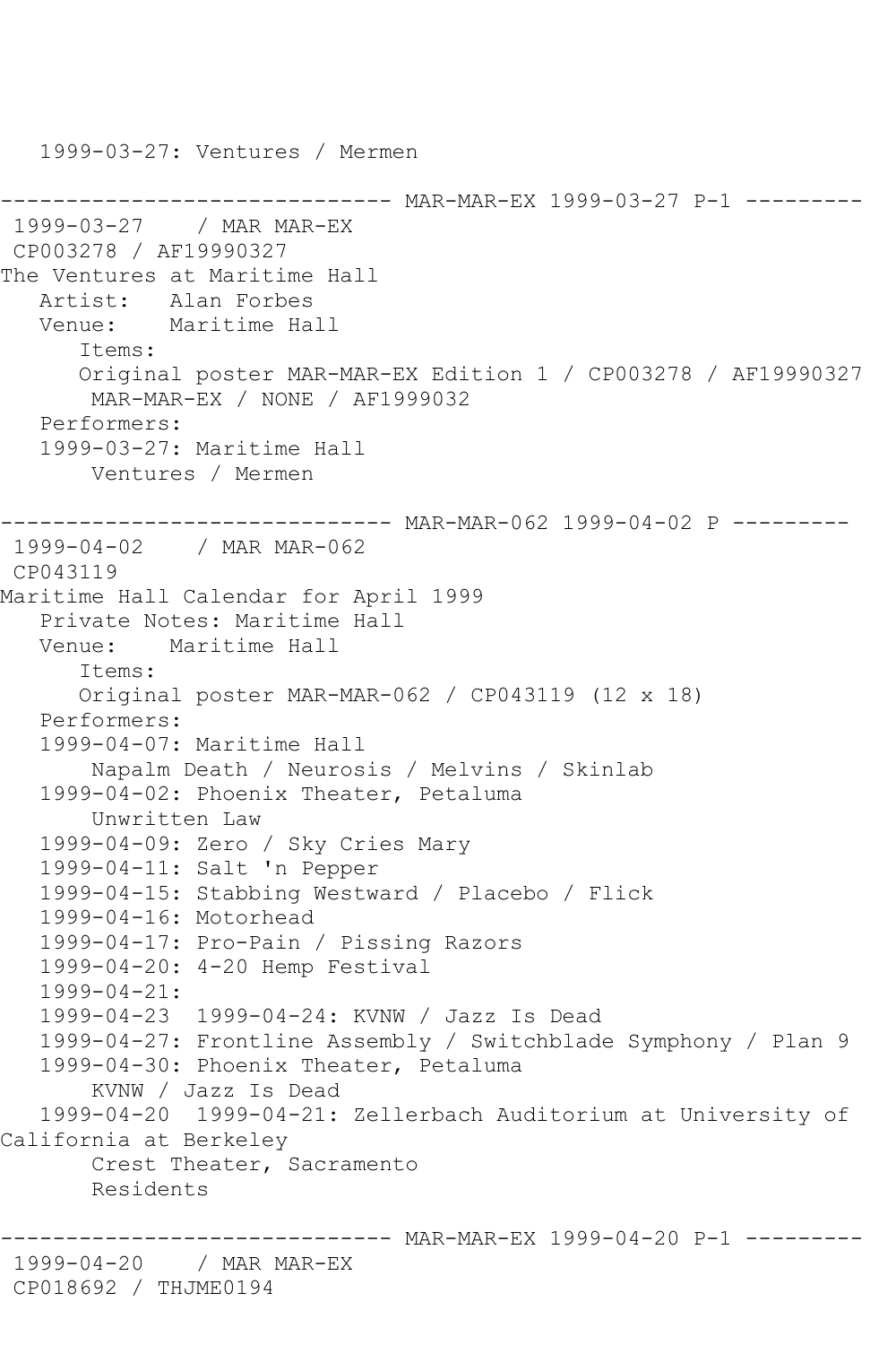1999-03-27: Ventures / Mermen

```
------------------------------ MAR-MAR-EX 1999-03-27 P-1 ---------
 1999-03-27    / MAR MAR-EX
 CP003278 / AF19990327
The Ventures at Maritime Hall
   Artist:   Alan Forbes
   Venue:    Maritime Hall
      Items:
      Original poster MAR-MAR-EX Edition 1 / CP003278 / AF19990327
       MAR-MAR-EX / NONE / AF1999032
   Performers:
   1999-03-27: Maritime Hall
       Ventures / Mermen

------------------------------ MAR-MAR-062 1999-04-02 P ---------
 1999-04-02    / MAR MAR-062
 CP043119
Maritime Hall Calendar for April 1999
   Private Notes: Maritime Hall
   Venue:    Maritime Hall
      Items:
      Original poster MAR-MAR-062 / CP043119 (12 x 18)
   Performers:
   1999-04-07: Maritime Hall
       Napalm Death / Neurosis / Melvins / Skinlab
   1999-04-02: Phoenix Theater, Petaluma
       Unwritten Law
   1999-04-09: Zero / Sky Cries Mary
   1999-04-11: Salt 'n Pepper
   1999-04-15: Stabbing Westward / Placebo / Flick
   1999-04-16: Motorhead
   1999-04-17: Pro-Pain / Pissing Razors
   1999-04-20: 4-20 Hemp Festival
   1999-04-21:
   1999-04-23  1999-04-24: KVNW / Jazz Is Dead
   1999-04-27: Frontline Assembly / Switchblade Symphony / Plan 9
   1999-04-30: Phoenix Theater, Petaluma
       KVNW / Jazz Is Dead
   1999-04-20  1999-04-21: Zellerbach Auditorium at University of
California at Berkeley
       Crest Theater, Sacramento
       Residents

------------------------------ MAR-MAR-EX 1999-04-20 P-1 ---------
 1999-04-20    / MAR MAR-EX
 CP018692 / THJME0194
```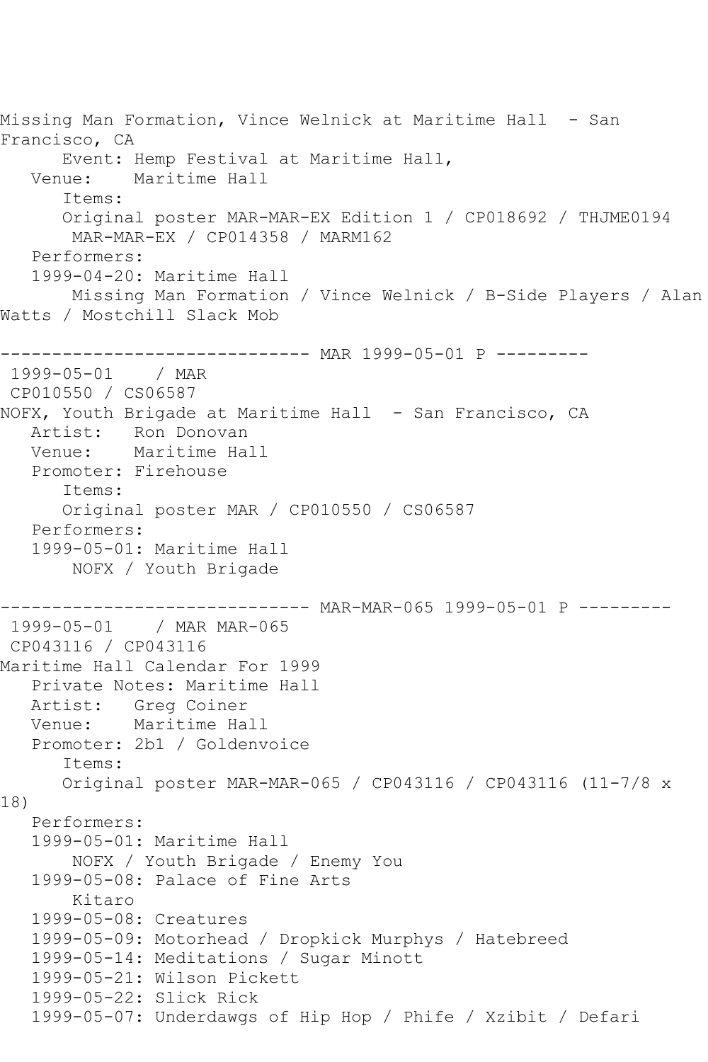Missing Man Formation, Vince Welnick at Maritime Hall - San Francisco, CA
      Event: Hemp Festival at Maritime Hall,
   Venue:    Maritime Hall
      Items:
      Original poster MAR-MAR-EX Edition 1 / CP018692 / THJME0194
       MAR-MAR-EX / CP014358 / MARM162
   Performers:
   1999-04-20: Maritime Hall
       Missing Man Formation / Vince Welnick / B-Side Players / Alan Watts / Mostchill Slack Mob

------------------------------ MAR 1999-05-01 P ---------
 1999-05-01    / MAR
 CP010550 / CS06587
NOFX, Youth Brigade at Maritime Hall - San Francisco, CA
   Artist:   Ron Donovan
   Venue:    Maritime Hall
   Promoter: Firehouse
      Items:
      Original poster MAR / CP010550 / CS06587
   Performers:
   1999-05-01: Maritime Hall
       NOFX / Youth Brigade

------------------------------ MAR-MAR-065 1999-05-01 P ---------
 1999-05-01    / MAR MAR-065
 CP043116 / CP043116
Maritime Hall Calendar For 1999
   Private Notes: Maritime Hall
   Artist:   Greg Coiner
   Venue:    Maritime Hall
   Promoter: 2b1 / Goldenvoice
      Items:
      Original poster MAR-MAR-065 / CP043116 / CP043116 (11-7/8 x 18)
   Performers:
   1999-05-01: Maritime Hall
       NOFX / Youth Brigade / Enemy You
   1999-05-08: Palace of Fine Arts
       Kitaro
   1999-05-08: Creatures
   1999-05-09: Motorhead / Dropkick Murphys / Hatebreed
   1999-05-14: Meditations / Sugar Minott
   1999-05-21: Wilson Pickett
   1999-05-22: Slick Rick
   1999-05-07: Underdawgs of Hip Hop / Phife / Xzibit / Defari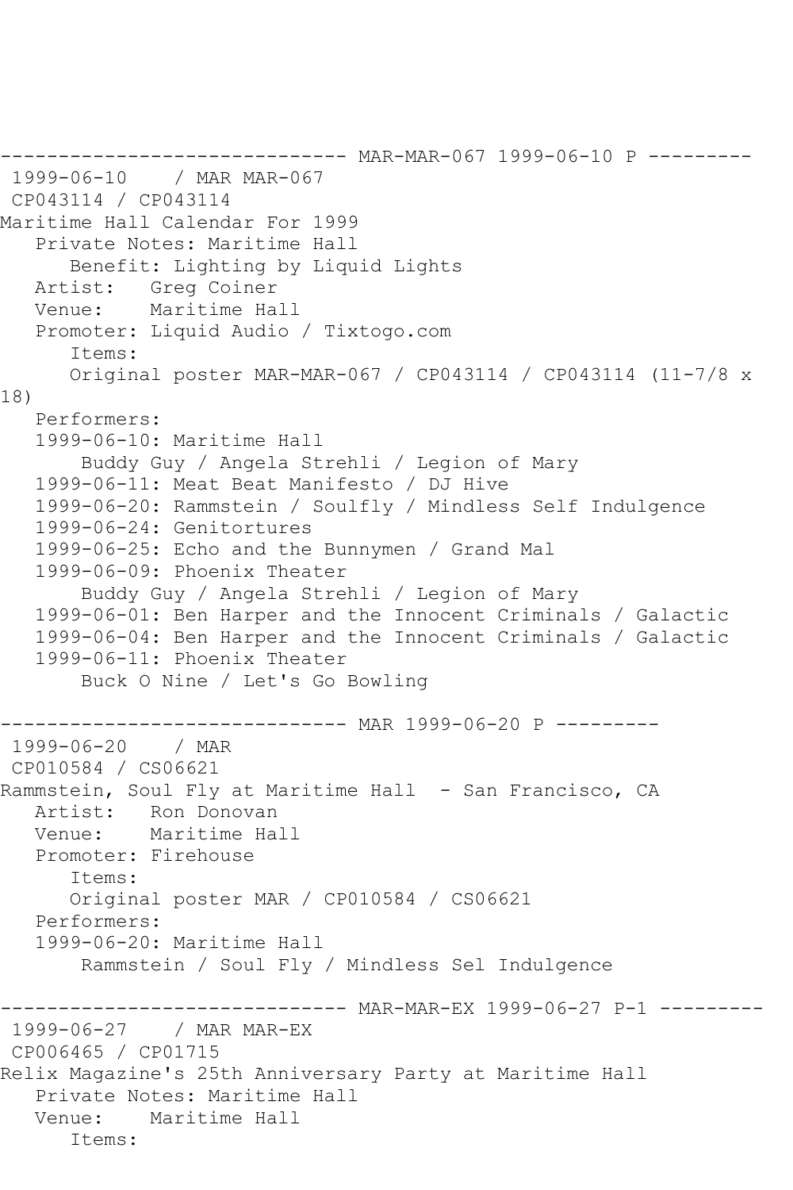```
------------------------------ MAR-MAR-067 1999-06-10 P ---------
 1999-06-10    / MAR MAR-067
 CP043114 / CP043114
Maritime Hall Calendar For 1999
   Private Notes: Maritime Hall
      Benefit: Lighting by Liquid Lights
   Artist:   Greg Coiner
   Venue:    Maritime Hall
   Promoter: Liquid Audio / Tixtogo.com
      Items:
      Original poster MAR-MAR-067 / CP043114 / CP043114 (11-7/8 x 
18)
   Performers:
   1999-06-10: Maritime Hall
       Buddy Guy / Angela Strehli / Legion of Mary
   1999-06-11: Meat Beat Manifesto / DJ Hive
   1999-06-20: Rammstein / Soulfly / Mindless Self Indulgence
   1999-06-24: Genitortures
   1999-06-25: Echo and the Bunnymen / Grand Mal
   1999-06-09: Phoenix Theater
       Buddy Guy / Angela Strehli / Legion of Mary
   1999-06-01: Ben Harper and the Innocent Criminals / Galactic
   1999-06-04: Ben Harper and the Innocent Criminals / Galactic
   1999-06-11: Phoenix Theater
       Buck O Nine / Let's Go Bowling

------------------------------ MAR 1999-06-20 P ---------
 1999-06-20    / MAR
 CP010584 / CS06621
Rammstein, Soul Fly at Maritime Hall  - San Francisco, CA
   Artist:   Ron Donovan
   Venue:    Maritime Hall
   Promoter: Firehouse
      Items:
      Original poster MAR / CP010584 / CS06621
   Performers:
   1999-06-20: Maritime Hall
       Rammstein / Soul Fly / Mindless Sel Indulgence

------------------------------ MAR-MAR-EX 1999-06-27 P-1 ---------
 1999-06-27    / MAR MAR-EX
 CP006465 / CP01715
Relix Magazine's 25th Anniversary Party at Maritime Hall
   Private Notes: Maritime Hall
   Venue:    Maritime Hall
      Items:
```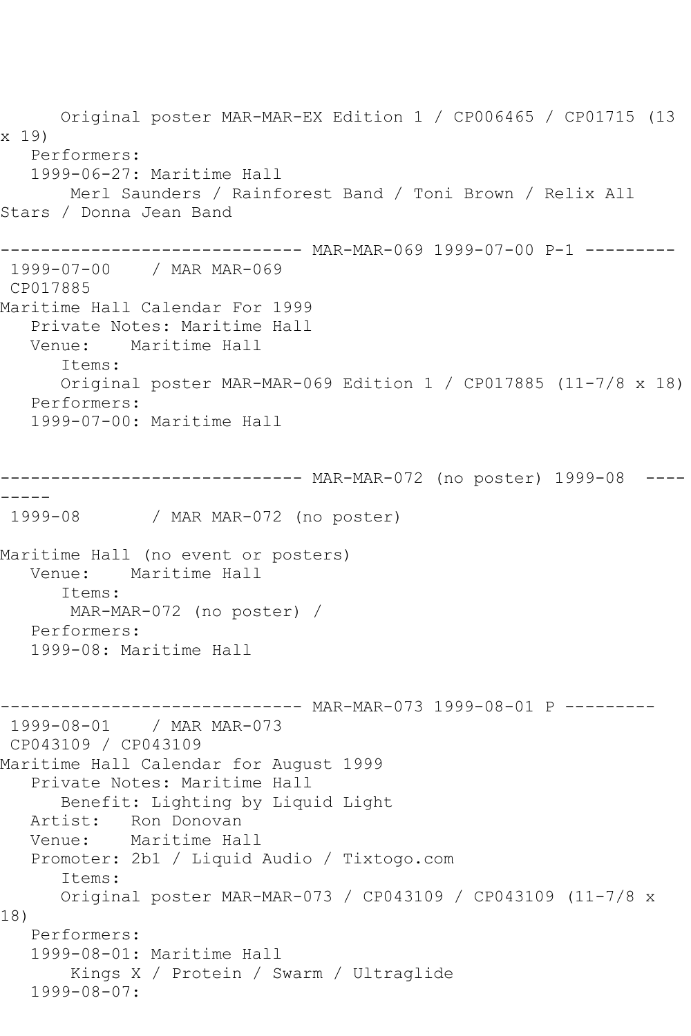Original poster MAR-MAR-EX Edition 1 / CP006465 / CP01715 (13 x 19)
Performers:
1999-06-27: Maritime Hall
Merl Saunders / Rainforest Band / Toni Brown / Relix All Stars / Donna Jean Band

------------------------------ MAR-MAR-069 1999-07-00 P-1 ---------

1999-07-00 / MAR MAR-069
CP017885
Maritime Hall Calendar For 1999
Private Notes: Maritime Hall
Venue: Maritime Hall
Items:
Original poster MAR-MAR-069 Edition 1 / CP017885 (11-7/8 x 18)
Performers:
1999-07-00: Maritime Hall

------------------------------ MAR-MAR-072 (no poster) 1999-08 ---------

1999-08 / MAR MAR-072 (no poster)

Maritime Hall (no event or posters)
Venue: Maritime Hall
Items:
MAR-MAR-072 (no poster) /
Performers:
1999-08: Maritime Hall

------------------------------ MAR-MAR-073 1999-08-01 P ---------

1999-08-01 / MAR MAR-073
CP043109 / CP043109
Maritime Hall Calendar for August 1999
Private Notes: Maritime Hall
Benefit: Lighting by Liquid Light
Artist: Ron Donovan
Venue: Maritime Hall
Promoter: 2b1 / Liquid Audio / Tixtogo.com
Items:
Original poster MAR-MAR-073 / CP043109 / CP043109 (11-7/8 x 18)
Performers:
1999-08-01: Maritime Hall
Kings X / Protein / Swarm / Ultraglide
1999-08-07: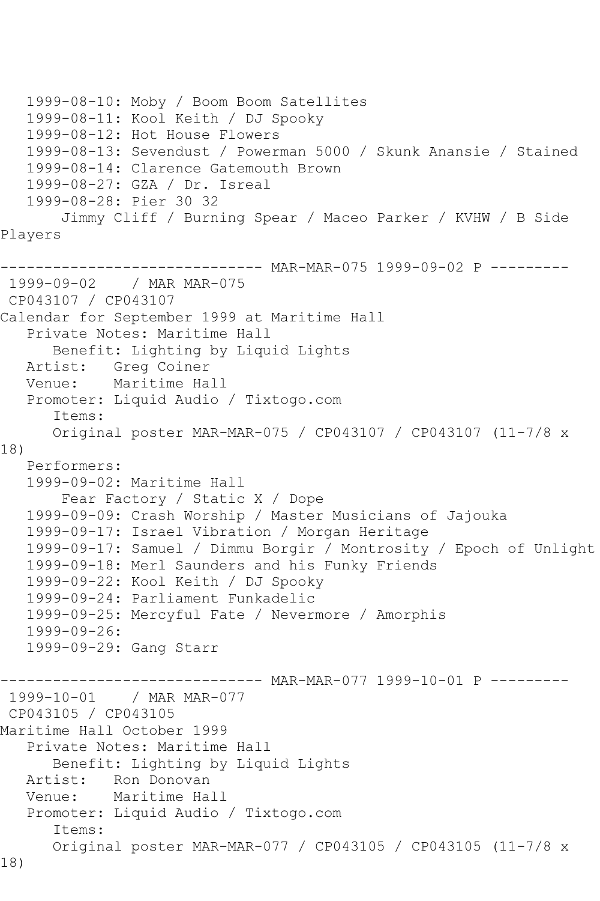```
   1999-08-10: Moby / Boom Boom Satellites
   1999-08-11: Kool Keith / DJ Spooky
   1999-08-12: Hot House Flowers
   1999-08-13: Sevendust / Powerman 5000 / Skunk Anansie / Stained
   1999-08-14: Clarence Gatemouth Brown
   1999-08-27: GZA / Dr. Isreal
   1999-08-28: Pier 30 32
       Jimmy Cliff / Burning Spear / Maceo Parker / KVHW / B Side
Players

------------------------------ MAR-MAR-075 1999-09-02 P ---------
 1999-09-02    / MAR MAR-075
 CP043107 / CP043107
Calendar for September 1999 at Maritime Hall
   Private Notes: Maritime Hall
      Benefit: Lighting by Liquid Lights
   Artist:   Greg Coiner
   Venue:    Maritime Hall
   Promoter: Liquid Audio / Tixtogo.com
      Items:
      Original poster MAR-MAR-075 / CP043107 / CP043107 (11-7/8 x
18)
   Performers:
   1999-09-02: Maritime Hall
       Fear Factory / Static X / Dope
   1999-09-09: Crash Worship / Master Musicians of Jajouka
   1999-09-17: Israel Vibration / Morgan Heritage
   1999-09-17: Samuel / Dimmu Borgir / Montrosity / Epoch of Unlight
   1999-09-18: Merl Saunders and his Funky Friends
   1999-09-22: Kool Keith / DJ Spooky
   1999-09-24: Parliament Funkadelic
   1999-09-25: Mercyful Fate / Nevermore / Amorphis
   1999-09-26:
   1999-09-29: Gang Starr

------------------------------ MAR-MAR-077 1999-10-01 P ---------
 1999-10-01    / MAR MAR-077
 CP043105 / CP043105
Maritime Hall October 1999
   Private Notes: Maritime Hall
      Benefit: Lighting by Liquid Lights
   Artist:   Ron Donovan
   Venue:    Maritime Hall
   Promoter: Liquid Audio / Tixtogo.com
      Items:
      Original poster MAR-MAR-077 / CP043105 / CP043105 (11-7/8 x
18)
```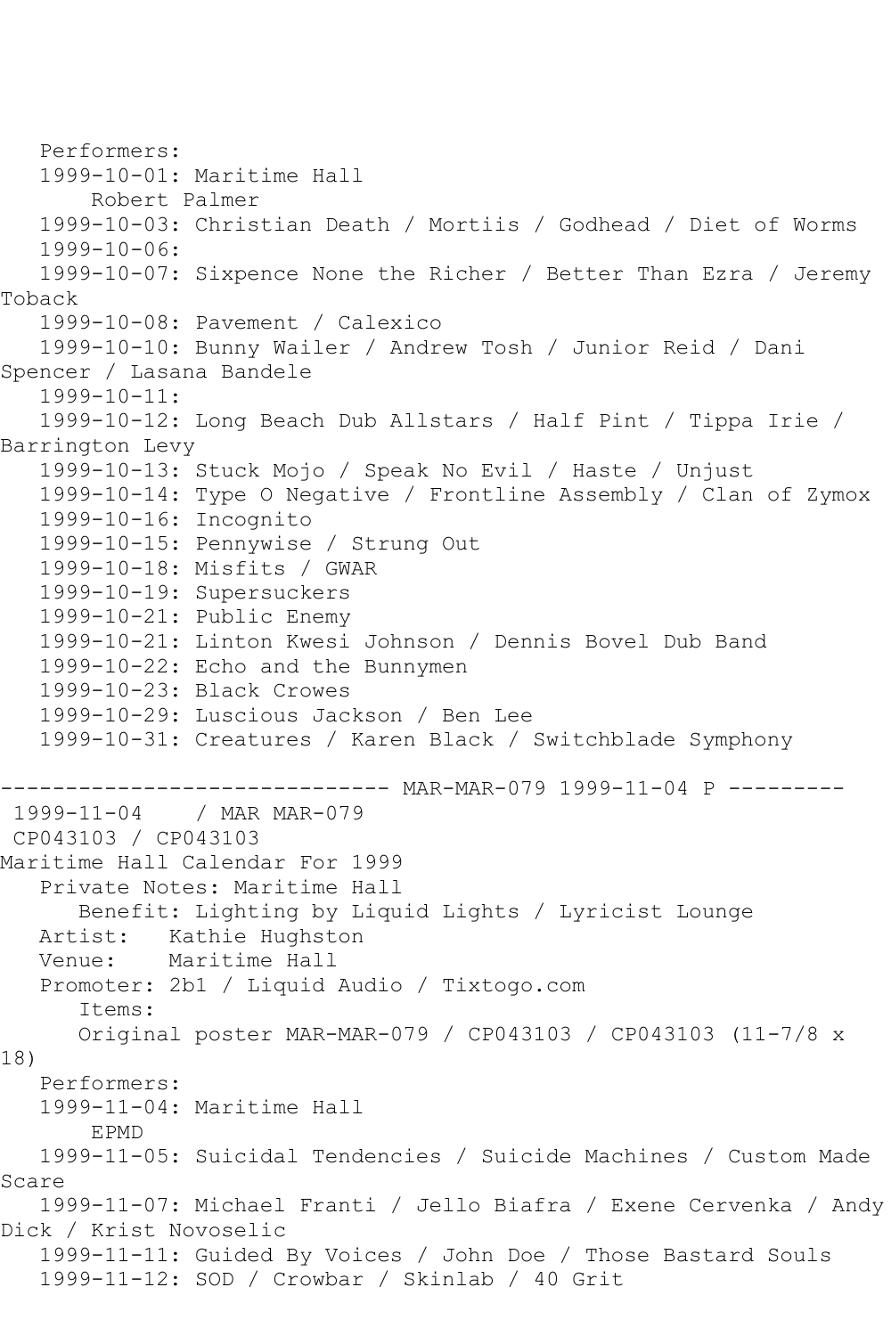Performers:
1999-10-01: Maritime Hall
Robert Palmer
1999-10-03: Christian Death / Mortiis / Godhead / Diet of Worms
1999-10-06:
1999-10-07: Sixpence None the Richer / Better Than Ezra / Jeremy Toback
1999-10-08: Pavement / Calexico
1999-10-10: Bunny Wailer / Andrew Tosh / Junior Reid / Dani Spencer / Lasana Bandele
1999-10-11:
1999-10-12: Long Beach Dub Allstars / Half Pint / Tippa Irie / Barrington Levy
1999-10-13: Stuck Mojo / Speak No Evil / Haste / Unjust
1999-10-14: Type O Negative / Frontline Assembly / Clan of Zymox
1999-10-16: Incognito
1999-10-15: Pennywise / Strung Out
1999-10-18: Misfits / GWAR
1999-10-19: Supersuckers
1999-10-21: Public Enemy
1999-10-21: Linton Kwesi Johnson / Dennis Bovel Dub Band
1999-10-22: Echo and the Bunnymen
1999-10-23: Black Crowes
1999-10-29: Luscious Jackson / Ben Lee
1999-10-31: Creatures / Karen Black / Switchblade Symphony

------------------------------ MAR-MAR-079 1999-11-04 P ---------

1999-11-04 / MAR MAR-079
CP043103 / CP043103
Maritime Hall Calendar For 1999
Private Notes: Maritime Hall
Benefit: Lighting by Liquid Lights / Lyricist Lounge
Artist: Kathie Hughston
Venue: Maritime Hall
Promoter: 2b1 / Liquid Audio / Tixtogo.com
Items:
Original poster MAR-MAR-079 / CP043103 / CP043103 (11-7/8 x 18)
Performers:
1999-11-04: Maritime Hall
EPMD
1999-11-05: Suicidal Tendencies / Suicide Machines / Custom Made Scare
1999-11-07: Michael Franti / Jello Biafra / Exene Cervenka / Andy Dick / Krist Novoselic
1999-11-11: Guided By Voices / John Doe / Those Bastard Souls
1999-11-12: SOD / Crowbar / Skinlab / 40 Grit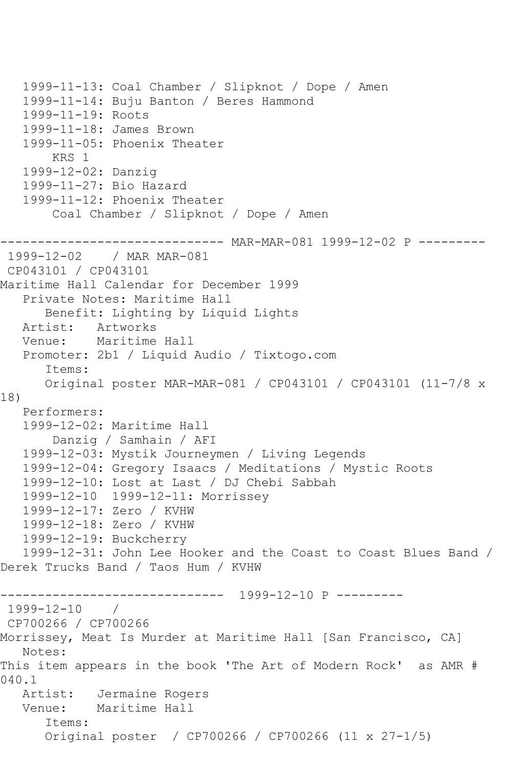1999-11-13: Coal Chamber / Slipknot / Dope / Amen
1999-11-14: Buju Banton / Beres Hammond
1999-11-19: Roots
1999-11-18: James Brown
1999-11-05: Phoenix Theater
    KRS 1
1999-12-02: Danzig
1999-11-27: Bio Hazard
1999-11-12: Phoenix Theater
    Coal Chamber / Slipknot / Dope / Amen

------------------------------ MAR-MAR-081 1999-12-02 P ---------

1999-12-02    / MAR MAR-081
CP043101 / CP043101
Maritime Hall Calendar for December 1999
Private Notes: Maritime Hall
Benefit: Lighting by Liquid Lights
Artist: Artworks
Venue: Maritime Hall
Promoter: 2b1 / Liquid Audio / Tixtogo.com
Items:
Original poster MAR-MAR-081 / CP043101 / CP043101 (11-7/8 x 18)
Performers:
1999-12-02: Maritime Hall
    Danzig / Samhain / AFI
1999-12-03: Mystik Journeymen / Living Legends
1999-12-04: Gregory Isaacs / Meditations / Mystic Roots
1999-12-10: Lost at Last / DJ Chebi Sabbah
1999-12-10 1999-12-11: Morrissey
1999-12-17: Zero / KVHW
1999-12-18: Zero / KVHW
1999-12-19: Buckcherry
1999-12-31: John Lee Hooker and the Coast to Coast Blues Band / Derek Trucks Band / Taos Hum / KVHW

------------------------------ 1999-12-10 P ---------

1999-12-10    /
CP700266 / CP700266
Morrissey, Meat Is Murder at Maritime Hall [San Francisco, CA]
Notes:
This item appears in the book 'The Art of Modern Rock' as AMR # 040.1
Artist: Jermaine Rogers
Venue: Maritime Hall
Items:
Original poster / CP700266 / CP700266 (11 x 27-1/5)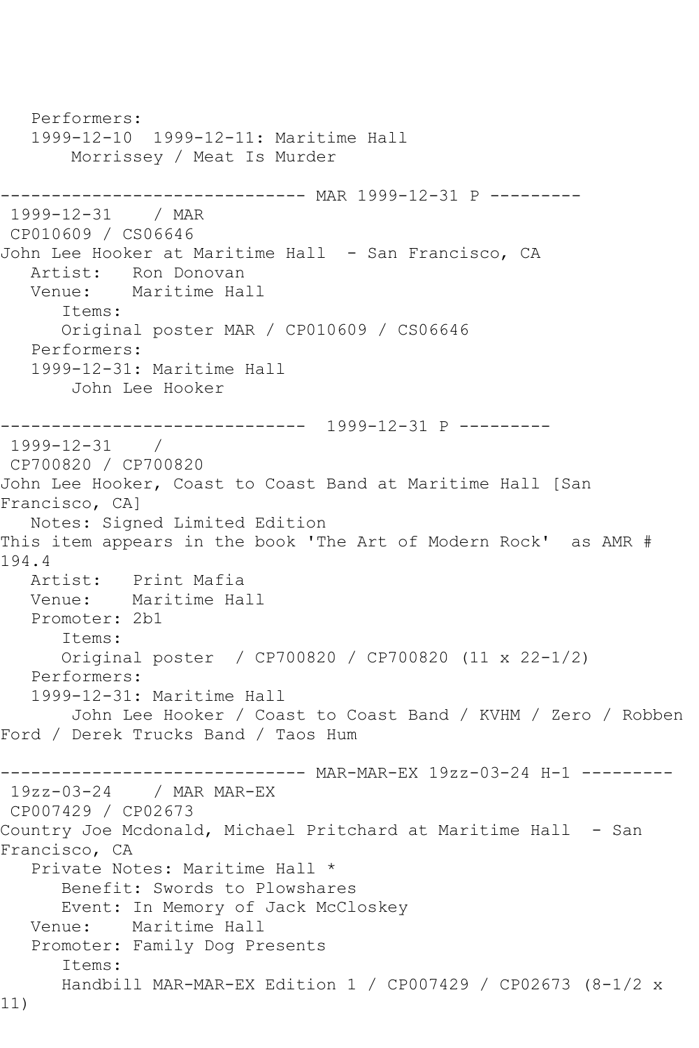Performers:
1999-12-10  1999-12-11: Maritime Hall
    Morrissey / Meat Is Murder

------------------------------ MAR 1999-12-31 P ---------

1999-12-31    / MAR
CP010609 / CS06646
John Lee Hooker at Maritime Hall  - San Francisco, CA
   Artist:   Ron Donovan
   Venue:    Maritime Hall
      Items:
      Original poster MAR / CP010609 / CS06646
   Performers:
   1999-12-31: Maritime Hall
       John Lee Hooker

------------------------------  1999-12-31 P ---------

1999-12-31    /
CP700820 / CP700820
John Lee Hooker, Coast to Coast Band at Maritime Hall [San Francisco, CA]
   Notes: Signed Limited Edition
This item appears in the book 'The Art of Modern Rock'  as AMR # 194.4
   Artist:   Print Mafia
   Venue:    Maritime Hall
   Promoter: 2b1
      Items:
      Original poster  / CP700820 / CP700820 (11 x 22-1/2)
   Performers:
   1999-12-31: Maritime Hall
       John Lee Hooker / Coast to Coast Band / KVHM / Zero / Robben Ford / Derek Trucks Band / Taos Hum

------------------------------ MAR-MAR-EX 19zz-03-24 H-1 ---------

19zz-03-24    / MAR MAR-EX
CP007429 / CP02673
Country Joe Mcdonald, Michael Pritchard at Maritime Hall  - San Francisco, CA
   Private Notes: Maritime Hall *
      Benefit: Swords to Plowshares
      Event: In Memory of Jack McCloskey
   Venue:    Maritime Hall
   Promoter: Family Dog Presents
      Items:
      Handbill MAR-MAR-EX Edition 1 / CP007429 / CP02673 (8-1/2 x 11)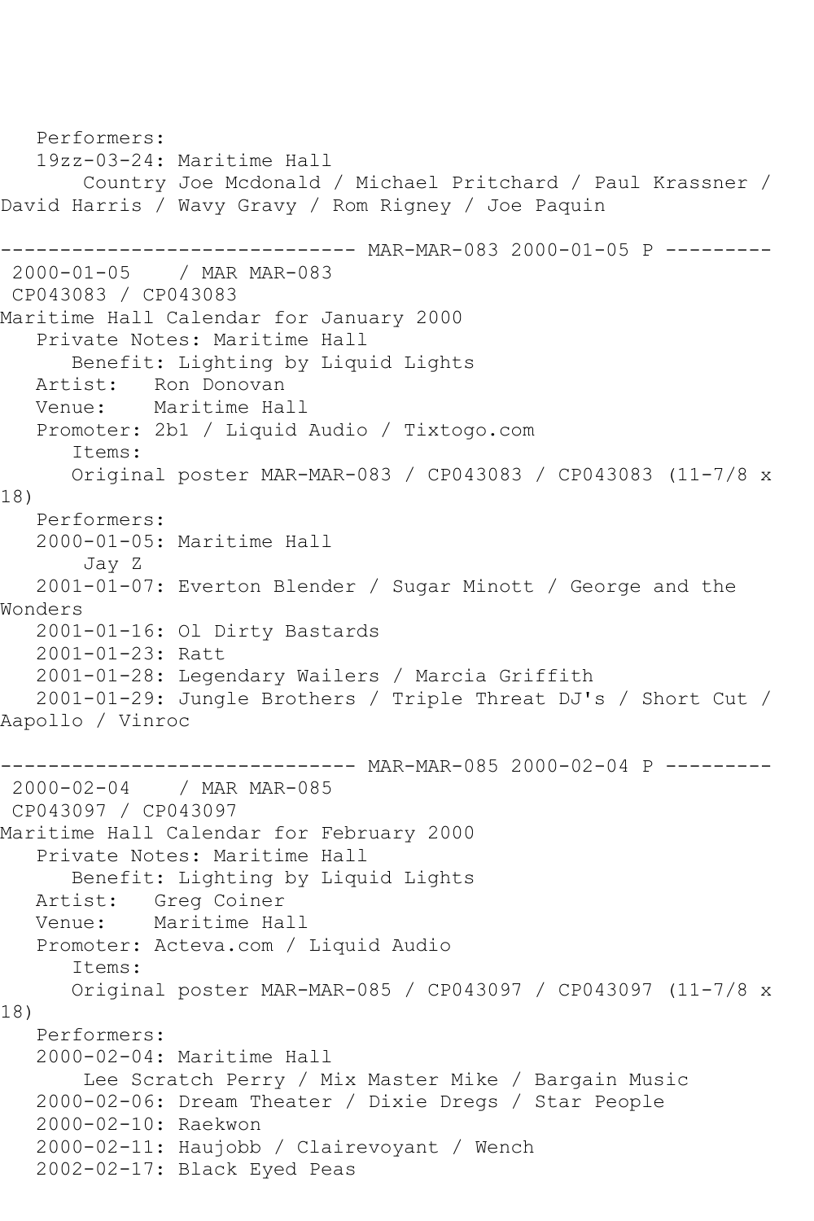```
   Performers:
   19zz-03-24: Maritime Hall
       Country Joe Mcdonald / Michael Pritchard / Paul Krassner / 
David Harris / Wavy Gravy / Rom Rigney / Joe Paquin

------------------------------ MAR-MAR-083 2000-01-05 P ---------
 2000-01-05    / MAR MAR-083
 CP043083 / CP043083
Maritime Hall Calendar for January 2000
   Private Notes: Maritime Hall
      Benefit: Lighting by Liquid Lights
   Artist:   Ron Donovan
   Venue:    Maritime Hall
   Promoter: 2b1 / Liquid Audio / Tixtogo.com
      Items:
      Original poster MAR-MAR-083 / CP043083 / CP043083 (11-7/8 x 
18)
   Performers:
   2000-01-05: Maritime Hall
       Jay Z
   2001-01-07: Everton Blender / Sugar Minott / George and the 
Wonders
   2001-01-16: Ol Dirty Bastards
   2001-01-23: Ratt
   2001-01-28: Legendary Wailers / Marcia Griffith
   2001-01-29: Jungle Brothers / Triple Threat DJ's / Short Cut / 
Aapollo / Vinroc

------------------------------ MAR-MAR-085 2000-02-04 P ---------
 2000-02-04    / MAR MAR-085
 CP043097 / CP043097
Maritime Hall Calendar for February 2000
   Private Notes: Maritime Hall
      Benefit: Lighting by Liquid Lights
   Artist:   Greg Coiner
   Venue:    Maritime Hall
   Promoter: Acteva.com / Liquid Audio
      Items:
      Original poster MAR-MAR-085 / CP043097 / CP043097 (11-7/8 x 
18)
   Performers:
   2000-02-04: Maritime Hall
       Lee Scratch Perry / Mix Master Mike / Bargain Music
   2000-02-06: Dream Theater / Dixie Dregs / Star People
   2000-02-10: Raekwon
   2000-02-11: Haujobb / Clairevoyant / Wench
   2002-02-17: Black Eyed Peas
```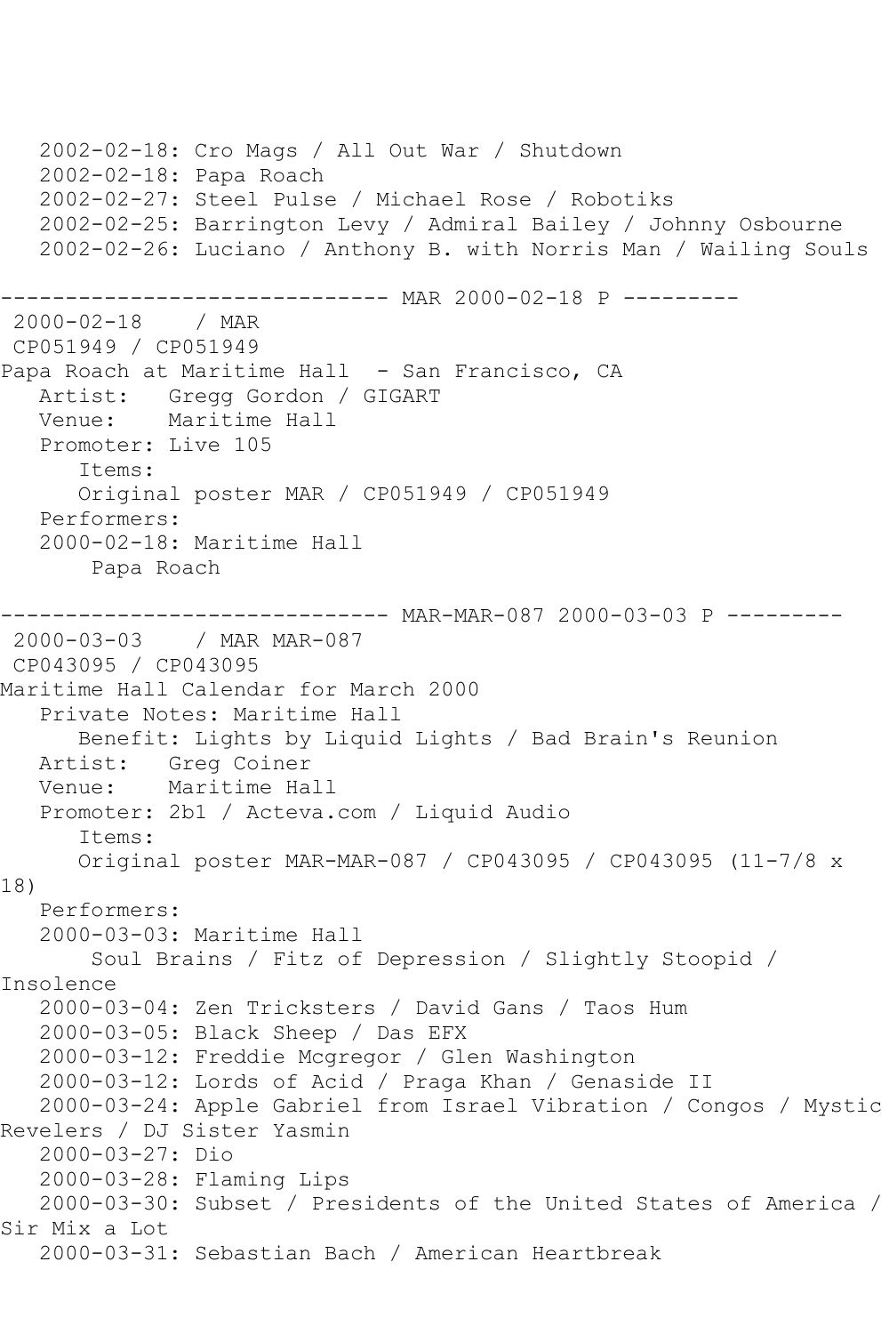2002-02-18: Cro Mags / All Out War / Shutdown
   2002-02-18: Papa Roach
   2002-02-27: Steel Pulse / Michael Rose / Robotiks
   2002-02-25: Barrington Levy / Admiral Bailey / Johnny Osbourne
   2002-02-26: Luciano / Anthony B. with Norris Man / Wailing Souls

------------------------------ MAR 2000-02-18 P ---------

2000-02-18 / MAR
CP051949 / CP051949
Papa Roach at Maritime Hall - San Francisco, CA
   Artist: Gregg Gordon / GIGART
   Venue: Maritime Hall
   Promoter: Live 105
      Items:
      Original poster MAR / CP051949 / CP051949
   Performers:
   2000-02-18: Maritime Hall
       Papa Roach

------------------------------ MAR-MAR-087 2000-03-03 P ---------

2000-03-03 / MAR MAR-087
CP043095 / CP043095
Maritime Hall Calendar for March 2000
   Private Notes: Maritime Hall
      Benefit: Lights by Liquid Lights / Bad Brain's Reunion
   Artist: Greg Coiner
   Venue: Maritime Hall
   Promoter: 2b1 / Acteva.com / Liquid Audio
      Items:
      Original poster MAR-MAR-087 / CP043095 / CP043095 (11-7/8 x 18)
   Performers:
   2000-03-03: Maritime Hall
       Soul Brains / Fitz of Depression / Slightly Stoopid / Insolence
   2000-03-04: Zen Tricksters / David Gans / Taos Hum
   2000-03-05: Black Sheep / Das EFX
   2000-03-12: Freddie Mcgregor / Glen Washington
   2000-03-12: Lords of Acid / Praga Khan / Genaside II
   2000-03-24: Apple Gabriel from Israel Vibration / Congos / Mystic Revelers / DJ Sister Yasmin
   2000-03-27: Dio
   2000-03-28: Flaming Lips
   2000-03-30: Subset / Presidents of the United States of America / Sir Mix a Lot
   2000-03-31: Sebastian Bach / American Heartbreak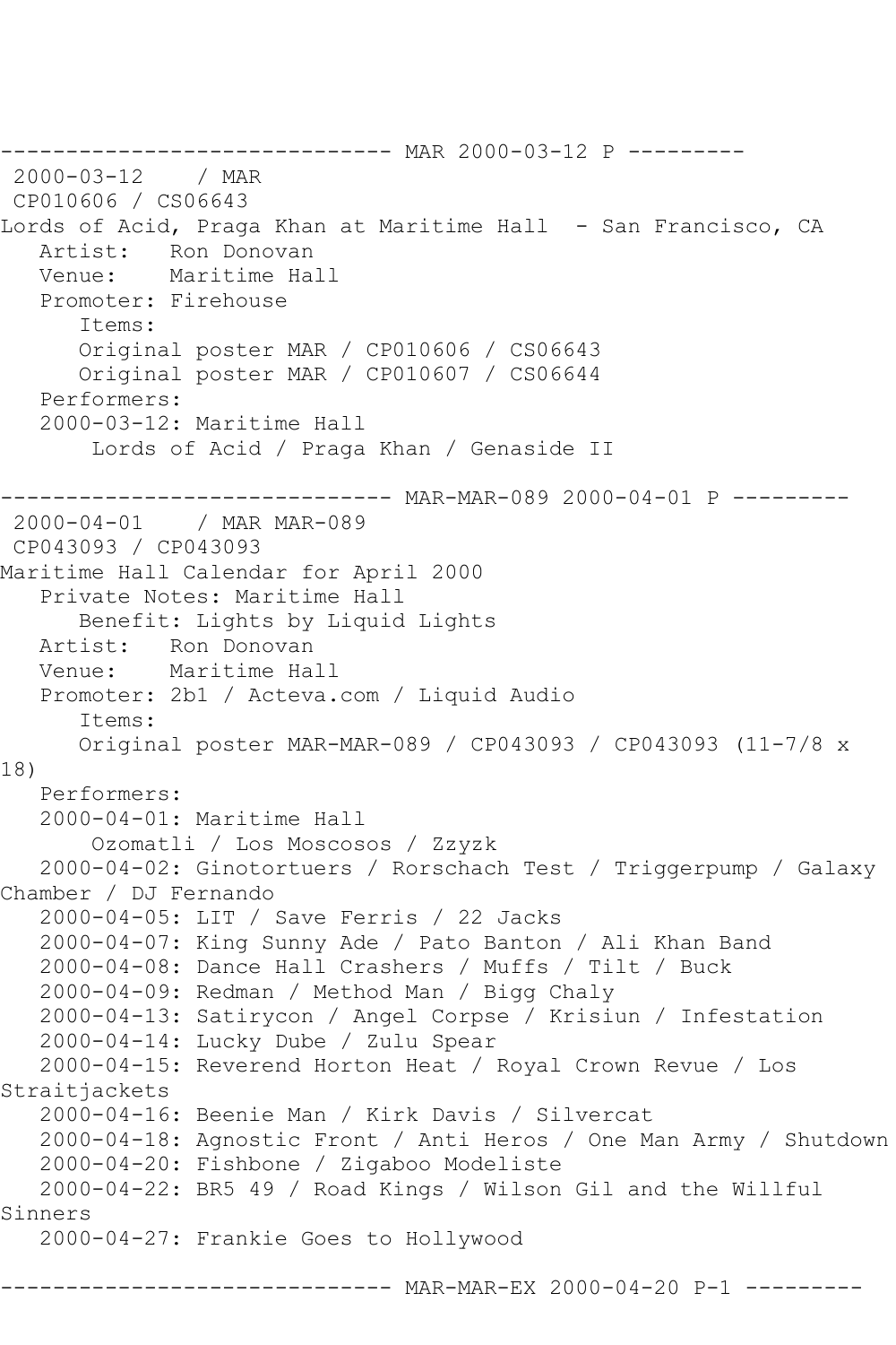------------------------------ MAR 2000-03-12 P ---------

2000-03-12 / MAR

CP010606 / CS06643

Lords of Acid, Praga Khan at Maritime Hall - San Francisco, CA

Artist: Ron Donovan

Venue: Maritime Hall

Promoter: Firehouse

Items:

Original poster MAR / CP010606 / CS06643

Original poster MAR / CP010607 / CS06644

Performers:

2000-03-12: Maritime Hall

Lords of Acid / Praga Khan / Genaside II

------------------------------ MAR-MAR-089 2000-04-01 P ---------

2000-04-01 / MAR MAR-089

CP043093 / CP043093

Maritime Hall Calendar for April 2000

Private Notes: Maritime Hall

Benefit: Lights by Liquid Lights

Artist: Ron Donovan

Venue: Maritime Hall

Promoter: 2b1 / Acteva.com / Liquid Audio

Items:

Original poster MAR-MAR-089 / CP043093 / CP043093 (11-7/8 x 18)

Performers:

2000-04-01: Maritime Hall

Ozomatli / Los Moscosos / Zzyzk

2000-04-02: Ginotortuers / Rorschach Test / Triggerpump / Galaxy Chamber / DJ Fernando

2000-04-05: LIT / Save Ferris / 22 Jacks

2000-04-07: King Sunny Ade / Pato Banton / Ali Khan Band

2000-04-08: Dance Hall Crashers / Muffs / Tilt / Buck

2000-04-09: Redman / Method Man / Bigg Chaly

2000-04-13: Satirycon / Angel Corpse / Krisiun / Infestation

2000-04-14: Lucky Dube / Zulu Spear

2000-04-15: Reverend Horton Heat / Royal Crown Revue / Los Straitjackets

2000-04-16: Beenie Man / Kirk Davis / Silvercat

2000-04-18: Agnostic Front / Anti Heros / One Man Army / Shutdown

2000-04-20: Fishbone / Zigaboo Modeliste

2000-04-22: BR5 49 / Road Kings / Wilson Gil and the Willful Sinners

2000-04-27: Frankie Goes to Hollywood

------------------------------ MAR-MAR-EX 2000-04-20 P-1 ---------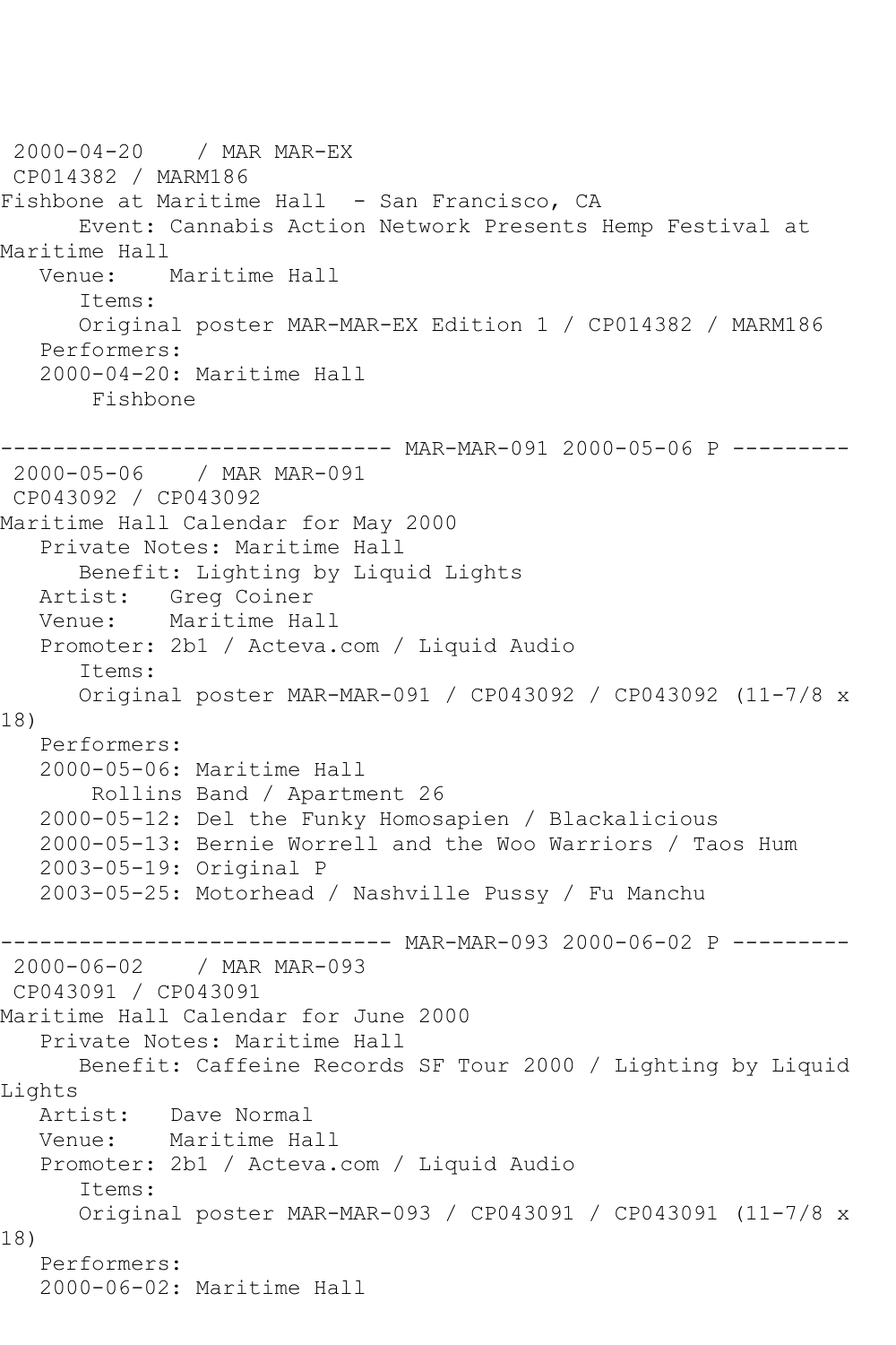2000-04-20 / MAR MAR-EX
CP014382 / MARM186
Fishbone at Maritime Hall - San Francisco, CA
Event: Cannabis Action Network Presents Hemp Festival at Maritime Hall
Venue: Maritime Hall
Items:
Original poster MAR-MAR-EX Edition 1 / CP014382 / MARM186
Performers:
2000-04-20: Maritime Hall
Fishbone

------------------------------ MAR-MAR-091 2000-05-06 P ---------
2000-05-06 / MAR MAR-091
CP043092 / CP043092
Maritime Hall Calendar for May 2000
Private Notes: Maritime Hall
Benefit: Lighting by Liquid Lights
Artist: Greg Coiner
Venue: Maritime Hall
Promoter: 2b1 / Acteva.com / Liquid Audio
Items:
Original poster MAR-MAR-091 / CP043092 / CP043092 (11-7/8 x 18)
Performers:
2000-05-06: Maritime Hall
Rollins Band / Apartment 26
2000-05-12: Del the Funky Homosapien / Blackalicious
2000-05-13: Bernie Worrell and the Woo Warriors / Taos Hum
2003-05-19: Original P
2003-05-25: Motorhead / Nashville Pussy / Fu Manchu

------------------------------ MAR-MAR-093 2000-06-02 P ---------
2000-06-02 / MAR MAR-093
CP043091 / CP043091
Maritime Hall Calendar for June 2000
Private Notes: Maritime Hall
Benefit: Caffeine Records SF Tour 2000 / Lighting by Liquid Lights
Artist: Dave Normal
Venue: Maritime Hall
Promoter: 2b1 / Acteva.com / Liquid Audio
Items:
Original poster MAR-MAR-093 / CP043091 / CP043091 (11-7/8 x 18)
Performers:
2000-06-02: Maritime Hall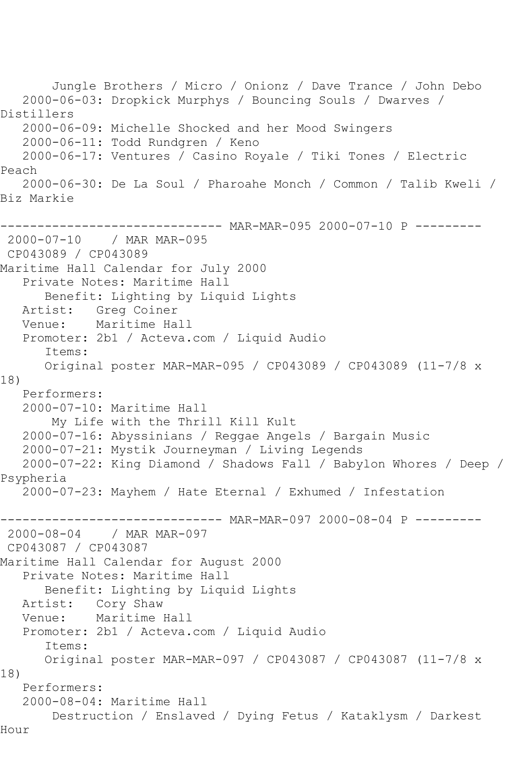Jungle Brothers / Micro / Onionz / Dave Trance / John Debo
   2000-06-03: Dropkick Murphys / Bouncing Souls / Dwarves / Distillers
   2000-06-09: Michelle Shocked and her Mood Swingers
   2000-06-11: Todd Rundgren / Keno
   2000-06-17: Ventures / Casino Royale / Tiki Tones / Electric Peach
   2000-06-30: De La Soul / Pharoahe Monch / Common / Talib Kweli / Biz Markie

------------------------------ MAR-MAR-095 2000-07-10 P ---------

2000-07-10 / MAR MAR-095
CP043089 / CP043089
Maritime Hall Calendar for July 2000
   Private Notes: Maritime Hall
      Benefit: Lighting by Liquid Lights
   Artist: Greg Coiner
   Venue: Maritime Hall
   Promoter: 2b1 / Acteva.com / Liquid Audio
      Items:
      Original poster MAR-MAR-095 / CP043089 / CP043089 (11-7/8 x 18)
   Performers:
   2000-07-10: Maritime Hall
      My Life with the Thrill Kill Kult
   2000-07-16: Abyssinians / Reggae Angels / Bargain Music
   2000-07-21: Mystik Journeyman / Living Legends
   2000-07-22: King Diamond / Shadows Fall / Babylon Whores / Deep / Psypheria
   2000-07-23: Mayhem / Hate Eternal / Exhumed / Infestation

------------------------------ MAR-MAR-097 2000-08-04 P ---------

2000-08-04 / MAR MAR-097
CP043087 / CP043087
Maritime Hall Calendar for August 2000
   Private Notes: Maritime Hall
      Benefit: Lighting by Liquid Lights
   Artist: Cory Shaw
   Venue: Maritime Hall
   Promoter: 2b1 / Acteva.com / Liquid Audio
      Items:
      Original poster MAR-MAR-097 / CP043087 / CP043087 (11-7/8 x 18)
   Performers:
   2000-08-04: Maritime Hall
      Destruction / Enslaved / Dying Fetus / Kataklysm / Darkest Hour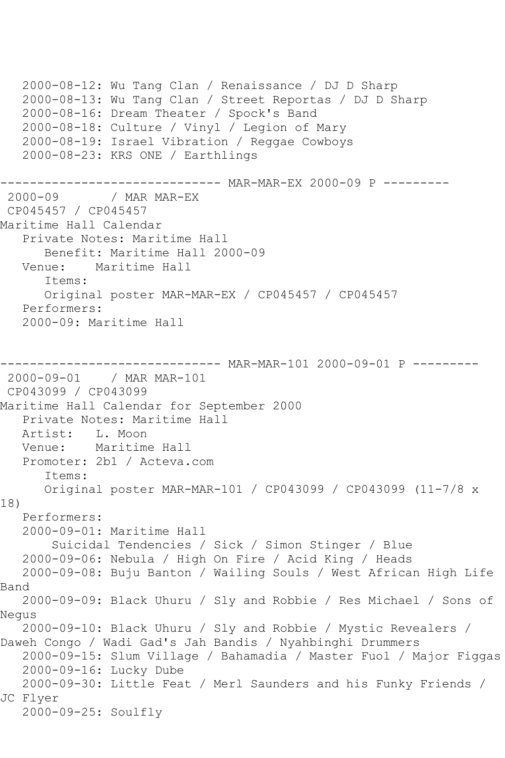2000-08-12: Wu Tang Clan / Renaissance / DJ D Sharp
2000-08-13: Wu Tang Clan / Street Reportas / DJ D Sharp
2000-08-16: Dream Theater / Spock's Band
2000-08-18: Culture / Vinyl / Legion of Mary
2000-08-19: Israel Vibration / Reggae Cowboys
2000-08-23: KRS ONE / Earthlings

------------------------------ MAR-MAR-EX 2000-09 P ---------

2000-09 / MAR MAR-EX
CP045457 / CP045457
Maritime Hall Calendar
Private Notes: Maritime Hall
Benefit: Maritime Hall 2000-09
Venue: Maritime Hall
Items:
Original poster MAR-MAR-EX / CP045457 / CP045457
Performers:
2000-09: Maritime Hall

------------------------------ MAR-MAR-101 2000-09-01 P ---------

2000-09-01 / MAR MAR-101
CP043099 / CP043099
Maritime Hall Calendar for September 2000
Private Notes: Maritime Hall
Artist: L. Moon
Venue: Maritime Hall
Promoter: 2b1 / Acteva.com
Items:
Original poster MAR-MAR-101 / CP043099 / CP043099 (11-7/8 x 18)
Performers:
2000-09-01: Maritime Hall
Suicidal Tendencies / Sick / Simon Stinger / Blue
2000-09-06: Nebula / High On Fire / Acid King / Heads
2000-09-08: Buju Banton / Wailing Souls / West African High Life Band
2000-09-09: Black Uhuru / Sly and Robbie / Res Michael / Sons of Negus
2000-09-10: Black Uhuru / Sly and Robbie / Mystic Revealers / Daweh Congo / Wadi Gad's Jah Bandis / Nyahbinghi Drummers
2000-09-15: Slum Village / Bahamadia / Master Fuol / Major Figgas
2000-09-16: Lucky Dube
2000-09-30: Little Feat / Merl Saunders and his Funky Friends / JC Flyer
2000-09-25: Soulfly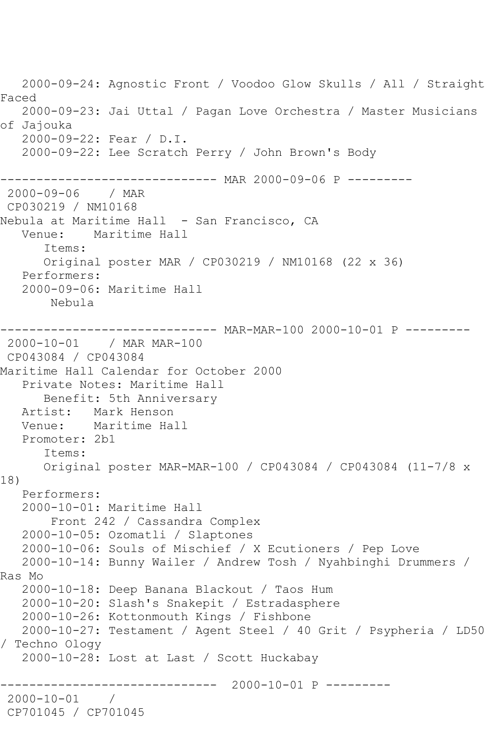```
   2000-09-24: Agnostic Front / Voodoo Glow Skulls / All / Straight
Faced
   2000-09-23: Jai Uttal / Pagan Love Orchestra / Master Musicians
of Jajouka
   2000-09-22: Fear / D.I.
   2000-09-22: Lee Scratch Perry / John Brown's Body

------------------------------ MAR 2000-09-06 P ---------
 2000-09-06    / MAR
 CP030219 / NM10168
Nebula at Maritime Hall  - San Francisco, CA
   Venue:    Maritime Hall
      Items:
      Original poster MAR / CP030219 / NM10168 (22 x 36)
   Performers:
   2000-09-06: Maritime Hall
       Nebula

------------------------------ MAR-MAR-100 2000-10-01 P ---------
 2000-10-01    / MAR MAR-100
 CP043084 / CP043084
Maritime Hall Calendar for October 2000
   Private Notes: Maritime Hall
      Benefit: 5th Anniversary
   Artist:   Mark Henson
   Venue:    Maritime Hall
   Promoter: 2b1
      Items:
      Original poster MAR-MAR-100 / CP043084 / CP043084 (11-7/8 x
18)
   Performers:
   2000-10-01: Maritime Hall
       Front 242 / Cassandra Complex
   2000-10-05: Ozomatli / Slaptones
   2000-10-06: Souls of Mischief / X Ecutioners / Pep Love
   2000-10-14: Bunny Wailer / Andrew Tosh / Nyahbinghi Drummers /
Ras Mo
   2000-10-18: Deep Banana Blackout / Taos Hum
   2000-10-20: Slash's Snakepit / Estradasphere
   2000-10-26: Kottonmouth Kings / Fishbone
   2000-10-27: Testament / Agent Steel / 40 Grit / Psypheria / LD50
/ Techno Ology
   2000-10-28: Lost at Last / Scott Huckabay

------------------------------  2000-10-01 P ---------
 2000-10-01    /
 CP701045 / CP701045
```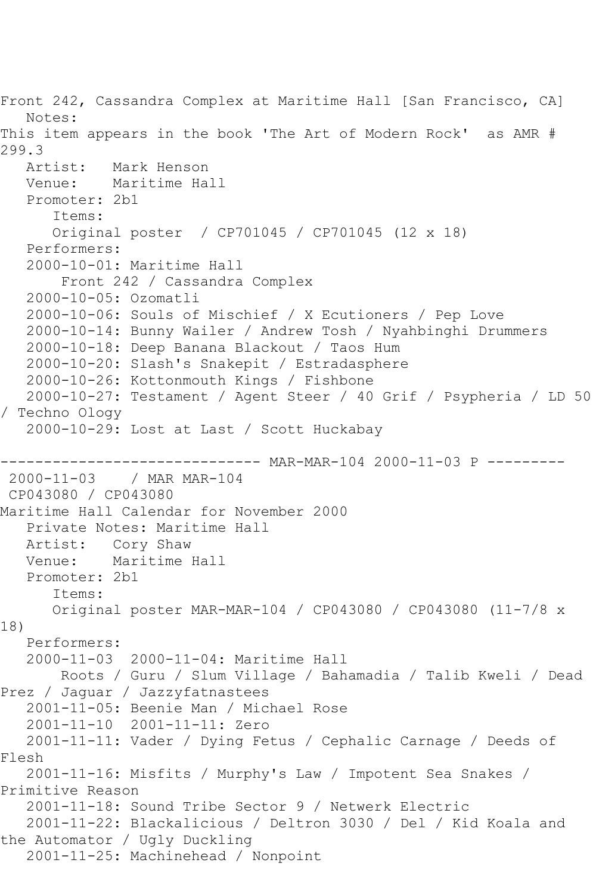Front 242, Cassandra Complex at Maritime Hall [San Francisco, CA]
   Notes:
This item appears in the book 'The Art of Modern Rock'  as AMR # 299.3
   Artist:   Mark Henson
   Venue:    Maritime Hall
   Promoter: 2b1
      Items:
      Original poster  / CP701045 / CP701045 (12 x 18)
   Performers:
   2000-10-01: Maritime Hall
       Front 242 / Cassandra Complex
   2000-10-05: Ozomatli
   2000-10-06: Souls of Mischief / X Ecutioners / Pep Love
   2000-10-14: Bunny Wailer / Andrew Tosh / Nyahbinghi Drummers
   2000-10-18: Deep Banana Blackout / Taos Hum
   2000-10-20: Slash's Snakepit / Estradasphere
   2000-10-26: Kottonmouth Kings / Fishbone
   2000-10-27: Testament / Agent Steer / 40 Grif / Psypheria / LD 50 / Techno Ology
   2000-10-29: Lost at Last / Scott Huckabay

------------------------------ MAR-MAR-104 2000-11-03 P ---------
 2000-11-03    / MAR MAR-104
 CP043080 / CP043080
Maritime Hall Calendar for November 2000
   Private Notes: Maritime Hall
   Artist:   Cory Shaw
   Venue:    Maritime Hall
   Promoter: 2b1
      Items:
      Original poster MAR-MAR-104 / CP043080 / CP043080 (11-7/8 x 18)
   Performers:
   2000-11-03  2000-11-04: Maritime Hall
       Roots / Guru / Slum Village / Bahamadia / Talib Kweli / Dead Prez / Jaguar / Jazzyfatnastees
   2001-11-05: Beenie Man / Michael Rose
   2001-11-10  2001-11-11: Zero
   2001-11-11: Vader / Dying Fetus / Cephalic Carnage / Deeds of Flesh
   2001-11-16: Misfits / Murphy's Law / Impotent Sea Snakes / Primitive Reason
   2001-11-18: Sound Tribe Sector 9 / Netwerk Electric
   2001-11-22: Blackalicious / Deltron 3030 / Del / Kid Koala and the Automator / Ugly Duckling
   2001-11-25: Machinehead / Nonpoint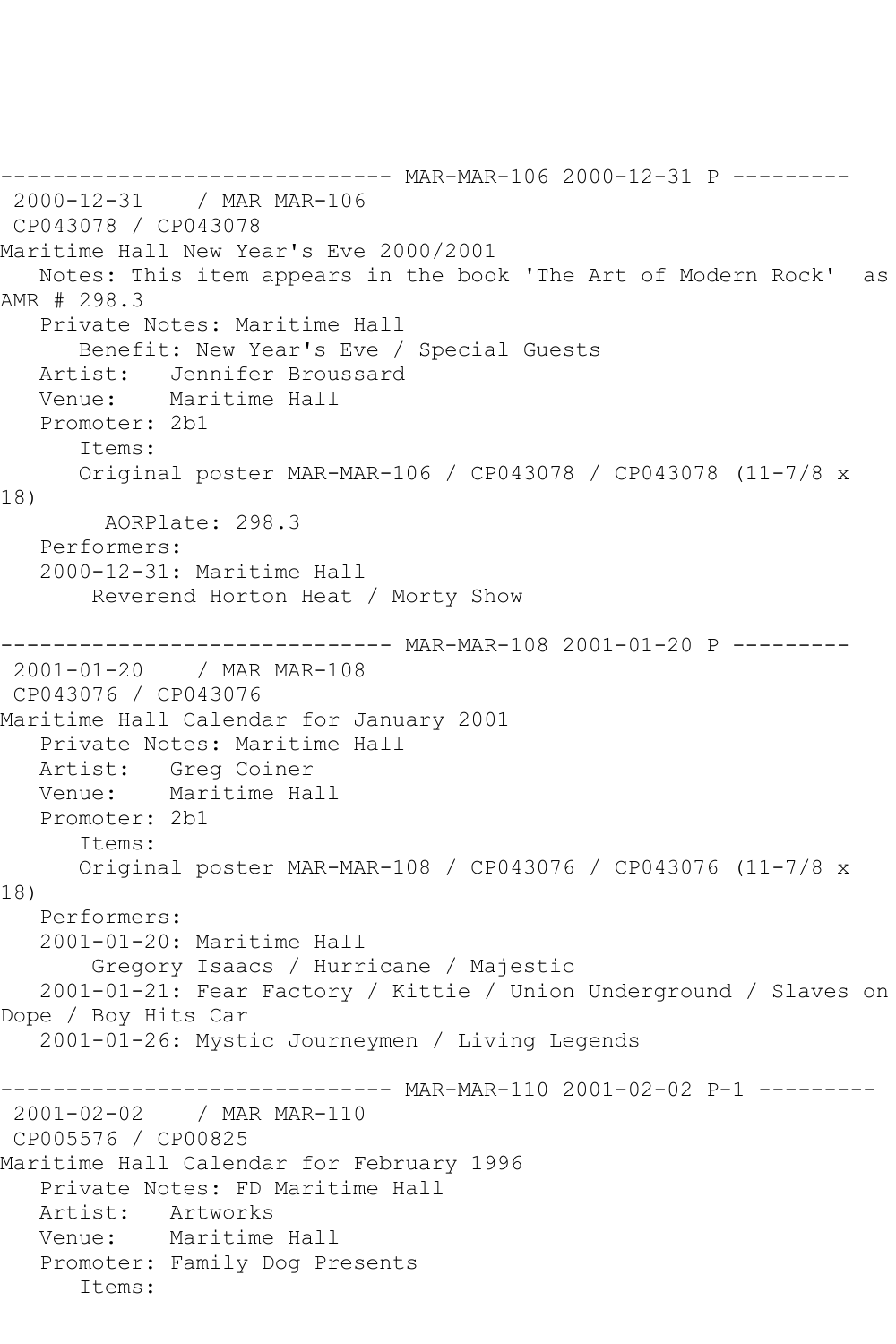------------------------------ MAR-MAR-106 2000-12-31 P ---------
 2000-12-31    / MAR MAR-106
 CP043078 / CP043078
Maritime Hall New Year's Eve 2000/2001
   Notes: This item appears in the book 'The Art of Modern Rock'  as AMR # 298.3
   Private Notes: Maritime Hall
      Benefit: New Year's Eve / Special Guests
   Artist:   Jennifer Broussard
   Venue:    Maritime Hall
   Promoter: 2b1
      Items:
      Original poster MAR-MAR-106 / CP043078 / CP043078 (11-7/8 x 18)
        AORPlate: 298.3
   Performers:
   2000-12-31: Maritime Hall
       Reverend Horton Heat / Morty Show

------------------------------ MAR-MAR-108 2001-01-20 P ---------
 2001-01-20    / MAR MAR-108
 CP043076 / CP043076
Maritime Hall Calendar for January 2001
   Private Notes: Maritime Hall
   Artist:   Greg Coiner
   Venue:    Maritime Hall
   Promoter: 2b1
      Items:
      Original poster MAR-MAR-108 / CP043076 / CP043076 (11-7/8 x 18)
   Performers:
   2001-01-20: Maritime Hall
       Gregory Isaacs / Hurricane / Majestic
   2001-01-21: Fear Factory / Kittie / Union Underground / Slaves on Dope / Boy Hits Car
   2001-01-26: Mystic Journeymen / Living Legends

------------------------------ MAR-MAR-110 2001-02-02 P-1 ---------
 2001-02-02    / MAR MAR-110
 CP005576 / CP00825
Maritime Hall Calendar for February 1996
   Private Notes: FD Maritime Hall
   Artist:   Artworks
   Venue:    Maritime Hall
   Promoter: Family Dog Presents
      Items: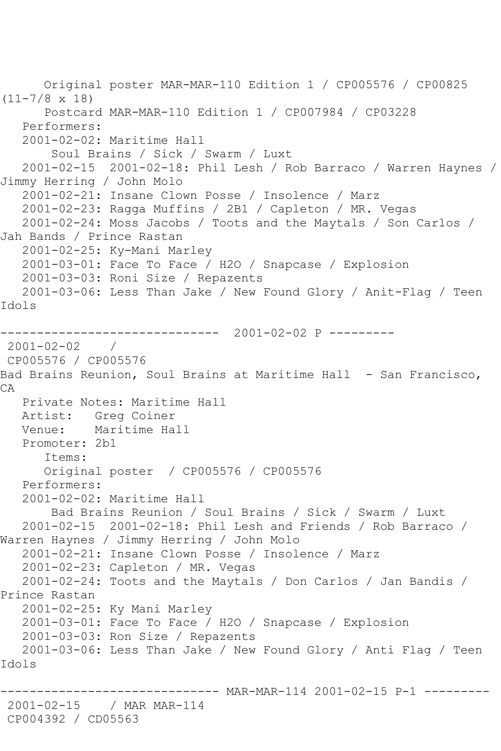Original poster MAR-MAR-110 Edition 1 / CP005576 / CP00825 (11-7/8 x 18)
Postcard MAR-MAR-110 Edition 1 / CP007984 / CP03228
Performers:
2001-02-02: Maritime Hall
Soul Brains / Sick / Swarm / Luxt
2001-02-15 2001-02-18: Phil Lesh / Rob Barraco / Warren Haynes / Jimmy Herring / John Molo
2001-02-21: Insane Clown Posse / Insolence / Marz
2001-02-23: Ragga Muffins / 2B1 / Capleton / MR. Vegas
2001-02-24: Moss Jacobs / Toots and the Maytals / Son Carlos / Jah Bands / Prince Rastan
2001-02-25: Ky-Mani Marley
2001-03-01: Face To Face / H2O / Snapcase / Explosion
2001-03-03: Roni Size / Repazents
2001-03-06: Less Than Jake / New Found Glory / Anit-Flag / Teen Idols

------------------------------ 2001-02-02 P ---------

2001-02-02 /
CP005576 / CP005576
Bad Brains Reunion, Soul Brains at Maritime Hall - San Francisco, CA
Private Notes: Maritime Hall
Artist: Greg Coiner
Venue: Maritime Hall
Promoter: 2b1
Items:
Original poster / CP005576 / CP005576
Performers:
2001-02-02: Maritime Hall
Bad Brains Reunion / Soul Brains / Sick / Swarm / Luxt
2001-02-15 2001-02-18: Phil Lesh and Friends / Rob Barraco / Warren Haynes / Jimmy Herring / John Molo
2001-02-21: Insane Clown Posse / Insolence / Marz
2001-02-23: Capleton / MR. Vegas
2001-02-24: Toots and the Maytals / Don Carlos / Jan Bandis / Prince Rastan
2001-02-25: Ky Mani Marley
2001-03-01: Face To Face / H2O / Snapcase / Explosion
2001-03-03: Ron Size / Repazents
2001-03-06: Less Than Jake / New Found Glory / Anti Flag / Teen Idols

------------------------------ MAR-MAR-114 2001-02-15 P-1 ---------

2001-02-15 / MAR MAR-114
CP004392 / CD05563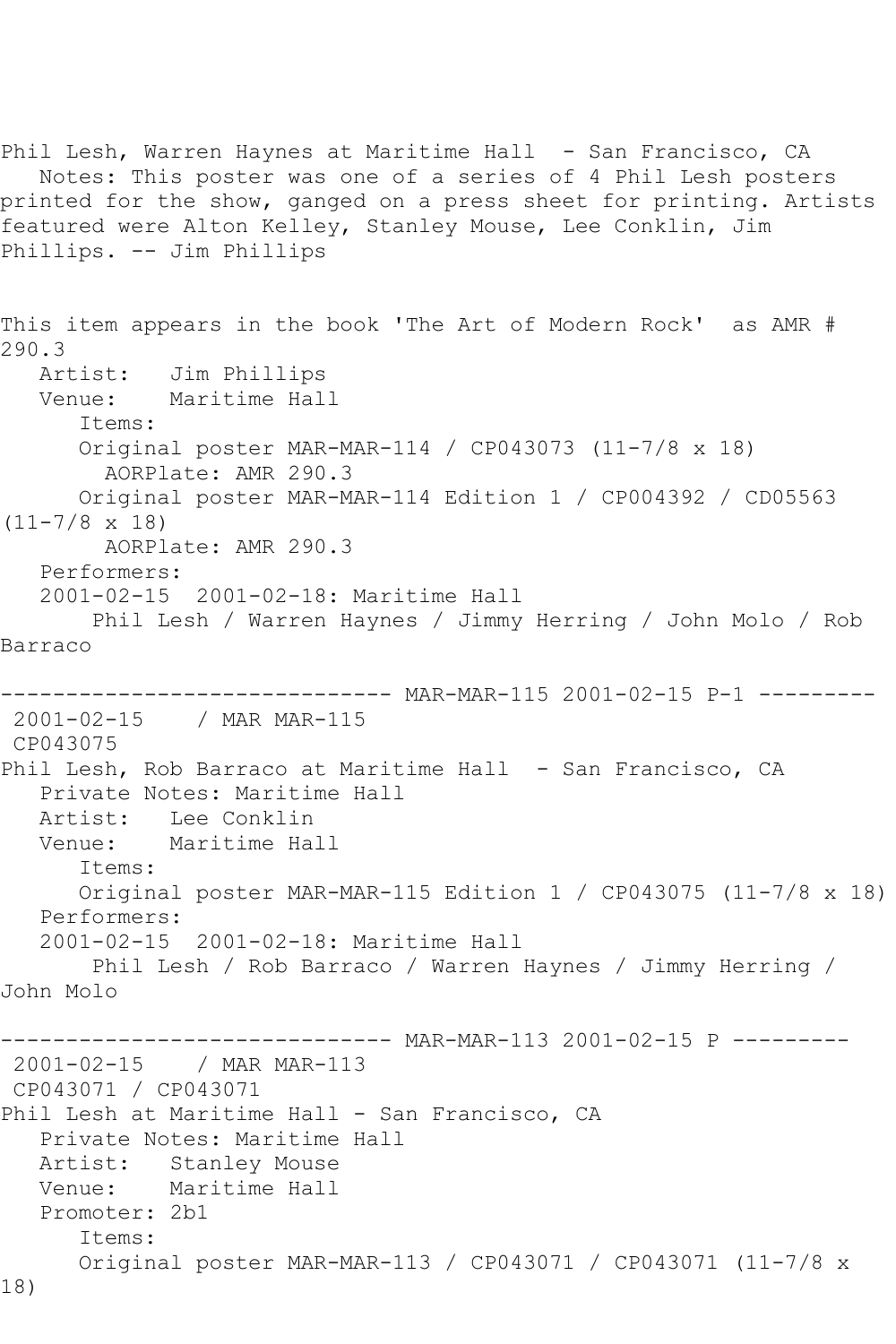Phil Lesh, Warren Haynes at Maritime Hall - San Francisco, CA
Notes: This poster was one of a series of 4 Phil Lesh posters printed for the show, ganged on a press sheet for printing. Artists featured were Alton Kelley, Stanley Mouse, Lee Conklin, Jim Phillips. -- Jim Phillips

This item appears in the book 'The Art of Modern Rock' as AMR # 290.3
Artist: Jim Phillips
Venue: Maritime Hall
Items:
Original poster MAR-MAR-114 / CP043073 (11-7/8 x 18)
AORPlate: AMR 290.3
Original poster MAR-MAR-114 Edition 1 / CP004392 / CD05563 (11-7/8 x 18)
AORPlate: AMR 290.3
Performers:
2001-02-15 2001-02-18: Maritime Hall
Phil Lesh / Warren Haynes / Jimmy Herring / John Molo / Rob Barraco

------------------------------ MAR-MAR-115 2001-02-15 P-1 ---------
2001-02-15 / MAR MAR-115
CP043075
Phil Lesh, Rob Barraco at Maritime Hall - San Francisco, CA
Private Notes: Maritime Hall
Artist: Lee Conklin
Venue: Maritime Hall
Items:
Original poster MAR-MAR-115 Edition 1 / CP043075 (11-7/8 x 18)
Performers:
2001-02-15 2001-02-18: Maritime Hall
Phil Lesh / Rob Barraco / Warren Haynes / Jimmy Herring / John Molo

------------------------------ MAR-MAR-113 2001-02-15 P ---------
2001-02-15 / MAR MAR-113
CP043071 / CP043071
Phil Lesh at Maritime Hall - San Francisco, CA
Private Notes: Maritime Hall
Artist: Stanley Mouse
Venue: Maritime Hall
Promoter: 2b1
Items:
Original poster MAR-MAR-113 / CP043071 / CP043071 (11-7/8 x 18)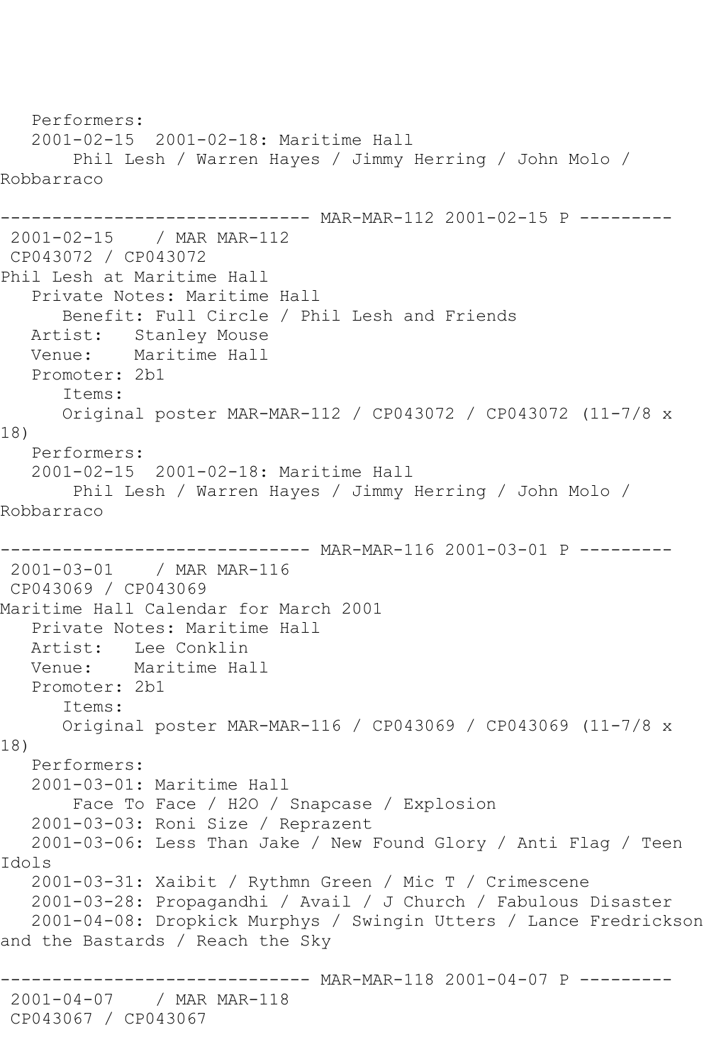Performers:
   2001-02-15  2001-02-18: Maritime Hall
       Phil Lesh / Warren Hayes / Jimmy Herring / John Molo / Robbarraco

------------------------------ MAR-MAR-112 2001-02-15 P ---------
 2001-02-15    / MAR MAR-112
 CP043072 / CP043072
Phil Lesh at Maritime Hall
   Private Notes: Maritime Hall
      Benefit: Full Circle / Phil Lesh and Friends
   Artist:   Stanley Mouse
   Venue:    Maritime Hall
   Promoter: 2b1
      Items:
      Original poster MAR-MAR-112 / CP043072 / CP043072 (11-7/8 x 18)
   Performers:
   2001-02-15  2001-02-18: Maritime Hall
       Phil Lesh / Warren Hayes / Jimmy Herring / John Molo / Robbarraco

------------------------------ MAR-MAR-116 2001-03-01 P ---------
 2001-03-01    / MAR MAR-116
 CP043069 / CP043069
Maritime Hall Calendar for March 2001
   Private Notes: Maritime Hall
   Artist:   Lee Conklin
   Venue:    Maritime Hall
   Promoter: 2b1
      Items:
      Original poster MAR-MAR-116 / CP043069 / CP043069 (11-7/8 x 18)
   Performers:
   2001-03-01: Maritime Hall
       Face To Face / H2O / Snapcase / Explosion
   2001-03-03: Roni Size / Reprazent
   2001-03-06: Less Than Jake / New Found Glory / Anti Flag / Teen Idols
   2001-03-31: Xaibit / Rythmn Green / Mic T / Crimescene
   2001-03-28: Propagandhi / Avail / J Church / Fabulous Disaster
   2001-04-08: Dropkick Murphys / Swingin Utters / Lance Fredrickson and the Bastards / Reach the Sky

------------------------------ MAR-MAR-118 2001-04-07 P ---------
 2001-04-07    / MAR MAR-118
 CP043067 / CP043067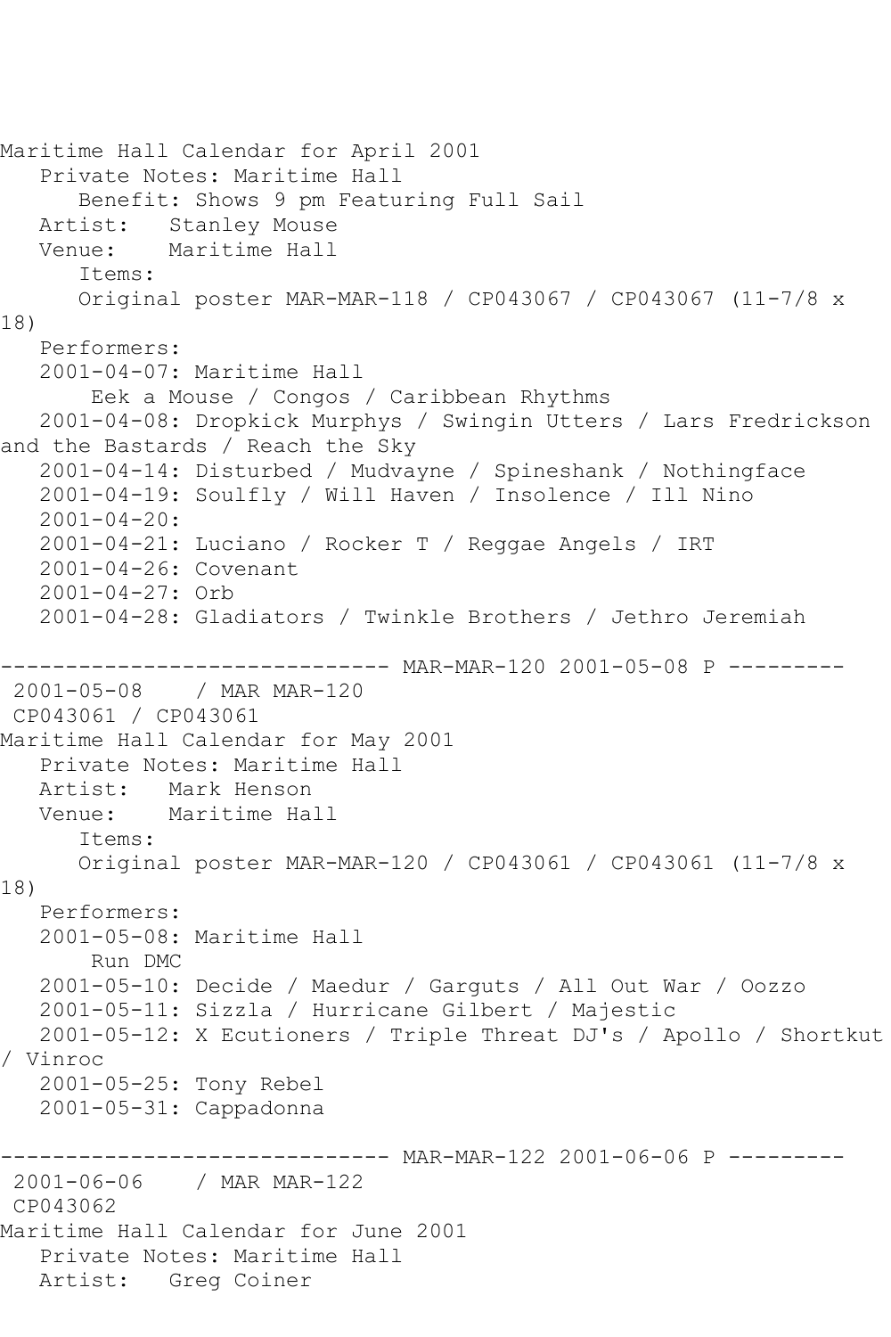Maritime Hall Calendar for April 2001
   Private Notes: Maritime Hall
      Benefit: Shows 9 pm Featuring Full Sail
   Artist:   Stanley Mouse
   Venue:    Maritime Hall
      Items:
      Original poster MAR-MAR-118 / CP043067 / CP043067 (11-7/8 x 18)
   Performers:
   2001-04-07: Maritime Hall
       Eek a Mouse / Congos / Caribbean Rhythms
   2001-04-08: Dropkick Murphys / Swingin Utters / Lars Fredrickson and the Bastards / Reach the Sky
   2001-04-14: Disturbed / Mudvayne / Spineshank / Nothingface
   2001-04-19: Soulfly / Will Haven / Insolence / Ill Nino
   2001-04-20:
   2001-04-21: Luciano / Rocker T / Reggae Angels / IRT
   2001-04-26: Covenant
   2001-04-27: Orb
   2001-04-28: Gladiators / Twinkle Brothers / Jethro Jeremiah

------------------------------ MAR-MAR-120 2001-05-08 P ---------
 2001-05-08    / MAR MAR-120
 CP043061 / CP043061
Maritime Hall Calendar for May 2001
   Private Notes: Maritime Hall
   Artist:   Mark Henson
   Venue:    Maritime Hall
      Items:
      Original poster MAR-MAR-120 / CP043061 / CP043061 (11-7/8 x 18)
   Performers:
   2001-05-08: Maritime Hall
       Run DMC
   2001-05-10: Decide / Maedur / Garguts / All Out War / Oozzo
   2001-05-11: Sizzla / Hurricane Gilbert / Majestic
   2001-05-12: X Ecutioners / Triple Threat DJ's / Apollo / Shortkut / Vinroc
   2001-05-25: Tony Rebel
   2001-05-31: Cappadonna

------------------------------ MAR-MAR-122 2001-06-06 P ---------
 2001-06-06    / MAR MAR-122
 CP043062
Maritime Hall Calendar for June 2001
   Private Notes: Maritime Hall
   Artist:   Greg Coiner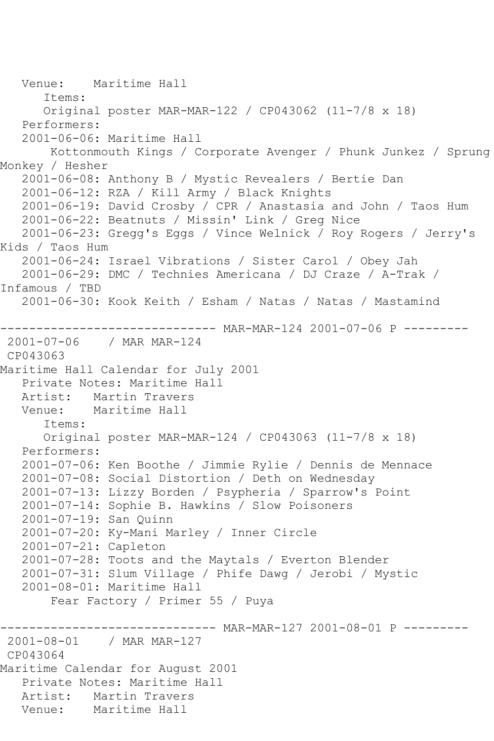Venue: Maritime Hall
Items:
Original poster MAR-MAR-122 / CP043062 (11-7/8 x 18)
Performers:
2001-06-06: Maritime Hall
Kottonmouth Kings / Corporate Avenger / Phunk Junkez / Sprung Monkey / Hesher
2001-06-08: Anthony B / Mystic Revealers / Bertie Dan
2001-06-12: RZA / Kill Army / Black Knights
2001-06-19: David Crosby / CPR / Anastasia and John / Taos Hum
2001-06-22: Beatnuts / Missin' Link / Greg Nice
2001-06-23: Gregg's Eggs / Vince Welnick / Roy Rogers / Jerry's Kids / Taos Hum
2001-06-24: Israel Vibrations / Sister Carol / Obey Jah
2001-06-29: DMC / Technies Americana / DJ Craze / A-Trak / Infamous / TBD
2001-06-30: Kook Keith / Esham / Natas / Natas / Mastamind

------------------------------ MAR-MAR-124 2001-07-06 P ---------

2001-07-06 / MAR MAR-124
CP043063
Maritime Hall Calendar for July 2001
Private Notes: Maritime Hall
Artist: Martin Travers
Venue: Maritime Hall
Items:
Original poster MAR-MAR-124 / CP043063 (11-7/8 x 18)
Performers:
2001-07-06: Ken Boothe / Jimmie Rylie / Dennis de Mennace
2001-07-08: Social Distortion / Deth on Wednesday
2001-07-13: Lizzy Borden / Psypheria / Sparrow's Point
2001-07-14: Sophie B. Hawkins / Slow Poisoners
2001-07-19: San Quinn
2001-07-20: Ky-Mani Marley / Inner Circle
2001-07-21: Capleton
2001-07-28: Toots and the Maytals / Everton Blender
2001-07-31: Slum Village / Phife Dawg / Jerobi / Mystic
2001-08-01: Maritime Hall
Fear Factory / Primer 55 / Puya

------------------------------ MAR-MAR-127 2001-08-01 P ---------

2001-08-01 / MAR MAR-127
CP043064
Maritime Calendar for August 2001
Private Notes: Maritime Hall
Artist: Martin Travers
Venue: Maritime Hall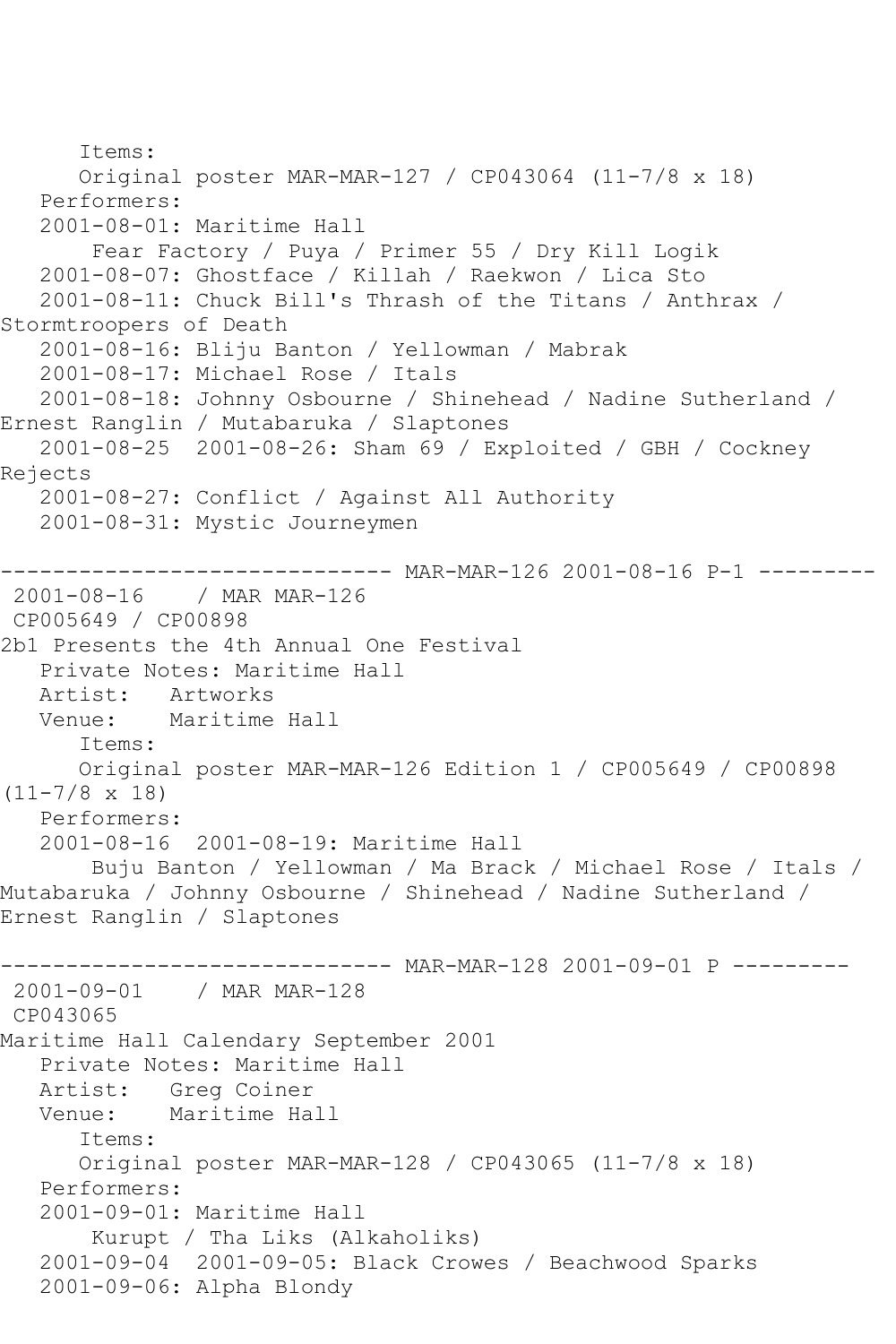Items:
Original poster MAR-MAR-127 / CP043064 (11-7/8 x 18)
Performers:
2001-08-01: Maritime Hall
Fear Factory / Puya / Primer 55 / Dry Kill Logik
2001-08-07: Ghostface / Killah / Raekwon / Lica Sto
2001-08-11: Chuck Bill's Thrash of the Titans / Anthrax / Stormtroopers of Death
2001-08-16: Bliju Banton / Yellowman / Mabrak
2001-08-17: Michael Rose / Itals
2001-08-18: Johnny Osbourne / Shinehead / Nadine Sutherland / Ernest Ranglin / Mutabaruka / Slaptones
2001-08-25 2001-08-26: Sham 69 / Exploited / GBH / Cockney Rejects
2001-08-27: Conflict / Against All Authority
2001-08-31: Mystic Journeymen

------------------------------ MAR-MAR-126 2001-08-16 P-1 ---------

2001-08-16 / MAR MAR-126
CP005649 / CP00898
2b1 Presents the 4th Annual One Festival
Private Notes: Maritime Hall
Artist: Artworks
Venue: Maritime Hall
Items:
Original poster MAR-MAR-126 Edition 1 / CP005649 / CP00898 (11-7/8 x 18)
Performers:
2001-08-16 2001-08-19: Maritime Hall
Buju Banton / Yellowman / Ma Brack / Michael Rose / Itals / Mutabaruka / Johnny Osbourne / Shinehead / Nadine Sutherland / Ernest Ranglin / Slaptones

------------------------------ MAR-MAR-128 2001-09-01 P ---------

2001-09-01 / MAR MAR-128
CP043065
Maritime Hall Calendary September 2001
Private Notes: Maritime Hall
Artist: Greg Coiner
Venue: Maritime Hall
Items:
Original poster MAR-MAR-128 / CP043065 (11-7/8 x 18)
Performers:
2001-09-01: Maritime Hall
Kurupt / Tha Liks (Alkaholiks)
2001-09-04 2001-09-05: Black Crowes / Beachwood Sparks
2001-09-06: Alpha Blondy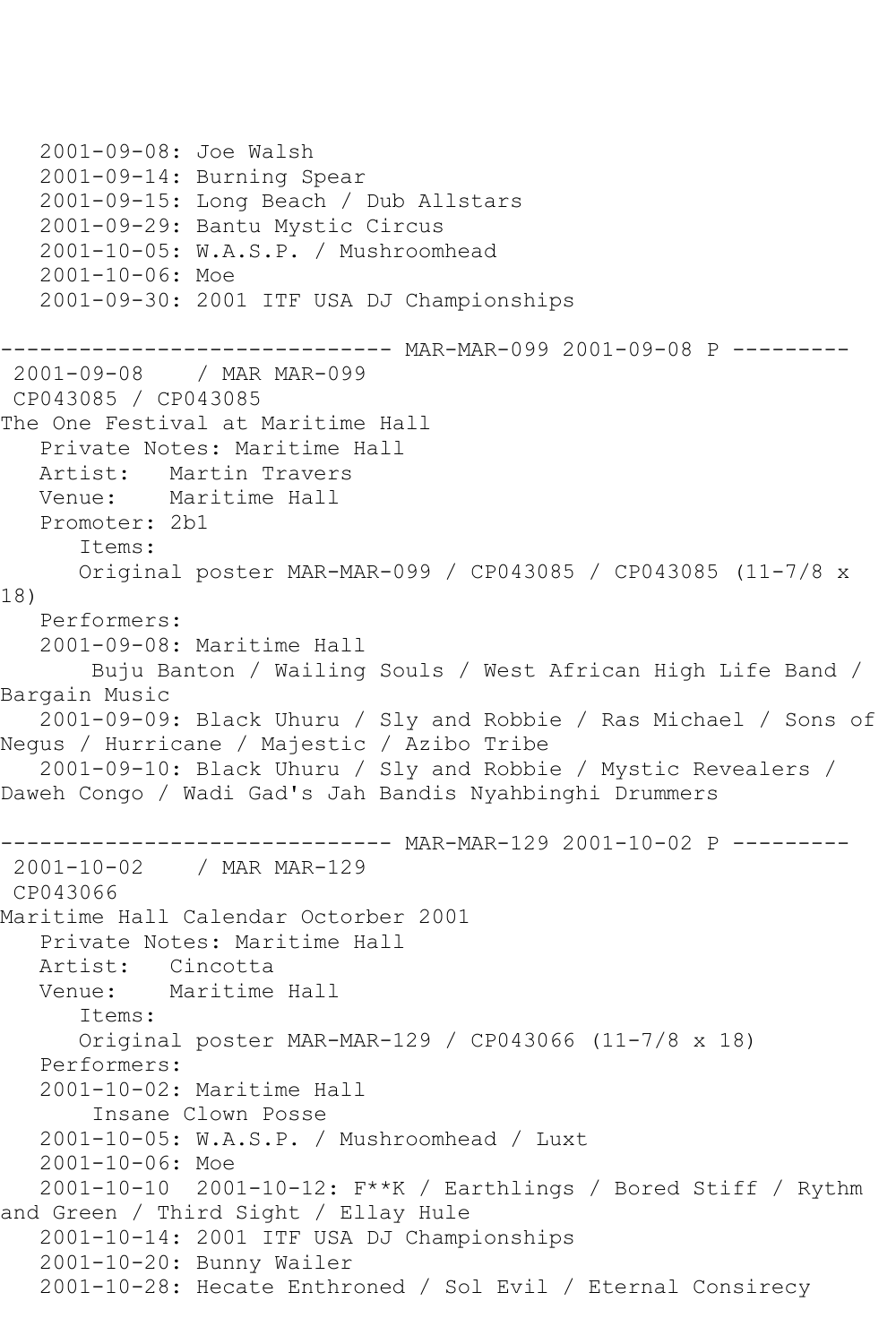```
   2001-09-08: Joe Walsh
   2001-09-14: Burning Spear
   2001-09-15: Long Beach / Dub Allstars
   2001-09-29: Bantu Mystic Circus
   2001-10-05: W.A.S.P. / Mushroomhead
   2001-10-06: Moe
   2001-09-30: 2001 ITF USA DJ Championships

------------------------------ MAR-MAR-099 2001-09-08 P ---------
 2001-09-08    / MAR MAR-099
 CP043085 / CP043085
The One Festival at Maritime Hall
   Private Notes: Maritime Hall
   Artist:   Martin Travers
   Venue:    Maritime Hall
   Promoter: 2b1
      Items:
      Original poster MAR-MAR-099 / CP043085 / CP043085 (11-7/8 x 
18)
   Performers:
   2001-09-08: Maritime Hall
       Buju Banton / Wailing Souls / West African High Life Band / 
Bargain Music
   2001-09-09: Black Uhuru / Sly and Robbie / Ras Michael / Sons of 
Negus / Hurricane / Majestic / Azibo Tribe
   2001-09-10: Black Uhuru / Sly and Robbie / Mystic Revealers / 
Daweh Congo / Wadi Gad's Jah Bandis Nyahbinghi Drummers

------------------------------ MAR-MAR-129 2001-10-02 P ---------
 2001-10-02    / MAR MAR-129
 CP043066
Maritime Hall Calendar Octorber 2001
   Private Notes: Maritime Hall
   Artist:   Cincotta
   Venue:    Maritime Hall
      Items:
      Original poster MAR-MAR-129 / CP043066 (11-7/8 x 18)
   Performers:
   2001-10-02: Maritime Hall
       Insane Clown Posse
   2001-10-05: W.A.S.P. / Mushroomhead / Luxt
   2001-10-06: Moe
   2001-10-10  2001-10-12: F**K / Earthlings / Bored Stiff / Rythm 
and Green / Third Sight / Ellay Hule
   2001-10-14: 2001 ITF USA DJ Championships
   2001-10-20: Bunny Wailer
   2001-10-28: Hecate Enthroned / Sol Evil / Eternal Consirecy
```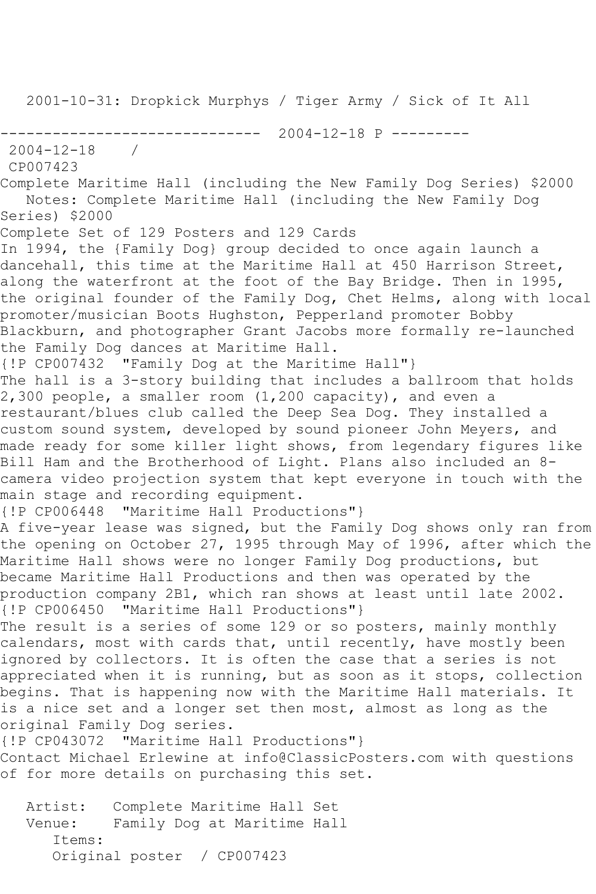2001-10-31: Dropkick Murphys / Tiger Army / Sick of It All

------------------------------ 2004-12-18 P ---------

2004-12-18 /

CP007423

Complete Maritime Hall (including the New Family Dog Series) $2000

Notes: Complete Maritime Hall (including the New Family Dog Series) $2000

Complete Set of 129 Posters and 129 Cards

In 1994, the {Family Dog} group decided to once again launch a dancehall, this time at the Maritime Hall at 450 Harrison Street, along the waterfront at the foot of the Bay Bridge. Then in 1995, the original founder of the Family Dog, Chet Helms, along with local promoter/musician Boots Hughston, Pepperland promoter Bobby Blackburn, and photographer Grant Jacobs more formally re-launched the Family Dog dances at Maritime Hall.

{!P CP007432 "Family Dog at the Maritime Hall"}

The hall is a 3-story building that includes a ballroom that holds 2,300 people, a smaller room (1,200 capacity), and even a restaurant/blues club called the Deep Sea Dog. They installed a custom sound system, developed by sound pioneer John Meyers, and made ready for some killer light shows, from legendary figures like Bill Ham and the Brotherhood of Light. Plans also included an 8-camera video projection system that kept everyone in touch with the main stage and recording equipment.

{!P CP006448 "Maritime Hall Productions"}

A five-year lease was signed, but the Family Dog shows only ran from the opening on October 27, 1995 through May of 1996, after which the Maritime Hall shows were no longer Family Dog productions, but became Maritime Hall Productions and then was operated by the production company 2B1, which ran shows at least until late 2002.

{!P CP006450 "Maritime Hall Productions"}

The result is a series of some 129 or so posters, mainly monthly calendars, most with cards that, until recently, have mostly been ignored by collectors. It is often the case that a series is not appreciated when it is running, but as soon as it stops, collection begins. That is happening now with the Maritime Hall materials. It is a nice set and a longer set then most, almost as long as the original Family Dog series.

{!P CP043072 "Maritime Hall Productions"}

Contact Michael Erlewine at info@ClassicPosters.com with questions of for more details on purchasing this set.

Artist: Complete Maritime Hall Set

Venue: Family Dog at Maritime Hall

Items:

Original poster / CP007423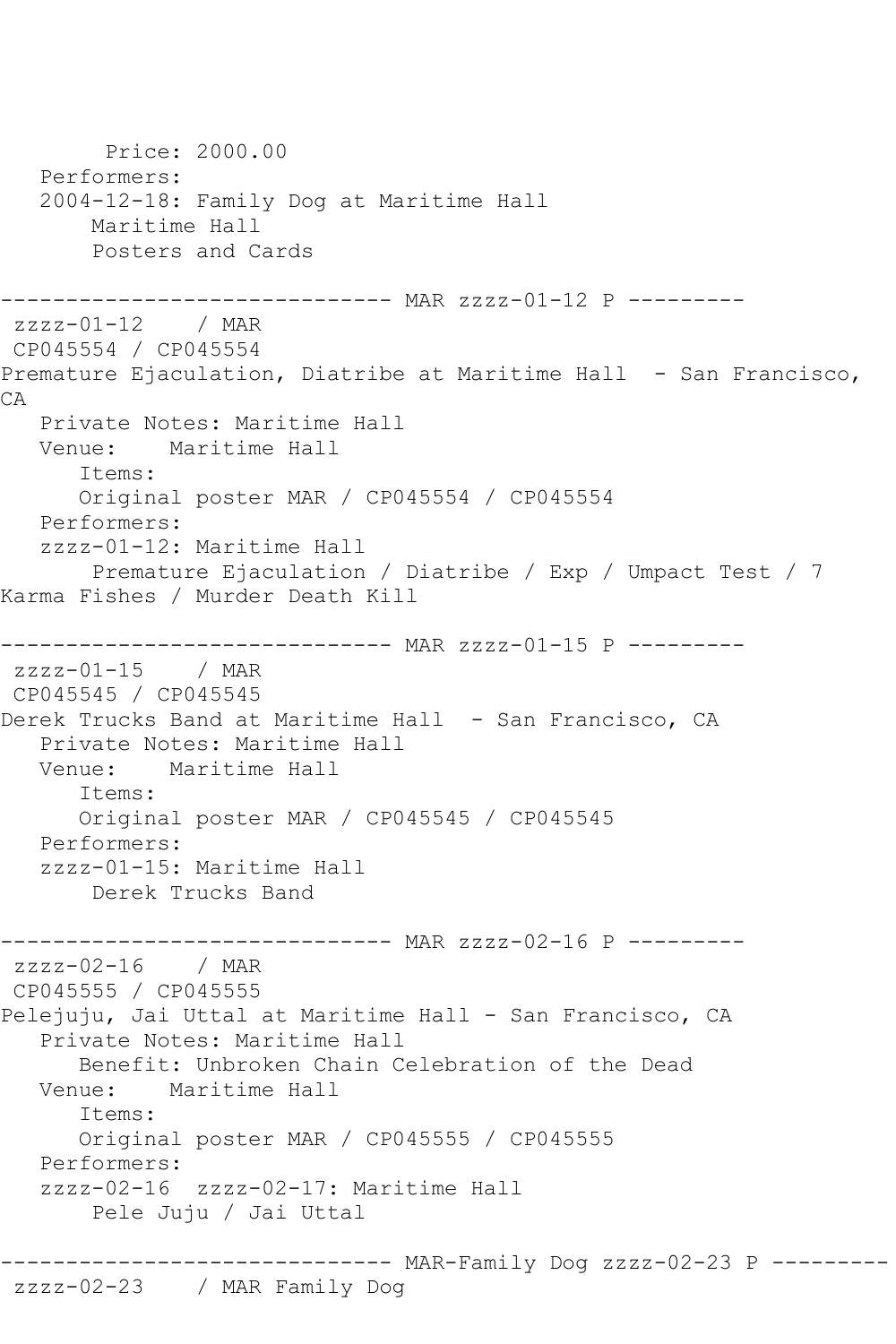```
        Price: 2000.00
   Performers:
   2004-12-18: Family Dog at Maritime Hall
       Maritime Hall
       Posters and Cards

------------------------------ MAR zzzz-01-12 P ---------
 zzzz-01-12    / MAR
 CP045554 / CP045554
Premature Ejaculation, Diatribe at Maritime Hall  - San Francisco, 
CA
   Private Notes: Maritime Hall
   Venue:    Maritime Hall
      Items:
      Original poster MAR / CP045554 / CP045554
   Performers:
   zzzz-01-12: Maritime Hall
       Premature Ejaculation / Diatribe / Exp / Umpact Test / 7 
Karma Fishes / Murder Death Kill

------------------------------ MAR zzzz-01-15 P ---------
 zzzz-01-15    / MAR
 CP045545 / CP045545
Derek Trucks Band at Maritime Hall  - San Francisco, CA
   Private Notes: Maritime Hall
   Venue:    Maritime Hall
      Items:
      Original poster MAR / CP045545 / CP045545
   Performers:
   zzzz-01-15: Maritime Hall
       Derek Trucks Band

------------------------------ MAR zzzz-02-16 P ---------
 zzzz-02-16    / MAR
 CP045555 / CP045555
Pelejuju, Jai Uttal at Maritime Hall - San Francisco, CA
   Private Notes: Maritime Hall
      Benefit: Unbroken Chain Celebration of the Dead
   Venue:    Maritime Hall
      Items:
      Original poster MAR / CP045555 / CP045555
   Performers:
   zzzz-02-16  zzzz-02-17: Maritime Hall
       Pele Juju / Jai Uttal

------------------------------ MAR-Family Dog zzzz-02-23 P ---------
 zzzz-02-23    / MAR Family Dog
```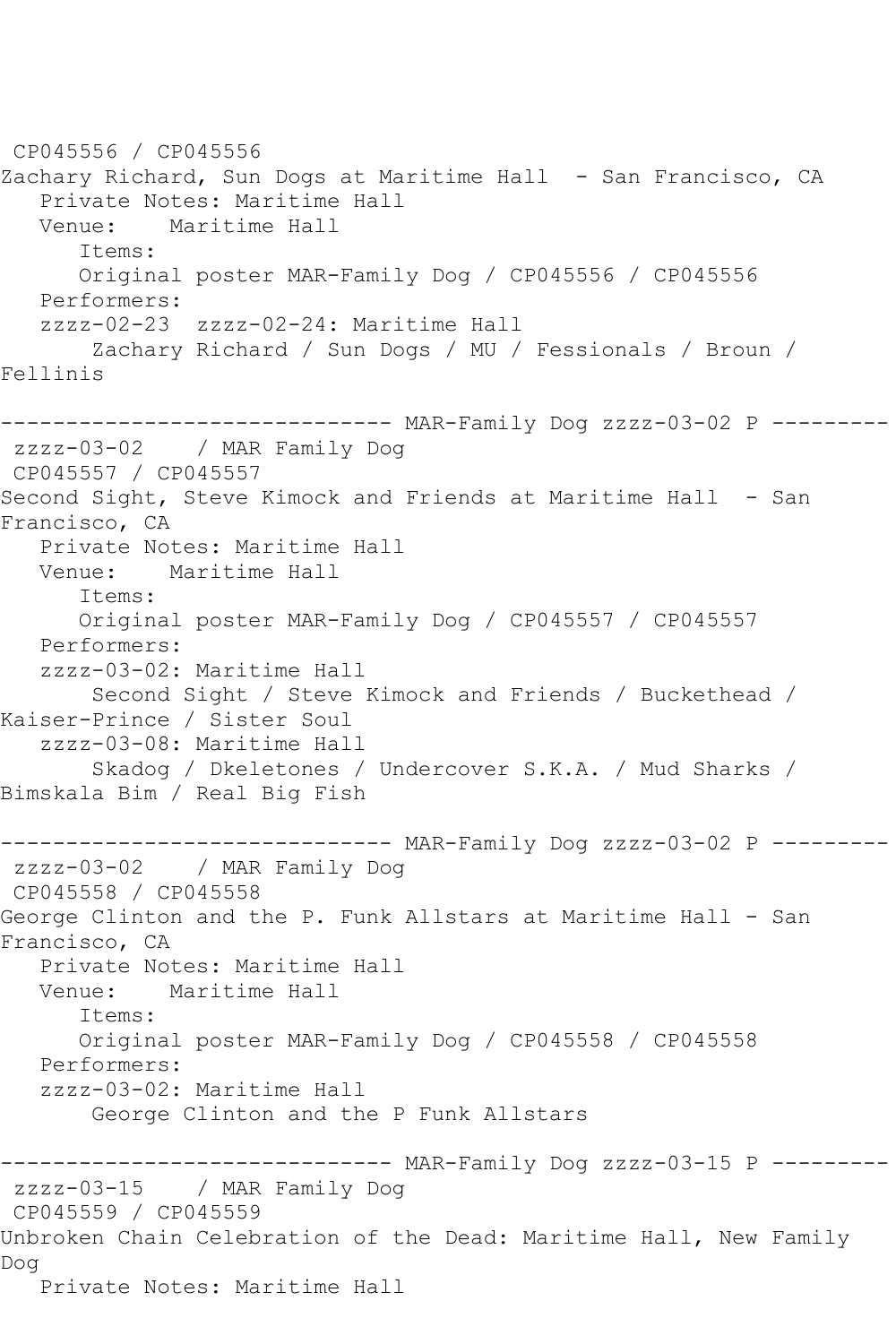CP045556 / CP045556
Zachary Richard, Sun Dogs at Maritime Hall - San Francisco, CA
   Private Notes: Maritime Hall
   Venue:    Maritime Hall
      Items:
      Original poster MAR-Family Dog / CP045556 / CP045556
   Performers:
   zzzz-02-23  zzzz-02-24: Maritime Hall
       Zachary Richard / Sun Dogs / MU / Fessionals / Broun / Fellinis

------------------------------ MAR-Family Dog zzzz-03-02 P ---------
zzzz-03-02    / MAR Family Dog
CP045557 / CP045557
Second Sight, Steve Kimock and Friends at Maritime Hall - San Francisco, CA
   Private Notes: Maritime Hall
   Venue:    Maritime Hall
      Items:
      Original poster MAR-Family Dog / CP045557 / CP045557
   Performers:
   zzzz-03-02: Maritime Hall
       Second Sight / Steve Kimock and Friends / Buckethead / Kaiser-Prince / Sister Soul
   zzzz-03-08: Maritime Hall
       Skadog / Dkeletones / Undercover S.K.A. / Mud Sharks / Bimskala Bim / Real Big Fish

------------------------------ MAR-Family Dog zzzz-03-02 P ---------
zzzz-03-02    / MAR Family Dog
CP045558 / CP045558
George Clinton and the P. Funk Allstars at Maritime Hall - San Francisco, CA
   Private Notes: Maritime Hall
   Venue:    Maritime Hall
      Items:
      Original poster MAR-Family Dog / CP045558 / CP045558
   Performers:
   zzzz-03-02: Maritime Hall
       George Clinton and the P Funk Allstars

------------------------------ MAR-Family Dog zzzz-03-15 P ---------
zzzz-03-15    / MAR Family Dog
CP045559 / CP045559
Unbroken Chain Celebration of the Dead: Maritime Hall, New Family Dog
   Private Notes: Maritime Hall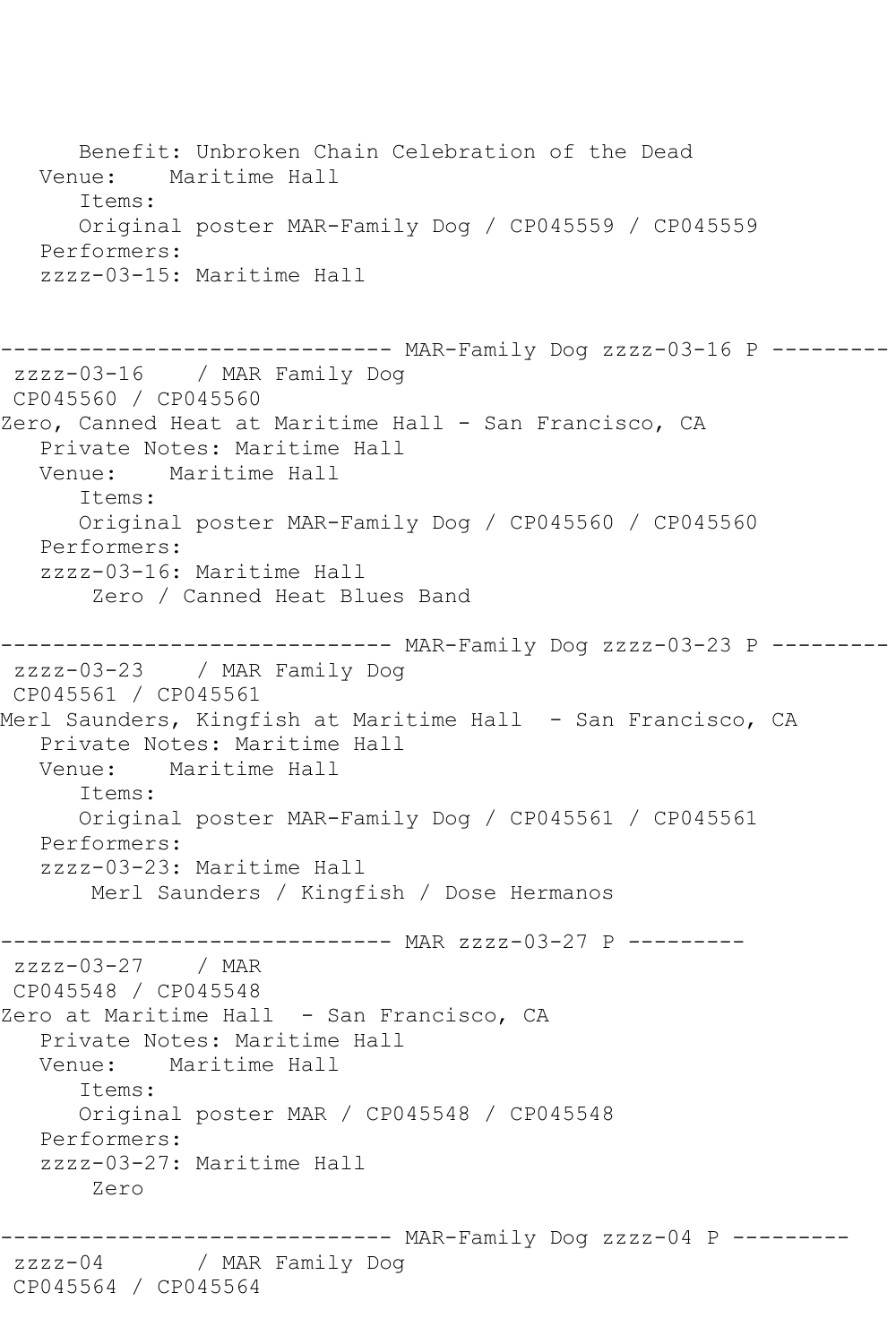Benefit: Unbroken Chain Celebration of the Dead
Venue: Maritime Hall
Items:
Original poster MAR-Family Dog / CP045559 / CP045559
Performers:
zzzz-03-15: Maritime Hall

------------------------------ MAR-Family Dog zzzz-03-16 P ---------

zzzz-03-16 / MAR Family Dog
CP045560 / CP045560
Zero, Canned Heat at Maritime Hall - San Francisco, CA
Private Notes: Maritime Hall
Venue: Maritime Hall
Items:
Original poster MAR-Family Dog / CP045560 / CP045560
Performers:
zzzz-03-16: Maritime Hall
Zero / Canned Heat Blues Band

------------------------------ MAR-Family Dog zzzz-03-23 P ---------

zzzz-03-23 / MAR Family Dog
CP045561 / CP045561
Merl Saunders, Kingfish at Maritime Hall - San Francisco, CA
Private Notes: Maritime Hall
Venue: Maritime Hall
Items:
Original poster MAR-Family Dog / CP045561 / CP045561
Performers:
zzzz-03-23: Maritime Hall
Merl Saunders / Kingfish / Dose Hermanos

------------------------------ MAR zzzz-03-27 P ---------

zzzz-03-27 / MAR
CP045548 / CP045548
Zero at Maritime Hall - San Francisco, CA
Private Notes: Maritime Hall
Venue: Maritime Hall
Items:
Original poster MAR / CP045548 / CP045548
Performers:
zzzz-03-27: Maritime Hall
Zero

------------------------------ MAR-Family Dog zzzz-04 P ---------

zzzz-04 / MAR Family Dog
CP045564 / CP045564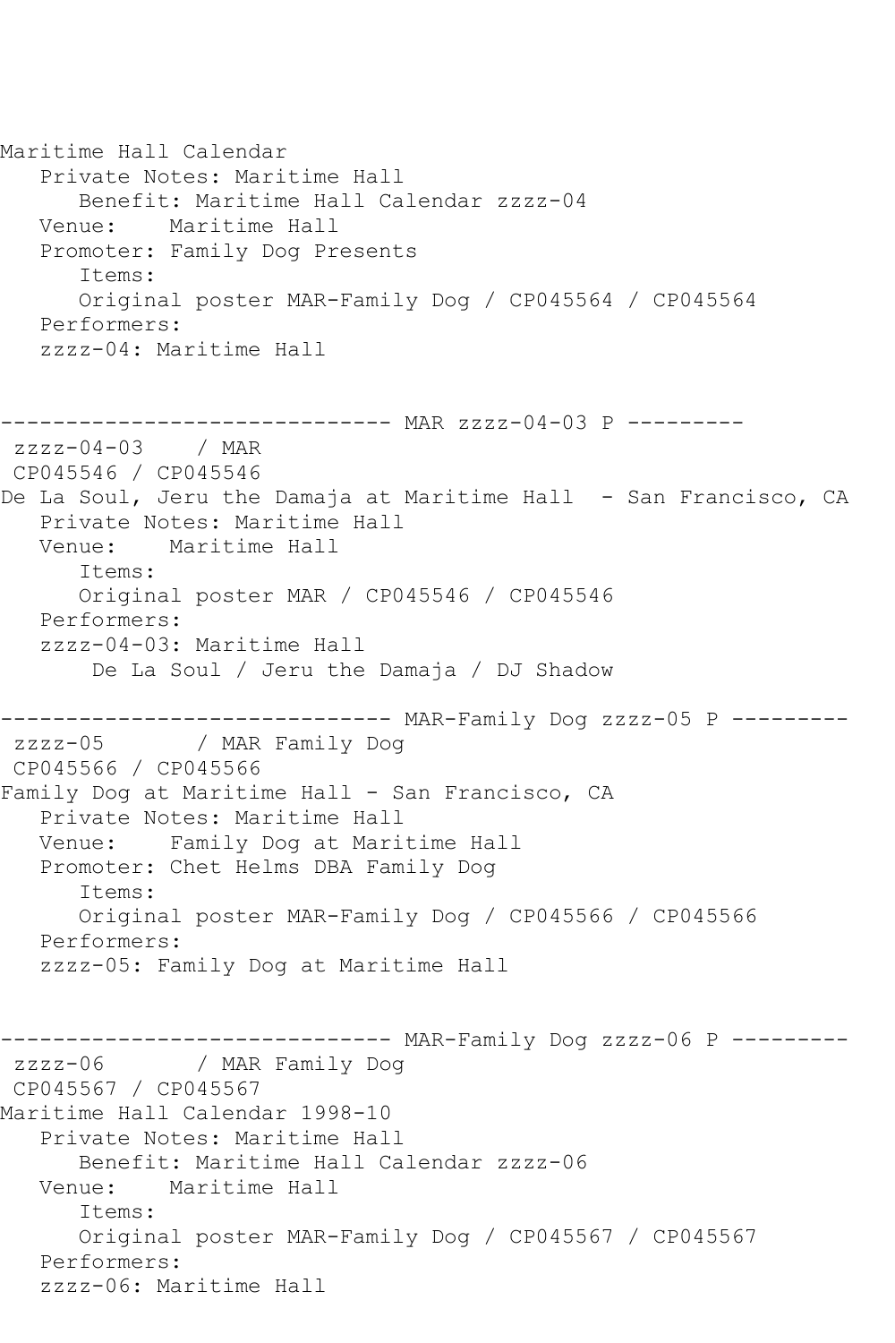Maritime Hall Calendar
   Private Notes: Maritime Hall
      Benefit: Maritime Hall Calendar zzzz-04
   Venue:    Maritime Hall
   Promoter: Family Dog Presents
      Items:
      Original poster MAR-Family Dog / CP045564 / CP045564
   Performers:
   zzzz-04: Maritime Hall

------------------------------ MAR zzzz-04-03 P ---------
 zzzz-04-03    / MAR
 CP045546 / CP045546
De La Soul, Jeru the Damaja at Maritime Hall  - San Francisco, CA
   Private Notes: Maritime Hall
   Venue:    Maritime Hall
      Items:
      Original poster MAR / CP045546 / CP045546
   Performers:
   zzzz-04-03: Maritime Hall
       De La Soul / Jeru the Damaja / DJ Shadow

------------------------------ MAR-Family Dog zzzz-05 P ---------
 zzzz-05       / MAR Family Dog
 CP045566 / CP045566
Family Dog at Maritime Hall - San Francisco, CA
   Private Notes: Maritime Hall
   Venue:    Family Dog at Maritime Hall
   Promoter: Chet Helms DBA Family Dog
      Items:
      Original poster MAR-Family Dog / CP045566 / CP045566
   Performers:
   zzzz-05: Family Dog at Maritime Hall

------------------------------ MAR-Family Dog zzzz-06 P ---------
 zzzz-06       / MAR Family Dog
 CP045567 / CP045567
Maritime Hall Calendar 1998-10
   Private Notes: Maritime Hall
      Benefit: Maritime Hall Calendar zzzz-06
   Venue:    Maritime Hall
      Items:
      Original poster MAR-Family Dog / CP045567 / CP045567
   Performers:
   zzzz-06: Maritime Hall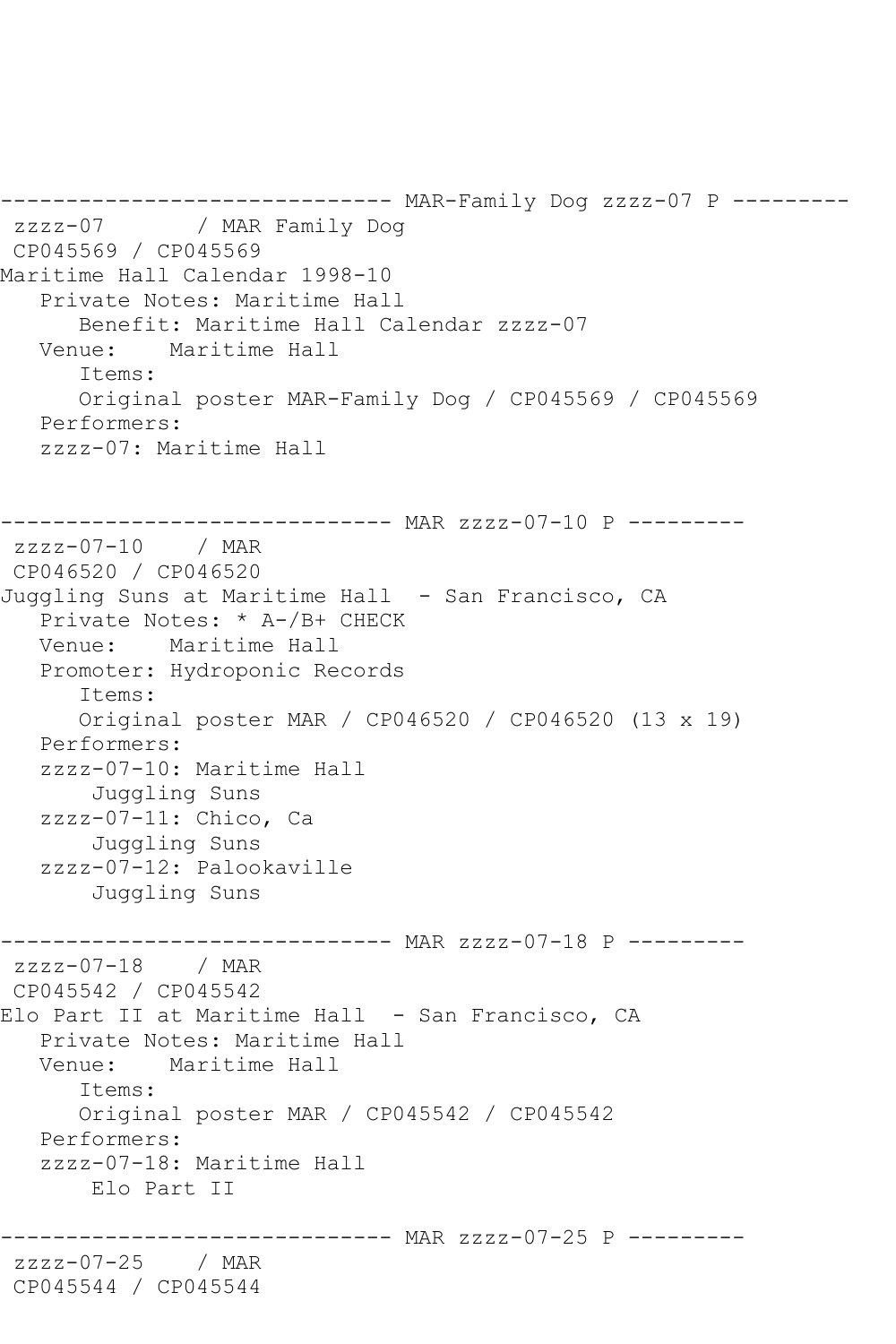------------------------------ MAR-Family Dog zzzz-07 P ---------
zzzz-07       / MAR Family Dog
CP045569 / CP045569
Maritime Hall Calendar 1998-10
   Private Notes: Maritime Hall
      Benefit: Maritime Hall Calendar zzzz-07
   Venue:    Maritime Hall
      Items:
      Original poster MAR-Family Dog / CP045569 / CP045569
   Performers:
   zzzz-07: Maritime Hall

------------------------------ MAR zzzz-07-10 P ---------
zzzz-07-10    / MAR
CP046520 / CP046520
Juggling Suns at Maritime Hall  - San Francisco, CA
   Private Notes: * A-/B+ CHECK
   Venue:    Maritime Hall
   Promoter: Hydroponic Records
      Items:
      Original poster MAR / CP046520 / CP046520 (13 x 19)
   Performers:
   zzzz-07-10: Maritime Hall
       Juggling Suns
   zzzz-07-11: Chico, Ca
       Juggling Suns
   zzzz-07-12: Palookaville
       Juggling Suns

------------------------------ MAR zzzz-07-18 P ---------
zzzz-07-18    / MAR
CP045542 / CP045542
Elo Part II at Maritime Hall  - San Francisco, CA
   Private Notes: Maritime Hall
   Venue:    Maritime Hall
      Items:
      Original poster MAR / CP045542 / CP045542
   Performers:
   zzzz-07-18: Maritime Hall
       Elo Part II

------------------------------ MAR zzzz-07-25 P ---------
zzzz-07-25    / MAR
CP045544 / CP045544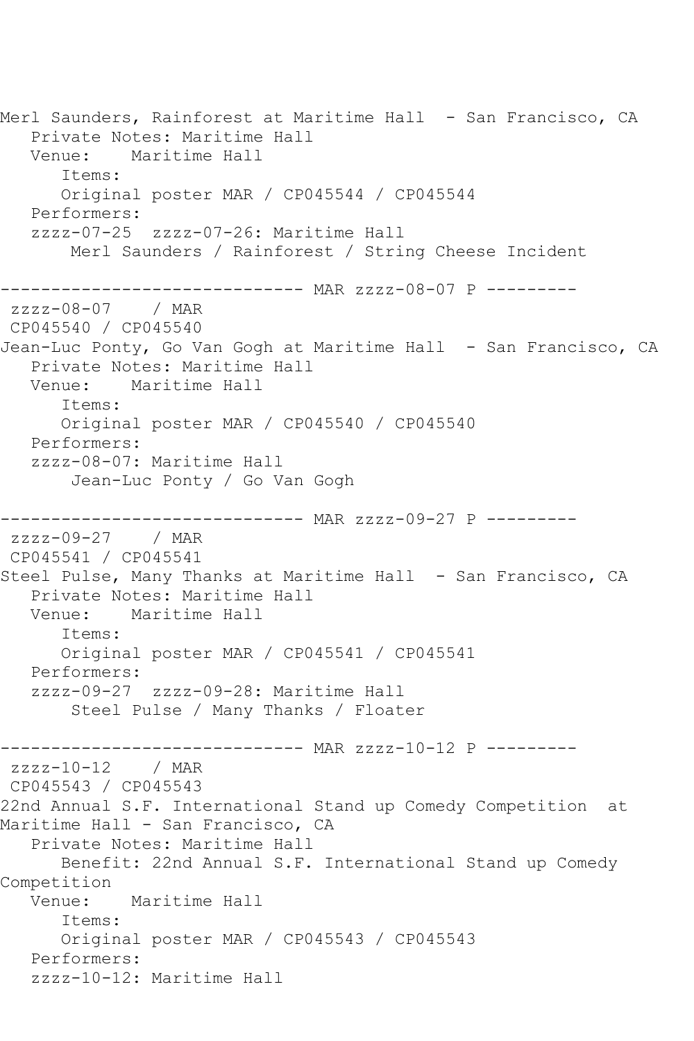```
Merl Saunders, Rainforest at Maritime Hall  - San Francisco, CA
   Private Notes: Maritime Hall
   Venue:    Maritime Hall
      Items:
      Original poster MAR / CP045544 / CP045544
   Performers:
   zzzz-07-25  zzzz-07-26: Maritime Hall
       Merl Saunders / Rainforest / String Cheese Incident

------------------------------ MAR zzzz-08-07 P ---------
 zzzz-08-07    / MAR
 CP045540 / CP045540
Jean-Luc Ponty, Go Van Gogh at Maritime Hall  - San Francisco, CA
   Private Notes: Maritime Hall
   Venue:    Maritime Hall
      Items:
      Original poster MAR / CP045540 / CP045540
   Performers:
   zzzz-08-07: Maritime Hall
       Jean-Luc Ponty / Go Van Gogh

------------------------------ MAR zzzz-09-27 P ---------
 zzzz-09-27    / MAR
 CP045541 / CP045541
Steel Pulse, Many Thanks at Maritime Hall  - San Francisco, CA
   Private Notes: Maritime Hall
   Venue:    Maritime Hall
      Items:
      Original poster MAR / CP045541 / CP045541
   Performers:
   zzzz-09-27  zzzz-09-28: Maritime Hall
       Steel Pulse / Many Thanks / Floater

------------------------------ MAR zzzz-10-12 P ---------
 zzzz-10-12    / MAR
 CP045543 / CP045543
22nd Annual S.F. International Stand up Comedy Competition  at
Maritime Hall - San Francisco, CA
   Private Notes: Maritime Hall
      Benefit: 22nd Annual S.F. International Stand up Comedy
Competition
   Venue:    Maritime Hall
      Items:
      Original poster MAR / CP045543 / CP045543
   Performers:
   zzzz-10-12: Maritime Hall
```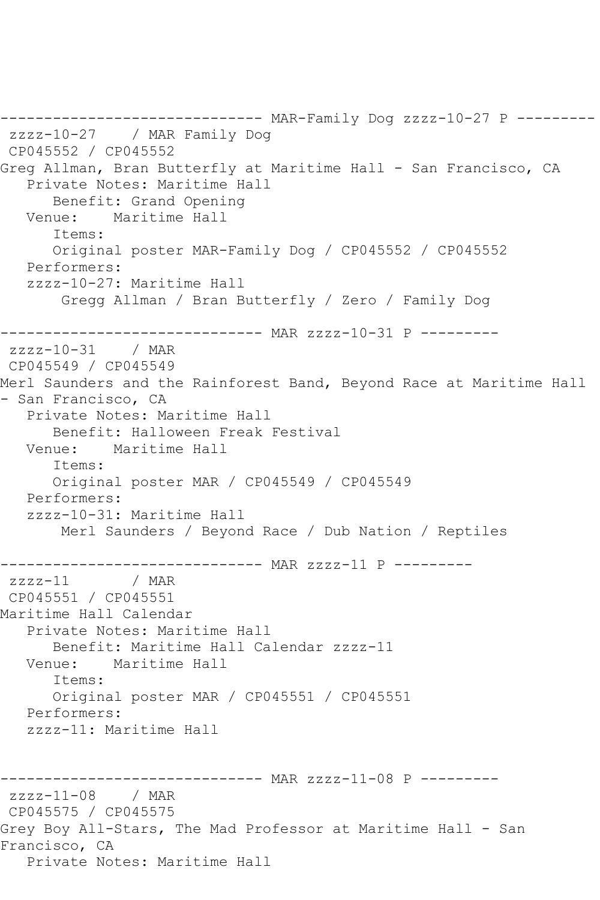------------------------------ MAR-Family Dog zzzz-10-27 P ---------
zzzz-10-27    / MAR Family Dog
CP045552 / CP045552
Greg Allman, Bran Butterfly at Maritime Hall - San Francisco, CA
Private Notes: Maritime Hall
Benefit: Grand Opening
Venue:    Maritime Hall
Items:
Original poster MAR-Family Dog / CP045552 / CP045552
Performers:
zzzz-10-27: Maritime Hall
Gregg Allman / Bran Butterfly / Zero / Family Dog

------------------------------ MAR zzzz-10-31 P ---------
zzzz-10-31    / MAR
CP045549 / CP045549
Merl Saunders and the Rainforest Band, Beyond Race at Maritime Hall - San Francisco, CA
Private Notes: Maritime Hall
Benefit: Halloween Freak Festival
Venue:    Maritime Hall
Items:
Original poster MAR / CP045549 / CP045549
Performers:
zzzz-10-31: Maritime Hall
Merl Saunders / Beyond Race / Dub Nation / Reptiles

------------------------------ MAR zzzz-11 P ---------
zzzz-11       / MAR
CP045551 / CP045551
Maritime Hall Calendar
Private Notes: Maritime Hall
Benefit: Maritime Hall Calendar zzzz-11
Venue:    Maritime Hall
Items:
Original poster MAR / CP045551 / CP045551
Performers:
zzzz-11: Maritime Hall

------------------------------ MAR zzzz-11-08 P ---------
zzzz-11-08    / MAR
CP045575 / CP045575
Grey Boy All-Stars, The Mad Professor at Maritime Hall - San Francisco, CA
Private Notes: Maritime Hall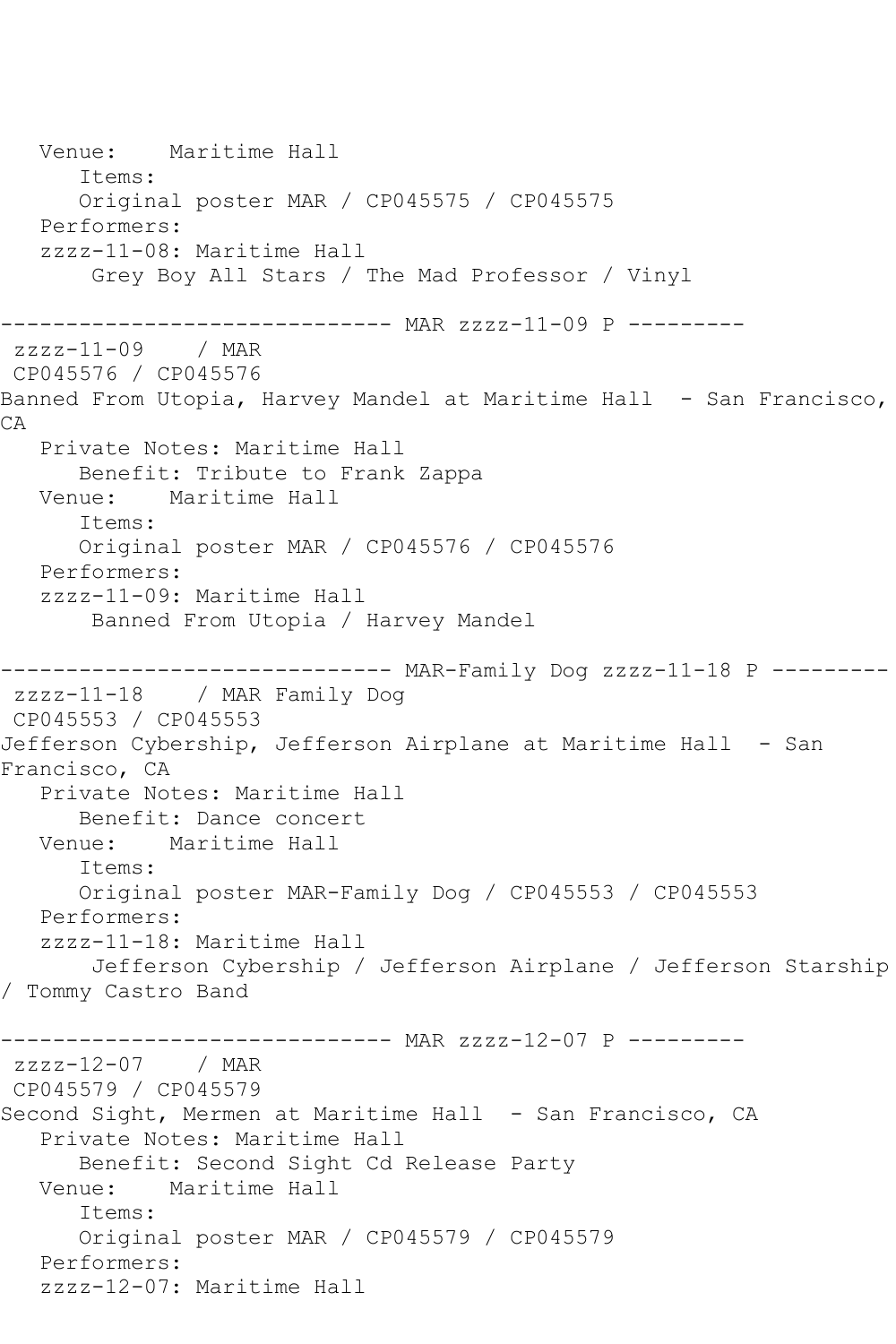```
   Venue:    Maritime Hall
      Items:
      Original poster MAR / CP045575 / CP045575
   Performers:
   zzzz-11-08: Maritime Hall
       Grey Boy All Stars / The Mad Professor / Vinyl

------------------------------ MAR zzzz-11-09 P ---------
 zzzz-11-09    / MAR
 CP045576 / CP045576
Banned From Utopia, Harvey Mandel at Maritime Hall  - San Francisco, 
CA
   Private Notes: Maritime Hall
      Benefit: Tribute to Frank Zappa
   Venue:    Maritime Hall
      Items:
      Original poster MAR / CP045576 / CP045576
   Performers:
   zzzz-11-09: Maritime Hall
       Banned From Utopia / Harvey Mandel

------------------------------ MAR-Family Dog zzzz-11-18 P ---------
 zzzz-11-18    / MAR Family Dog
 CP045553 / CP045553
Jefferson Cybership, Jefferson Airplane at Maritime Hall  - San 
Francisco, CA
   Private Notes: Maritime Hall
      Benefit: Dance concert
   Venue:    Maritime Hall
      Items:
      Original poster MAR-Family Dog / CP045553 / CP045553
   Performers:
   zzzz-11-18: Maritime Hall
       Jefferson Cybership / Jefferson Airplane / Jefferson Starship 
/ Tommy Castro Band

------------------------------ MAR zzzz-12-07 P ---------
 zzzz-12-07    / MAR
 CP045579 / CP045579
Second Sight, Mermen at Maritime Hall  - San Francisco, CA
   Private Notes: Maritime Hall
      Benefit: Second Sight Cd Release Party
   Venue:    Maritime Hall
      Items:
      Original poster MAR / CP045579 / CP045579
   Performers:
   zzzz-12-07: Maritime Hall
```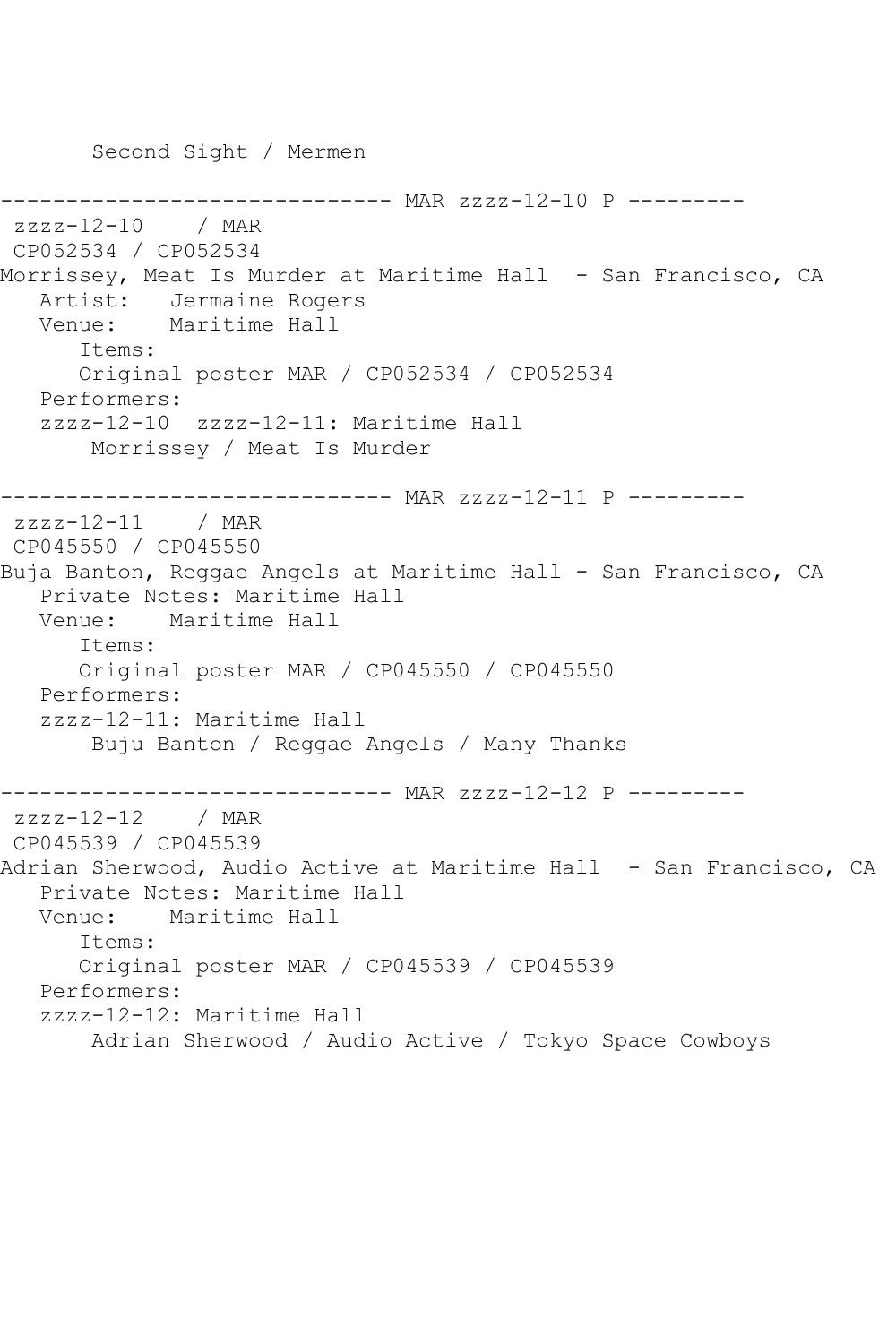```
       Second Sight / Mermen

------------------------------ MAR zzzz-12-10 P ---------
 zzzz-12-10    / MAR
 CP052534 / CP052534
Morrissey, Meat Is Murder at Maritime Hall  - San Francisco, CA
   Artist:   Jermaine Rogers
   Venue:    Maritime Hall
      Items:
      Original poster MAR / CP052534 / CP052534
   Performers:
   zzzz-12-10  zzzz-12-11: Maritime Hall
       Morrissey / Meat Is Murder

------------------------------ MAR zzzz-12-11 P ---------
 zzzz-12-11    / MAR
 CP045550 / CP045550
Buja Banton, Reggae Angels at Maritime Hall - San Francisco, CA
   Private Notes: Maritime Hall
   Venue:    Maritime Hall
      Items:
      Original poster MAR / CP045550 / CP045550
   Performers:
   zzzz-12-11: Maritime Hall
       Buju Banton / Reggae Angels / Many Thanks

------------------------------ MAR zzzz-12-12 P ---------
 zzzz-12-12    / MAR
 CP045539 / CP045539
Adrian Sherwood, Audio Active at Maritime Hall  - San Francisco, CA
   Private Notes: Maritime Hall
   Venue:    Maritime Hall
      Items:
      Original poster MAR / CP045539 / CP045539
   Performers:
   zzzz-12-12: Maritime Hall
       Adrian Sherwood / Audio Active / Tokyo Space Cowboys
```